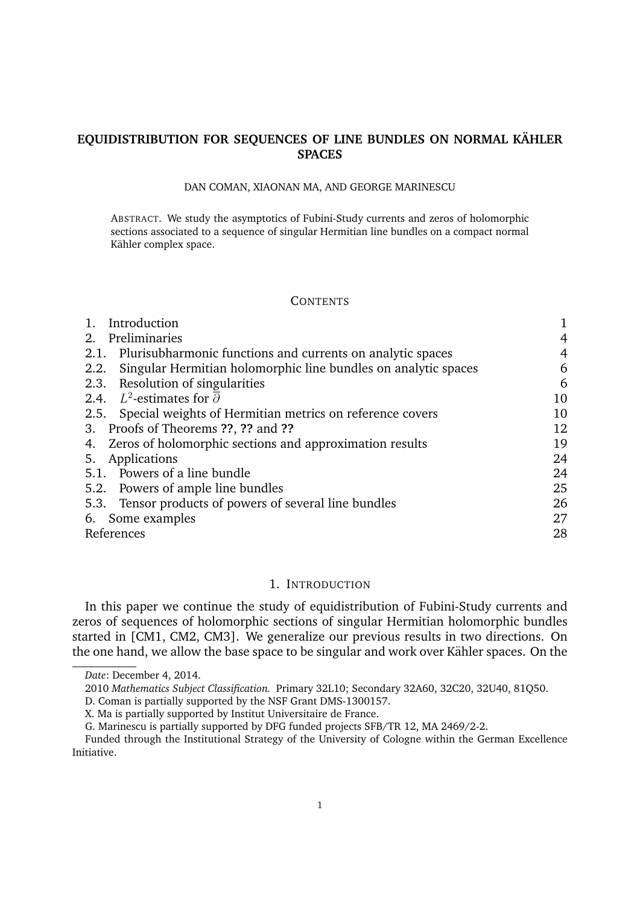# EQUIDISTRIBUTION FOR SEQUENCES OF LINE BUNDLES ON NORMAL KÄHLER SPACES

DAN COMAN, XIAONAN MA, AND GEORGE MARINESCU

ABSTRACT. We study the asymptotics of Fubini-Study currents and zeros of holomorphic sections associated to a sequence of singular Hermitian line bundles on a compact normal Kähler complex space.

## CONTENTS

| | |
|---|---|
| 1. Introduction | 1 |
| 2. Preliminaries | 4 |
| 2.1. Plurisubharmonic functions and currents on analytic spaces | 4 |
| 2.2. Singular Hermitian holomorphic line bundles on analytic spaces | 6 |
| 2.3. Resolution of singularities | 6 |
| 2.4. $L^2$-estimates for $\overline{\partial}$ | 10 |
| 2.5. Special weights of Hermitian metrics on reference covers | 10 |
| 3. Proofs of Theorems **??**, **??** and **??** | 12 |
| 4. Zeros of holomorphic sections and approximation results | 19 |
| 5. Applications | 24 |
| 5.1. Powers of a line bundle | 24 |
| 5.2. Powers of ample line bundles | 25 |
| 5.3. Tensor products of powers of several line bundles | 26 |
| 6. Some examples | 27 |
| References | 28 |

## 1. INTRODUCTION

In this paper we continue the study of equidistribution of Fubini-Study currents and zeros of sequences of holomorphic sections of singular Hermitian holomorphic bundles started in [CM1, CM2, CM3]. We generalize our previous results in two directions. On the one hand, we allow the base space to be singular and work over Kähler spaces. On the

---

*Date*: December 4, 2014.

2010 *Mathematics Subject Classification.* Primary 32L10; Secondary 32A60, 32C20, 32U40, 81Q50.

D. Coman is partially supported by the NSF Grant DMS-1300157.

X. Ma is partially supported by Institut Universitaire de France.

G. Marinescu is partially supported by DFG funded projects SFB/TR 12, MA 2469/2-2.

Funded through the Institutional Strategy of the University of Cologne within the German Excellence Initiative.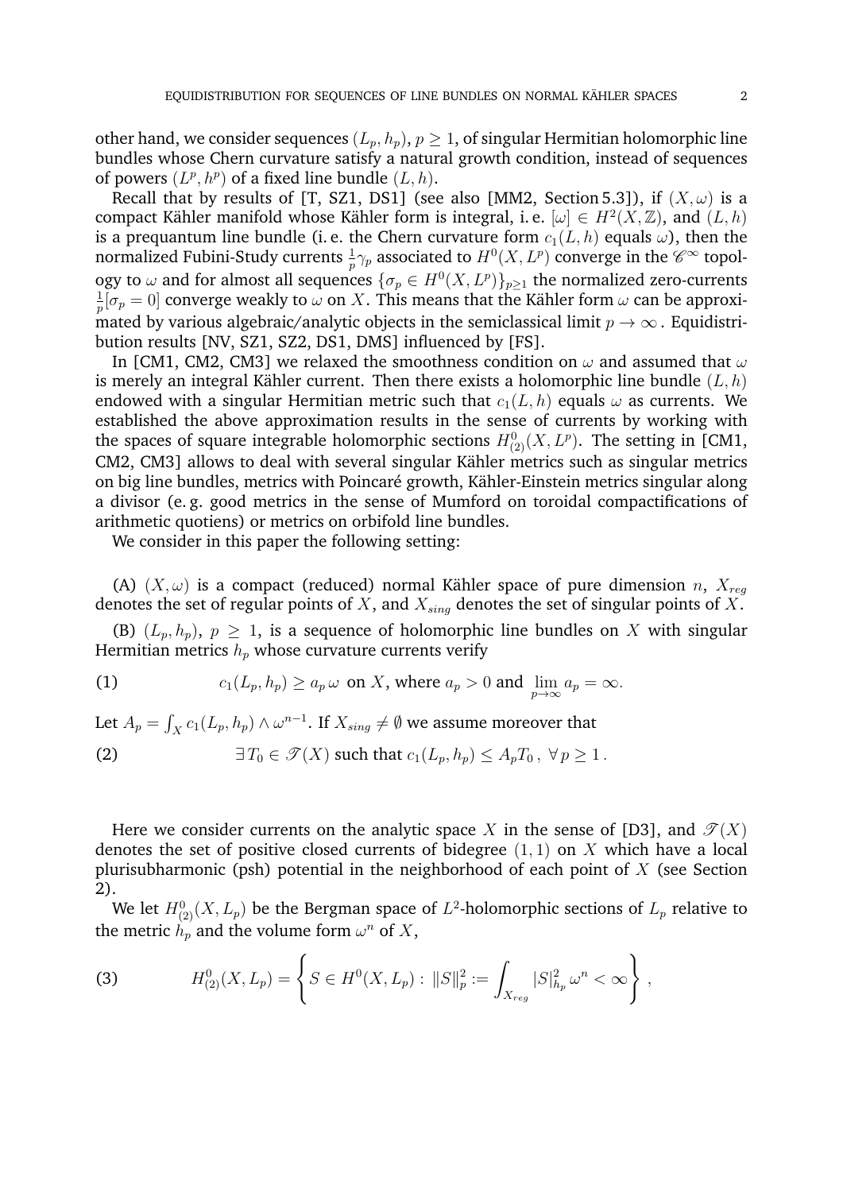other hand, we consider sequences $(L_p, h_p)$, $p \geq 1$, of singular Hermitian holomorphic line bundles whose Chern curvature satisfy a natural growth condition, instead of sequences of powers $(L^p, h^p)$ of a fixed line bundle $(L, h)$.

Recall that by results of [T, SZ1, DS1] (see also [MM2, Section 5.3]), if $(X, \omega)$ is a compact Kähler manifold whose Kähler form is integral, i. e. $[\omega] \in H^2(X, \mathbb{Z})$, and $(L, h)$ is a prequantum line bundle (i. e. the Chern curvature form $c_1(L, h)$ equals $\omega$), then the normalized Fubini-Study currents $\frac{1}{p}\gamma_p$ associated to $H^0(X, L^p)$ converge in the $\mathscr{C}^\infty$ topology to $\omega$ and for almost all sequences $\{\sigma_p \in H^0(X, L^p)\}_{p\geq 1}$ the normalized zero-currents $\frac{1}{p}[\sigma_p = 0]$ converge weakly to $\omega$ on $X$. This means that the Kähler form $\omega$ can be approximated by various algebraic/analytic objects in the semiclassical limit $p \to \infty$. Equidistribution results [NV, SZ1, SZ2, DS1, DMS] influenced by [FS].

In [CM1, CM2, CM3] we relaxed the smoothness condition on $\omega$ and assumed that $\omega$ is merely an integral Kähler current. Then there exists a holomorphic line bundle $(L, h)$ endowed with a singular Hermitian metric such that $c_1(L, h)$ equals $\omega$ as currents. We established the above approximation results in the sense of currents by working with the spaces of square integrable holomorphic sections $H^0_{(2)}(X, L^p)$. The setting in [CM1, CM2, CM3] allows to deal with several singular Kähler metrics such as singular metrics on big line bundles, metrics with Poincaré growth, Kähler-Einstein metrics singular along a divisor (e. g. good metrics in the sense of Mumford on toroidal compactifications of arithmetic quotiens) or metrics on orbifold line bundles.

We consider in this paper the following setting:

(A) $(X, \omega)$ is a compact (reduced) normal Kähler space of pure dimension $n$, $X_{reg}$ denotes the set of regular points of $X$, and $X_{sing}$ denotes the set of singular points of $X$.

(B) $(L_p, h_p)$, $p \geq 1$, is a sequence of holomorphic line bundles on $X$ with singular Hermitian metrics $h_p$ whose curvature currents verify

$$c_1(L_p, h_p) \geq a_p\, \omega \text{ on } X, \text{ where } a_p > 0 \text{ and } \lim_{p\to\infty} a_p = \infty. \tag{1}$$

Let $A_p = \int_X c_1(L_p, h_p) \wedge \omega^{n-1}$. If $X_{sing} \neq \emptyset$ we assume moreover that

$$\exists\, T_0 \in \mathscr{T}(X) \text{ such that } c_1(L_p, h_p) \leq A_p T_0\,,\ \forall\, p \geq 1\,. \tag{2}$$

Here we consider currents on the analytic space $X$ in the sense of [D3], and $\mathscr{T}(X)$ denotes the set of positive closed currents of bidegree $(1, 1)$ on $X$ which have a local plurisubharmonic (psh) potential in the neighborhood of each point of $X$ (see Section 2).

We let $H^0_{(2)}(X, L_p)$ be the Bergman space of $L^2$-holomorphic sections of $L_p$ relative to the metric $h_p$ and the volume form $\omega^n$ of $X$,

$$H^0_{(2)}(X, L_p) = \left\{ S \in H^0(X, L_p) :\ \|S\|_p^2 := \int_{X_{reg}} |S|^2_{h_p}\, \omega^n < \infty \right\}, \tag{3}$$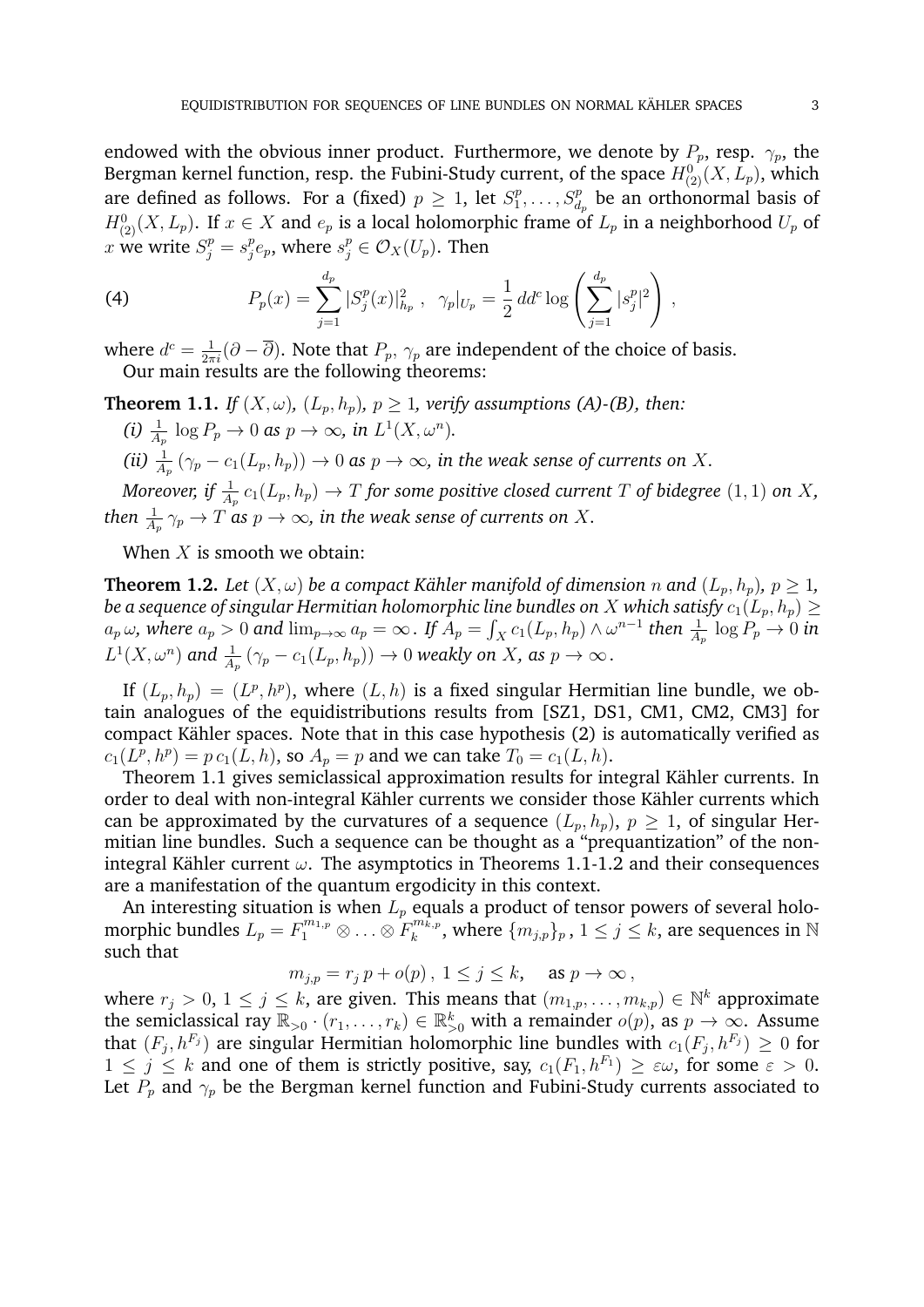endowed with the obvious inner product. Furthermore, we denote by $P_p$, resp. $\gamma_p$, the Bergman kernel function, resp. the Fubini-Study current, of the space $H^0_{(2)}(X, L_p)$, which are defined as follows. For a (fixed) $p \geq 1$, let $S^p_1, \ldots, S^p_{d_p}$ be an orthonormal basis of $H^0_{(2)}(X, L_p)$. If $x \in X$ and $e_p$ is a local holomorphic frame of $L_p$ in a neighborhood $U_p$ of $x$ we write $S^p_j = s^p_j e_p$, where $s^p_j \in \mathcal{O}_X(U_p)$. Then

$$P_p(x) = \sum_{j=1}^{d_p} |S^p_j(x)|^2_{h_p}\,, \quad \gamma_p|_{U_p} = \frac{1}{2}\, dd^c \log\left(\sum_{j=1}^{d_p} |s^p_j|^2\right)\,, \tag{4}$$

where $d^c = \frac{1}{2\pi i}(\partial - \overline{\partial})$. Note that $P_p$, $\gamma_p$ are independent of the choice of basis.

Our main results are the following theorems:

**Theorem 1.1.** *If $(X, \omega)$, $(L_p, h_p)$, $p \geq 1$, verify assumptions (A)-(B), then:*

*(i) $\frac{1}{A_p} \log P_p \to 0$ as $p \to \infty$, in $L^1(X, \omega^n)$.*

*(ii) $\frac{1}{A_p}\left(\gamma_p - c_1(L_p, h_p)\right) \to 0$ as $p \to \infty$, in the weak sense of currents on $X$.*

*Moreover, if $\frac{1}{A_p}\, c_1(L_p, h_p) \to T$ for some positive closed current $T$ of bidegree $(1,1)$ on $X$, then $\frac{1}{A_p}\,\gamma_p \to T$ as $p \to \infty$, in the weak sense of currents on $X$.*

When $X$ is smooth we obtain:

**Theorem 1.2.** *Let $(X, \omega)$ be a compact Kähler manifold of dimension $n$ and $(L_p, h_p)$, $p \geq 1$, be a sequence of singular Hermitian holomorphic line bundles on $X$ which satisfy $c_1(L_p, h_p) \geq a_p\, \omega$, where $a_p > 0$ and $\lim_{p\to\infty} a_p = \infty$. If $A_p = \int_X c_1(L_p, h_p) \wedge \omega^{n-1}$ then $\frac{1}{A_p} \log P_p \to 0$ in $L^1(X, \omega^n)$ and $\frac{1}{A_p}\left(\gamma_p - c_1(L_p, h_p)\right) \to 0$ weakly on $X$, as $p \to \infty$.*

If $(L_p, h_p) = (L^p, h^p)$, where $(L, h)$ is a fixed singular Hermitian line bundle, we obtain analogues of the equidistributions results from [SZ1, DS1, CM1, CM2, CM3] for compact Kähler spaces. Note that in this case hypothesis (2) is automatically verified as $c_1(L^p, h^p) = p\, c_1(L, h)$, so $A_p = p$ and we can take $T_0 = c_1(L, h)$.

Theorem 1.1 gives semiclassical approximation results for integral Kähler currents. In order to deal with non-integral Kähler currents we consider those Kähler currents which can be approximated by the curvatures of a sequence $(L_p, h_p)$, $p \geq 1$, of singular Hermitian line bundles. Such a sequence can be thought as a "prequantization" of the non-integral Kähler current $\omega$. The asymptotics in Theorems 1.1-1.2 and their consequences are a manifestation of the quantum ergodicity in this context.

An interesting situation is when $L_p$ equals a product of tensor powers of several holomorphic bundles $L_p = F_1^{m_{1,p}} \otimes \ldots \otimes F_k^{m_{k,p}}$, where $\{m_{j,p}\}_p$, $1 \leq j \leq k$, are sequences in $\mathbb{N}$ such that

$$m_{j,p} = r_j\, p + o(p)\,,\ 1 \leq j \leq k, \quad \text{as } p \to \infty\,,$$

where $r_j > 0$, $1 \leq j \leq k$, are given. This means that $(m_{1,p}, \ldots, m_{k,p}) \in \mathbb{N}^k$ approximate the semiclassical ray $\mathbb{R}_{>0} \cdot (r_1, \ldots, r_k) \in \mathbb{R}^k_{>0}$ with a remainder $o(p)$, as $p \to \infty$. Assume that $(F_j, h^{F_j})$ are singular Hermitian holomorphic line bundles with $c_1(F_j, h^{F_j}) \geq 0$ for $1 \leq j \leq k$ and one of them is strictly positive, say, $c_1(F_1, h^{F_1}) \geq \varepsilon\omega$, for some $\varepsilon > 0$. Let $P_p$ and $\gamma_p$ be the Bergman kernel function and Fubini-Study currents associated to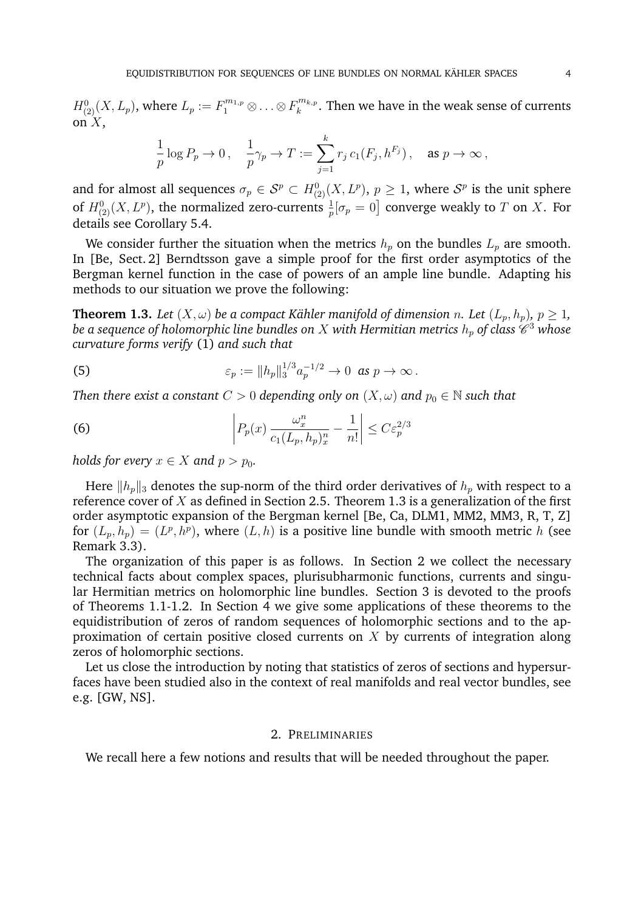$H^0_{(2)}(X, L_p)$, where $L_p := F_1^{m_{1,p}} \otimes \ldots \otimes F_k^{m_{k,p}}$. Then we have in the weak sense of currents on $X$,

$$\frac{1}{p} \log P_p \to 0\,, \quad \frac{1}{p}\gamma_p \to T := \sum_{j=1}^{k} r_j\, c_1(F_j, h^{F_j})\,, \quad \text{as } p \to \infty\,,$$

and for almost all sequences $\sigma_p \in \mathcal{S}^p \subset H^0_{(2)}(X, L^p)$, $p \geq 1$, where $\mathcal{S}^p$ is the unit sphere of $H^0_{(2)}(X, L^p)$, the normalized zero-currents $\frac{1}{p}[\sigma_p = 0]$ converge weakly to $T$ on $X$. For details see Corollary 5.4.

We consider further the situation when the metrics $h_p$ on the bundles $L_p$ are smooth. In [Be, Sect. 2] Berndtsson gave a simple proof for the first order asymptotics of the Bergman kernel function in the case of powers of an ample line bundle. Adapting his methods to our situation we prove the following:

**Theorem 1.3.** *Let $(X, \omega)$ be a compact Kähler manifold of dimension $n$. Let $(L_p, h_p)$, $p \geq 1$, be a sequence of holomorphic line bundles on $X$ with Hermitian metrics $h_p$ of class $\mathscr{C}^3$ whose curvature forms verify* (1) *and such that*

$$\varepsilon_p := \|h_p\|_3^{1/3} a_p^{-1/2} \to 0 \ \text{ as } p \to \infty\,. \tag{5}$$

*Then there exist a constant $C > 0$ depending only on $(X, \omega)$ and $p_0 \in \mathbb{N}$ such that*

$$\left| P_p(x)\, \frac{\omega_x^n}{c_1(L_p, h_p)_x^n} - \frac{1}{n!} \right| \leq C \varepsilon_p^{2/3} \tag{6}$$

*holds for every $x \in X$ and $p > p_0$.*

Here $\|h_p\|_3$ denotes the sup-norm of the third order derivatives of $h_p$ with respect to a reference cover of $X$ as defined in Section 2.5. Theorem 1.3 is a generalization of the first order asymptotic expansion of the Bergman kernel [Be, Ca, DLM1, MM2, MM3, R, T, Z] for $(L_p, h_p) = (L^p, h^p)$, where $(L, h)$ is a positive line bundle with smooth metric $h$ (see Remark 3.3).

The organization of this paper is as follows. In Section 2 we collect the necessary technical facts about complex spaces, plurisubharmonic functions, currents and singular Hermitian metrics on holomorphic line bundles. Section 3 is devoted to the proofs of Theorems 1.1-1.2. In Section 4 we give some applications of these theorems to the equidistribution of zeros of random sequences of holomorphic sections and to the approximation of certain positive closed currents on $X$ by currents of integration along zeros of holomorphic sections.

Let us close the introduction by noting that statistics of zeros of sections and hypersurfaces have been studied also in the context of real manifolds and real vector bundles, see e.g. [GW, NS].

## 2. Preliminaries

We recall here a few notions and results that will be needed throughout the paper.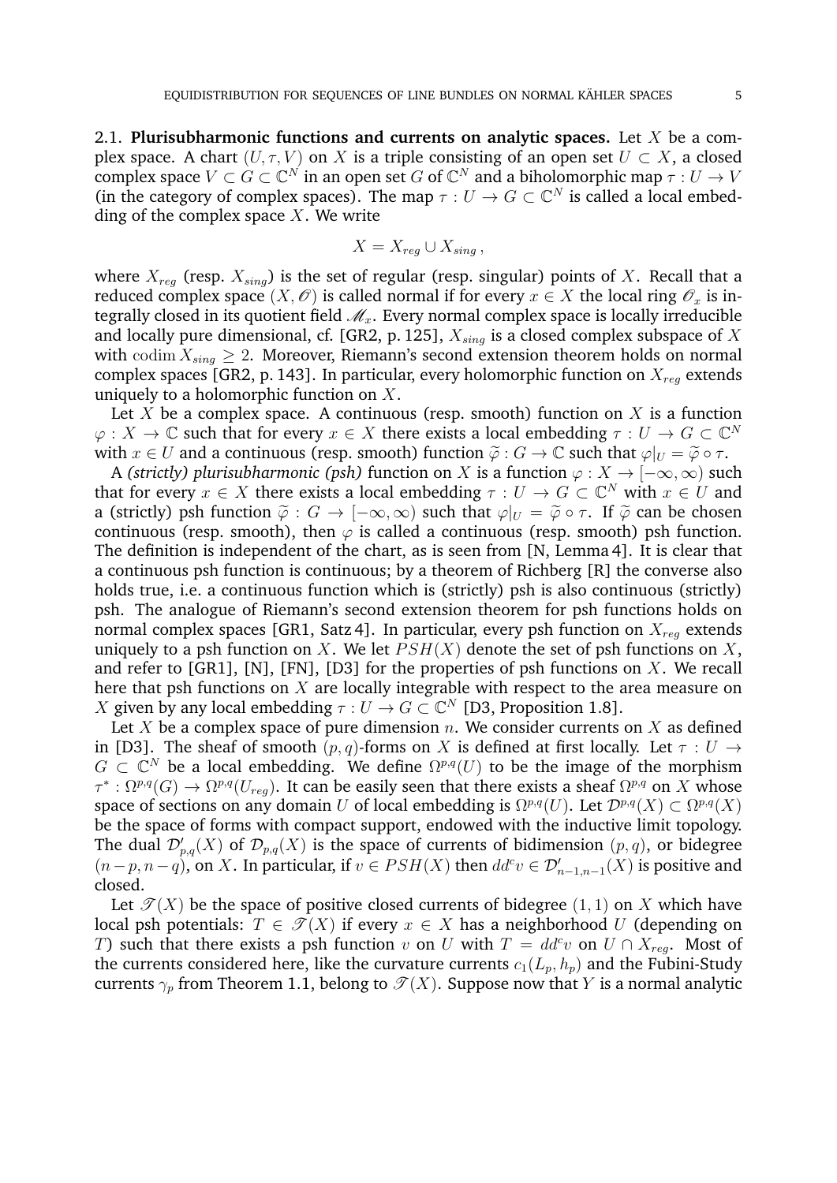2.1. **Plurisubharmonic functions and currents on analytic spaces.** Let $X$ be a complex space. A chart $(U, \tau, V)$ on $X$ is a triple consisting of an open set $U \subset X$, a closed complex space $V \subset G \subset \mathbb{C}^N$ in an open set $G$ of $\mathbb{C}^N$ and a biholomorphic map $\tau : U \to V$ (in the category of complex spaces). The map $\tau : U \to G \subset \mathbb{C}^N$ is called a local embedding of the complex space $X$. We write

$$X = X_{reg} \cup X_{sing} ,$$

where $X_{reg}$ (resp. $X_{sing}$) is the set of regular (resp. singular) points of $X$. Recall that a reduced complex space $(X, \mathscr{O})$ is called normal if for every $x \in X$ the local ring $\mathscr{O}_x$ is integrally closed in its quotient field $\mathscr{M}_x$. Every normal complex space is locally irreducible and locally pure dimensional, cf. [GR2, p. 125], $X_{sing}$ is a closed complex subspace of $X$ with $\operatorname{codim} X_{sing} \geq 2$. Moreover, Riemann's second extension theorem holds on normal complex spaces [GR2, p. 143]. In particular, every holomorphic function on $X_{reg}$ extends uniquely to a holomorphic function on $X$.

Let $X$ be a complex space. A continuous (resp. smooth) function on $X$ is a function $\varphi : X \to \mathbb{C}$ such that for every $x \in X$ there exists a local embedding $\tau : U \to G \subset \mathbb{C}^N$ with $x \in U$ and a continuous (resp. smooth) function $\widetilde{\varphi} : G \to \mathbb{C}$ such that $\varphi|_U = \widetilde{\varphi} \circ \tau$.

A *(strictly) plurisubharmonic (psh)* function on $X$ is a function $\varphi : X \to [-\infty, \infty)$ such that for every $x \in X$ there exists a local embedding $\tau : U \to G \subset \mathbb{C}^N$ with $x \in U$ and a (strictly) psh function $\widetilde{\varphi} : G \to [-\infty, \infty)$ such that $\varphi|_U = \widetilde{\varphi} \circ \tau$. If $\widetilde{\varphi}$ can be chosen continuous (resp. smooth), then $\varphi$ is called a continuous (resp. smooth) psh function. The definition is independent of the chart, as is seen from [N, Lemma 4]. It is clear that a continuous psh function is continuous; by a theorem of Richberg [R] the converse also holds true, i.e. a continuous function which is (strictly) psh is also continuous (strictly) psh. The analogue of Riemann's second extension theorem for psh functions holds on normal complex spaces [GR1, Satz 4]. In particular, every psh function on $X_{reg}$ extends uniquely to a psh function on $X$. We let $PSH(X)$ denote the set of psh functions on $X$, and refer to [GR1], [N], [FN], [D3] for the properties of psh functions on $X$. We recall here that psh functions on $X$ are locally integrable with respect to the area measure on $X$ given by any local embedding $\tau : U \to G \subset \mathbb{C}^N$ [D3, Proposition 1.8].

Let $X$ be a complex space of pure dimension $n$. We consider currents on $X$ as defined in [D3]. The sheaf of smooth $(p, q)$-forms on $X$ is defined at first locally. Let $\tau : U \to G \subset \mathbb{C}^N$ be a local embedding. We define $\Omega^{p,q}(U)$ to be the image of the morphism $\tau^* : \Omega^{p,q}(G) \to \Omega^{p,q}(U_{reg})$. It can be easily seen that there exists a sheaf $\Omega^{p,q}$ on $X$ whose space of sections on any domain $U$ of local embedding is $\Omega^{p,q}(U)$. Let $\mathcal{D}^{p,q}(X) \subset \Omega^{p,q}(X)$ be the space of forms with compact support, endowed with the inductive limit topology. The dual $\mathcal{D}'_{p,q}(X)$ of $\mathcal{D}_{p,q}(X)$ is the space of currents of bidimension $(p, q)$, or bidegree $(n-p, n-q)$, on $X$. In particular, if $v \in PSH(X)$ then $dd^c v \in \mathcal{D}'_{n-1,n-1}(X)$ is positive and closed.

Let $\mathscr{T}(X)$ be the space of positive closed currents of bidegree $(1, 1)$ on $X$ which have local psh potentials: $T \in \mathscr{T}(X)$ if every $x \in X$ has a neighborhood $U$ (depending on $T$) such that there exists a psh function $v$ on $U$ with $T = dd^c v$ on $U \cap X_{reg}$. Most of the currents considered here, like the curvature currents $c_1(L_p, h_p)$ and the Fubini-Study currents $\gamma_p$ from Theorem 1.1, belong to $\mathscr{T}(X)$. Suppose now that $Y$ is a normal analytic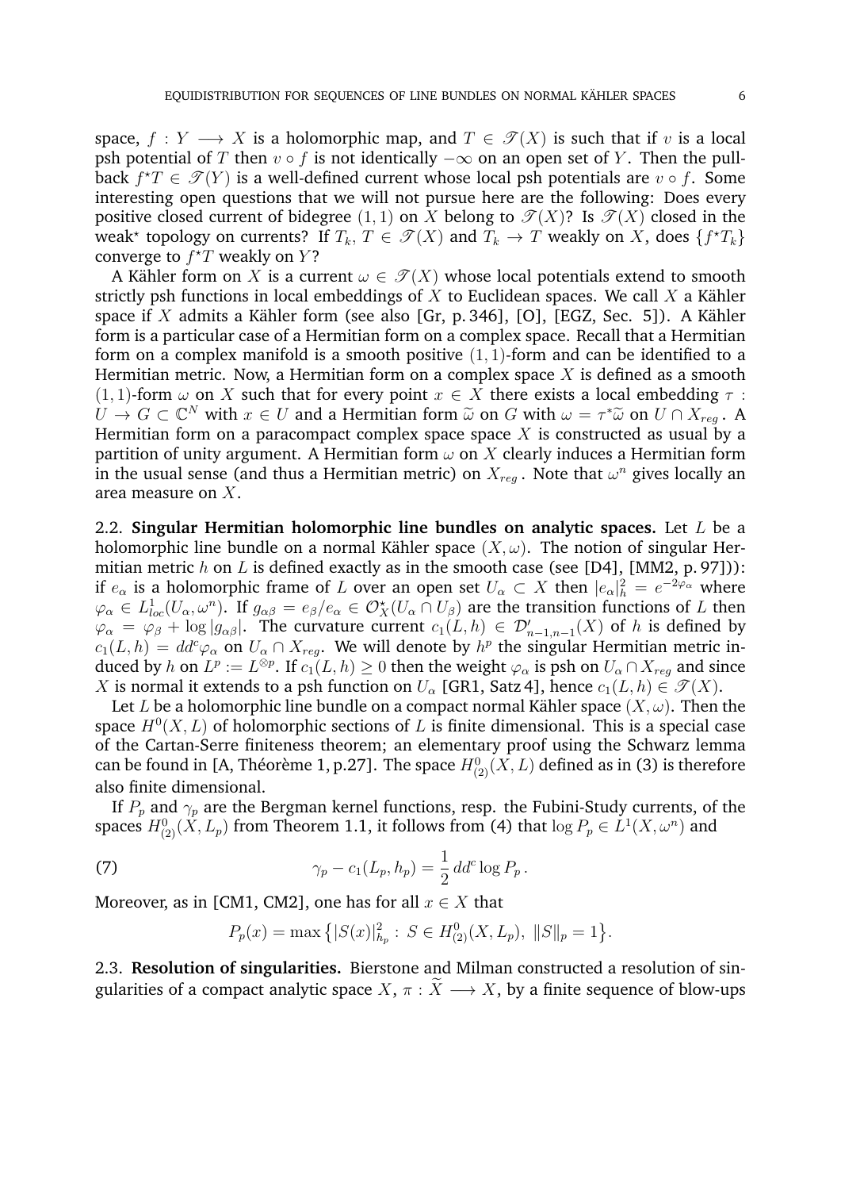space, $f : Y \longrightarrow X$ is a holomorphic map, and $T \in \mathscr{T}(X)$ is such that if $v$ is a local psh potential of $T$ then $v \circ f$ is not identically $-\infty$ on an open set of $Y$. Then the pull-back $f^\star T \in \mathscr{T}(Y)$ is a well-defined current whose local psh potentials are $v \circ f$. Some interesting open questions that we will not pursue here are the following: Does every positive closed current of bidegree $(1,1)$ on $X$ belong to $\mathscr{T}(X)$? Is $\mathscr{T}(X)$ closed in the weak$^\star$ topology on currents? If $T_k, T \in \mathscr{T}(X)$ and $T_k \to T$ weakly on $X$, does $\{f^\star T_k\}$ converge to $f^\star T$ weakly on $Y$?

A Kähler form on $X$ is a current $\omega \in \mathscr{T}(X)$ whose local potentials extend to smooth strictly psh functions in local embeddings of $X$ to Euclidean spaces. We call $X$ a Kähler space if $X$ admits a Kähler form (see also [Gr, p. 346], [O], [EGZ, Sec. 5]). A Kähler form is a particular case of a Hermitian form on a complex space. Recall that a Hermitian form on a complex manifold is a smooth positive $(1,1)$-form and can be identified to a Hermitian metric. Now, a Hermitian form on a complex space $X$ is defined as a smooth $(1,1)$-form $\omega$ on $X$ such that for every point $x \in X$ there exists a local embedding $\tau : U \to G \subset \mathbb{C}^N$ with $x \in U$ and a Hermitian form $\widetilde{\omega}$ on $G$ with $\omega = \tau^*\widetilde{\omega}$ on $U \cap X_{reg}$. A Hermitian form on a paracompact complex space space $X$ is constructed as usual by a partition of unity argument. A Hermitian form $\omega$ on $X$ clearly induces a Hermitian form in the usual sense (and thus a Hermitian metric) on $X_{reg}$. Note that $\omega^n$ gives locally an area measure on $X$.

**2.2. Singular Hermitian holomorphic line bundles on analytic spaces.** Let $L$ be a holomorphic line bundle on a normal Kähler space $(X, \omega)$. The notion of singular Hermitian metric $h$ on $L$ is defined exactly as in the smooth case (see [D4], [MM2, p. 97])): if $e_\alpha$ is a holomorphic frame of $L$ over an open set $U_\alpha \subset X$ then $|e_\alpha|_h^2 = e^{-2\varphi_\alpha}$ where $\varphi_\alpha \in L^1_{loc}(U_\alpha, \omega^n)$. If $g_{\alpha\beta} = e_\beta / e_\alpha \in \mathcal{O}^\star_X(U_\alpha \cap U_\beta)$ are the transition functions of $L$ then $\varphi_\alpha = \varphi_\beta + \log|g_{\alpha\beta}|$. The curvature current $c_1(L,h) \in \mathcal{D}'_{n-1,n-1}(X)$ of $h$ is defined by $c_1(L,h) = dd^c\varphi_\alpha$ on $U_\alpha \cap X_{reg}$. We will denote by $h^p$ the singular Hermitian metric induced by $h$ on $L^p := L^{\otimes p}$. If $c_1(L,h) \geq 0$ then the weight $\varphi_\alpha$ is psh on $U_\alpha \cap X_{reg}$ and since $X$ is normal it extends to a psh function on $U_\alpha$ [GR1, Satz 4], hence $c_1(L,h) \in \mathscr{T}(X)$.

Let $L$ be a holomorphic line bundle on a compact normal Kähler space $(X, \omega)$. Then the space $H^0(X,L)$ of holomorphic sections of $L$ is finite dimensional. This is a special case of the Cartan-Serre finiteness theorem; an elementary proof using the Schwarz lemma can be found in [A, Théorème 1, p.27]. The space $H^0_{(2)}(X,L)$ defined as in (3) is therefore also finite dimensional.

If $P_p$ and $\gamma_p$ are the Bergman kernel functions, resp. the Fubini-Study currents, of the spaces $H^0_{(2)}(X, L_p)$ from Theorem 1.1, it follows from (4) that $\log P_p \in L^1(X, \omega^n)$ and

$$\gamma_p - c_1(L_p, h_p) = \frac{1}{2}\, dd^c \log P_p\,. \tag{7}$$

Moreover, as in [CM1, CM2], one has for all $x \in X$ that

$$P_p(x) = \max\big\{|S(x)|^2_{h_p} : S \in H^0_{(2)}(X, L_p),\ \|S\|_p = 1\big\}.$$

**2.3. Resolution of singularities.** Bierstone and Milman constructed a resolution of singularities of a compact analytic space $X$, $\pi : \widetilde{X} \longrightarrow X$, by a finite sequence of blow-ups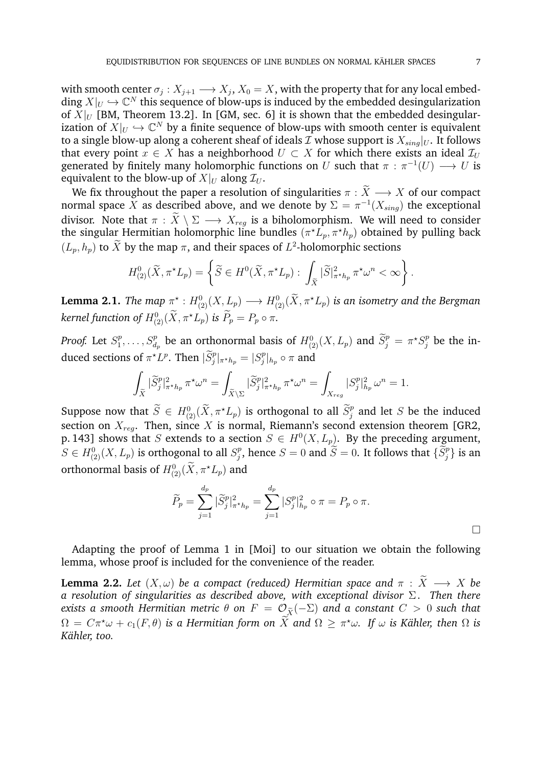with smooth center $\sigma_j : X_{j+1} \longrightarrow X_j$, $X_0 = X$, with the property that for any local embedding $X|_U \hookrightarrow \mathbb{C}^N$ this sequence of blow-ups is induced by the embedded desingularization of $X|_U$ [BM, Theorem 13.2]. In [GM, sec. 6] it is shown that the embedded desingularization of $X|_U \hookrightarrow \mathbb{C}^N$ by a finite sequence of blow-ups with smooth center is equivalent to a single blow-up along a coherent sheaf of ideals $\mathcal{I}$ whose support is $X_{sing}|_U$. It follows that every point $x \in X$ has a neighborhood $U \subset X$ for which there exists an ideal $\mathcal{I}_U$ generated by finitely many holomorphic functions on $U$ such that $\pi : \pi^{-1}(U) \longrightarrow U$ is equivalent to the blow-up of $X|_U$ along $\mathcal{I}_U$.

We fix throughout the paper a resolution of singularities $\pi : \widetilde{X} \longrightarrow X$ of our compact normal space $X$ as described above, and we denote by $\Sigma = \pi^{-1}(X_{sing})$ the exceptional divisor. Note that $\pi : \widetilde{X} \setminus \Sigma \longrightarrow X_{reg}$ is a biholomorphism. We will need to consider the singular Hermitian holomorphic line bundles $(\pi^\star L_p, \pi^\star h_p)$ obtained by pulling back $(L_p, h_p)$ to $\widetilde{X}$ by the map $\pi$, and their spaces of $L^2$-holomorphic sections

$$H^0_{(2)}(\widetilde{X}, \pi^\star L_p) = \left\{ \widetilde{S} \in H^0(\widetilde{X}, \pi^\star L_p) : \int_{\widetilde{X}} |\widetilde{S}|^2_{\pi^\star h_p} \, \pi^\star \omega^n < \infty \right\}.$$

**Lemma 2.1.** *The map $\pi^\star : H^0_{(2)}(X, L_p) \longrightarrow H^0_{(2)}(\widetilde{X}, \pi^\star L_p)$ is an isometry and the Bergman kernel function of $H^0_{(2)}(\widetilde{X}, \pi^\star L_p)$ is $\widetilde{P}_p = P_p \circ \pi$.*

*Proof.* Let $S^p_1, \ldots, S^p_{d_p}$ be an orthonormal basis of $H^0_{(2)}(X, L_p)$ and $\widetilde{S}^p_j = \pi^\star S^p_j$ be the induced sections of $\pi^\star L^p$. Then $|\widetilde{S}^p_j|_{\pi^\star h_p} = |S^p_j|_{h_p} \circ \pi$ and

$$\int_{\widetilde{X}} |\widetilde{S}^p_j|^2_{\pi^\star h_p} \, \pi^\star \omega^n = \int_{\widetilde{X} \setminus \Sigma} |\widetilde{S}^p_j|^2_{\pi^\star h_p} \, \pi^\star \omega^n = \int_{X_{reg}} |S^p_j|^2_{h_p} \, \omega^n = 1.$$

Suppose now that $\widetilde{S} \in H^0_{(2)}(\widetilde{X}, \pi^\star L_p)$ is orthogonal to all $\widetilde{S}^p_j$ and let $S$ be the induced section on $X_{reg}$. Then, since $X$ is normal, Riemann's second extension theorem [GR2, p. 143] shows that $S$ extends to a section $S \in H^0(X, L_p)$. By the preceding argument, $S \in H^0_{(2)}(X, L_p)$ is orthogonal to all $S^p_j$, hence $S = 0$ and $\widetilde{S} = 0$. It follows that $\{\widetilde{S}^p_j\}$ is an orthonormal basis of $H^0_{(2)}(\widetilde{X}, \pi^\star L_p)$ and

$$\widetilde{P}_p = \sum_{j=1}^{d_p} |\widetilde{S}^p_j|^2_{\pi^\star h_p} = \sum_{j=1}^{d_p} |S^p_j|^2_{h_p} \circ \pi = P_p \circ \pi.$$

□

Adapting the proof of Lemma 1 in [Moi] to our situation we obtain the following lemma, whose proof is included for the convenience of the reader.

**Lemma 2.2.** *Let $(X, \omega)$ be a compact (reduced) Hermitian space and $\pi : \widetilde{X} \longrightarrow X$ be a resolution of singularities as described above, with exceptional divisor $\Sigma$. Then there exists a smooth Hermitian metric $\theta$ on $F = \mathcal{O}_{\widetilde{X}}(-\Sigma)$ and a constant $C > 0$ such that $\Omega = C\pi^\star \omega + c_1(F, \theta)$ is a Hermitian form on $\widetilde{X}$ and $\Omega \geq \pi^\star \omega$. If $\omega$ is Kähler, then $\Omega$ is Kähler, too.*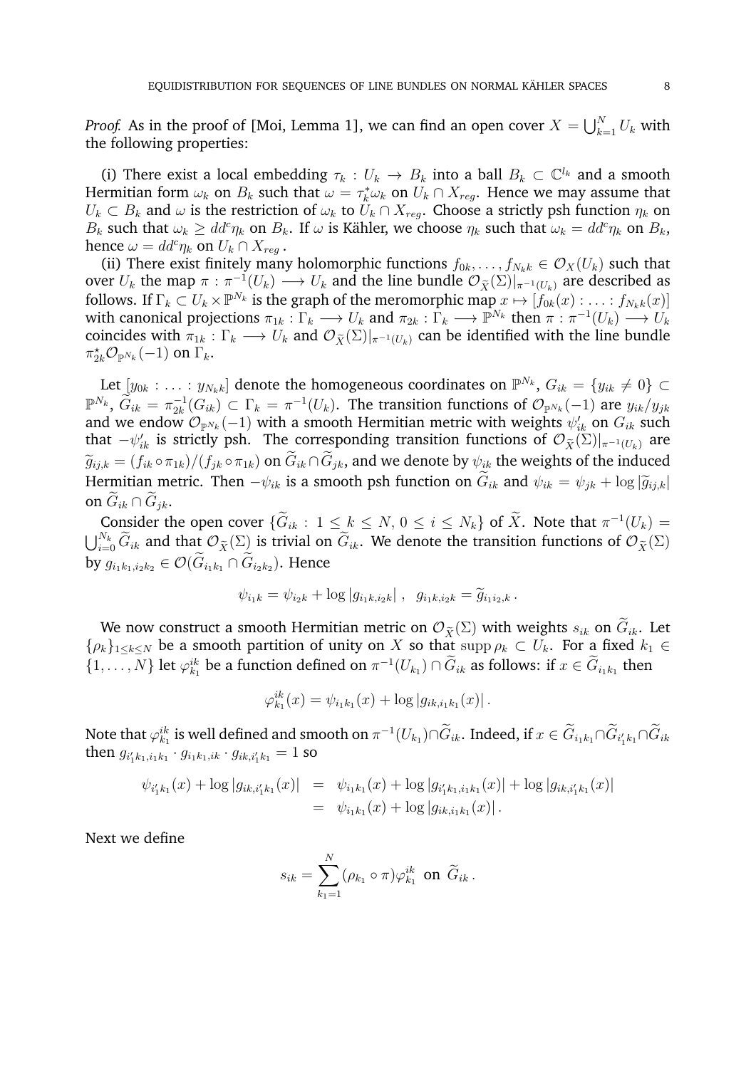*Proof.* As in the proof of [Moi, Lemma 1], we can find an open cover $X = \bigcup_{k=1}^N U_k$ with the following properties:

(i) There exist a local embedding $\tau_k : U_k \to B_k$ into a ball $B_k \subset \mathbb{C}^{l_k}$ and a smooth Hermitian form $\omega_k$ on $B_k$ such that $\omega = \tau_k^\star \omega_k$ on $U_k \cap X_{reg}$. Hence we may assume that $U_k \subset B_k$ and $\omega$ is the restriction of $\omega_k$ to $U_k \cap X_{reg}$. Choose a strictly psh function $\eta_k$ on $B_k$ such that $\omega_k \geq dd^c \eta_k$ on $B_k$. If $\omega$ is Kähler, we choose $\eta_k$ such that $\omega_k = dd^c \eta_k$ on $B_k$, hence $\omega = dd^c \eta_k$ on $U_k \cap X_{reg}$.

(ii) There exist finitely many holomorphic functions $f_{0k}, \dots, f_{N_k k} \in \mathcal{O}_X(U_k)$ such that over $U_k$ the map $\pi : \pi^{-1}(U_k) \longrightarrow U_k$ and the line bundle $\mathcal{O}_{\widetilde{X}}(\Sigma)|_{\pi^{-1}(U_k)}$ are described as follows. If $\Gamma_k \subset U_k \times \mathbb{P}^{N_k}$ is the graph of the meromorphic map $x \mapsto [f_{0k}(x) : \dots : f_{N_k k}(x)]$ with canonical projections $\pi_{1k} : \Gamma_k \longrightarrow U_k$ and $\pi_{2k} : \Gamma_k \longrightarrow \mathbb{P}^{N_k}$ then $\pi : \pi^{-1}(U_k) \longrightarrow U_k$ coincides with $\pi_{1k} : \Gamma_k \longrightarrow U_k$ and $\mathcal{O}_{\widetilde{X}}(\Sigma)|_{\pi^{-1}(U_k)}$ can be identified with the line bundle $\pi_{2k}^\star \mathcal{O}_{\mathbb{P}^{N_k}}(-1)$ on $\Gamma_k$.

Let $[y_{0k} : \dots : y_{N_k k}]$ denote the homogeneous coordinates on $\mathbb{P}^{N_k}$, $G_{ik} = \{y_{ik} \neq 0\} \subset \mathbb{P}^{N_k}$, $\widetilde{G}_{ik} = \pi_{2k}^{-1}(G_{ik}) \subset \Gamma_k = \pi^{-1}(U_k)$. The transition functions of $\mathcal{O}_{\mathbb{P}^{N_k}}(-1)$ are $y_{ik}/y_{jk}$ and we endow $\mathcal{O}_{\mathbb{P}^{N_k}}(-1)$ with a smooth Hermitian metric with weights $\psi'_{ik}$ on $G_{ik}$ such that $-\psi'_{ik}$ is strictly psh. The corresponding transition functions of $\mathcal{O}_{\widetilde{X}}(\Sigma)|_{\pi^{-1}(U_k)}$ are $\widetilde{g}_{ij,k} = (f_{ik} \circ \pi_{1k})/(f_{jk} \circ \pi_{1k})$ on $\widetilde{G}_{ik} \cap \widetilde{G}_{jk}$, and we denote by $\psi_{ik}$ the weights of the induced Hermitian metric. Then $-\psi_{ik}$ is a smooth psh function on $\widetilde{G}_{ik}$ and $\psi_{ik} = \psi_{jk} + \log |\widetilde{g}_{ij,k}|$ on $\widetilde{G}_{ik} \cap \widetilde{G}_{jk}$.

Consider the open cover $\{\widetilde{G}_{ik} : 1 \leq k \leq N, 0 \leq i \leq N_k\}$ of $\widetilde{X}$. Note that $\pi^{-1}(U_k) = \bigcup_{i=0}^{N_k} \widetilde{G}_{ik}$ and that $\mathcal{O}_{\widetilde{X}}(\Sigma)$ is trivial on $\widetilde{G}_{ik}$. We denote the transition functions of $\mathcal{O}_{\widetilde{X}}(\Sigma)$ by $g_{i_1k_1, i_2k_2} \in \mathcal{O}(\widetilde{G}_{i_1k_1} \cap \widetilde{G}_{i_2k_2})$. Hence

$$\psi_{i_1k} = \psi_{i_2k} + \log |g_{i_1k, i_2k}| \, , \quad g_{i_1k, i_2k} = \widetilde{g}_{i_1i_2, k} \, .$$

We now construct a smooth Hermitian metric on $\mathcal{O}_{\widetilde{X}}(\Sigma)$ with weights $s_{ik}$ on $\widetilde{G}_{ik}$. Let $\{\rho_k\}_{1 \leq k \leq N}$ be a smooth partition of unity on $X$ so that $\operatorname{supp} \rho_k \subset U_k$. For a fixed $k_1 \in \{1, \dots, N\}$ let $\varphi_{k_1}^{ik}$ be a function defined on $\pi^{-1}(U_{k_1}) \cap \widetilde{G}_{ik}$ as follows: if $x \in \widetilde{G}_{i_1k_1}$ then

$$\varphi_{k_1}^{ik}(x) = \psi_{i_1k_1}(x) + \log |g_{ik, i_1k_1}(x)| \, .$$

Note that $\varphi_{k_1}^{ik}$ is well defined and smooth on $\pi^{-1}(U_{k_1}) \cap \widetilde{G}_{ik}$. Indeed, if $x \in \widetilde{G}_{i_1k_1} \cap \widetilde{G}_{i'_1k_1} \cap \widetilde{G}_{ik}$ then $g_{i'_1k_1, i_1k_1} \cdot g_{i_1k_1, ik} \cdot g_{ik, i'_1k_1} = 1$ so

$$\begin{aligned}
\psi_{i'_1k_1}(x) + \log |g_{ik, i'_1k_1}(x)| &= \psi_{i_1k_1}(x) + \log |g_{i'_1k_1, i_1k_1}(x)| + \log |g_{ik, i'_1k_1}(x)| \\
&= \psi_{i_1k_1}(x) + \log |g_{ik, i_1k_1}(x)| \, .
\end{aligned}$$

Next we define

$$s_{ik} = \sum_{k_1=1}^N (\rho_{k_1} \circ \pi) \varphi_{k_1}^{ik} \ \text{ on } \ \widetilde{G}_{ik} \, .$$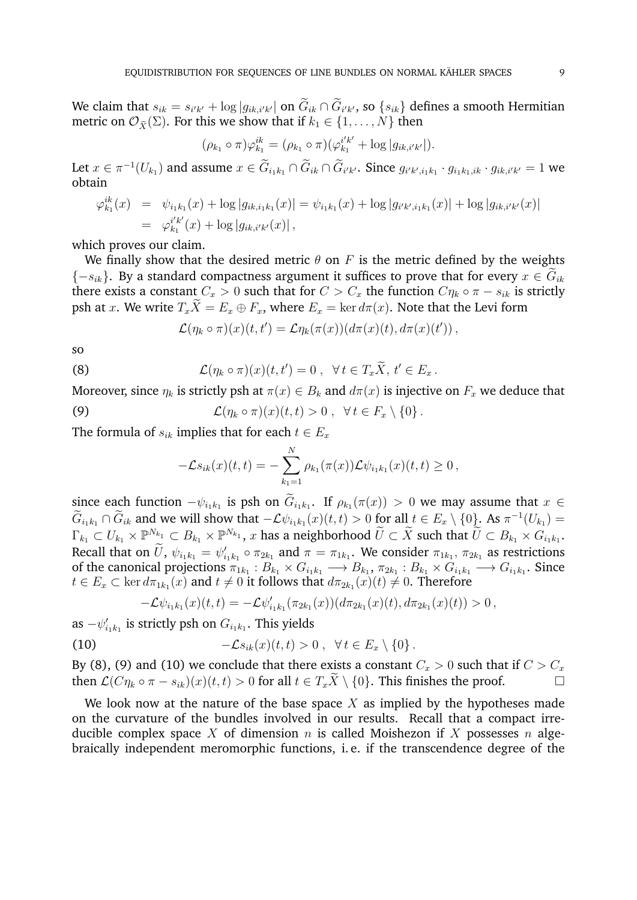We claim that $s_{ik} = s_{i'k'} + \log|g_{ik,i'k'}|$ on $\widetilde{G}_{ik} \cap \widetilde{G}_{i'k'}$, so $\{s_{ik}\}$ defines a smooth Hermitian metric on $\mathcal{O}_{\widetilde{X}}(\Sigma)$. For this we show that if $k_1 \in \{1, \ldots, N\}$ then

$$(\rho_{k_1} \circ \pi)\varphi^{ik}_{k_1} = (\rho_{k_1} \circ \pi)(\varphi^{i'k'}_{k_1} + \log|g_{ik,i'k'}|).$$

Let $x \in \pi^{-1}(U_{k_1})$ and assume $x \in \widetilde{G}_{i_1k_1} \cap \widetilde{G}_{ik} \cap \widetilde{G}_{i'k'}$. Since $g_{i'k',i_1k_1} \cdot g_{i_1k_1,ik} \cdot g_{ik,i'k'} = 1$ we obtain

$$\begin{aligned}
\varphi^{ik}_{k_1}(x) &= \psi_{i_1k_1}(x) + \log|g_{ik,i_1k_1}(x)| = \psi_{i_1k_1}(x) + \log|g_{i'k',i_1k_1}(x)| + \log|g_{ik,i'k'}(x)| \\
&= \varphi^{i'k'}_{k_1}(x) + \log|g_{ik,i'k'}(x)|\,,
\end{aligned}$$

which proves our claim.

We finally show that the desired metric $\theta$ on $F$ is the metric defined by the weights $\{-s_{ik}\}$. By a standard compactness argument it suffices to prove that for every $x \in \widetilde{G}_{ik}$ there exists a constant $C_x > 0$ such that for $C > C_x$ the function $C\eta_k \circ \pi - s_{ik}$ is strictly psh at $x$. We write $T_x\widetilde{X} = E_x \oplus F_x$, where $E_x = \ker d\pi(x)$. Note that the Levi form

$$\mathcal{L}(\eta_k \circ \pi)(x)(t, t') = \mathcal{L}\eta_k(\pi(x))(d\pi(x)(t), d\pi(x)(t'))\,,$$

so

$$\mathcal{L}(\eta_k \circ \pi)(x)(t, t') = 0\,, \quad \forall\, t \in T_x\widetilde{X},\ t' \in E_x\,. \tag{8}$$

Moreover, since $\eta_k$ is strictly psh at $\pi(x) \in B_k$ and $d\pi(x)$ is injective on $F_x$ we deduce that

$$\mathcal{L}(\eta_k \circ \pi)(x)(t, t) > 0\,, \quad \forall\, t \in F_x \setminus \{0\}\,. \tag{9}$$

The formula of $s_{ik}$ implies that for each $t \in E_x$

$$-\mathcal{L}s_{ik}(x)(t, t) = -\sum_{k_1=1}^{N} \rho_{k_1}(\pi(x))\mathcal{L}\psi_{i_1k_1}(x)(t, t) \geq 0\,,$$

since each function $-\psi_{i_1k_1}$ is psh on $\widetilde{G}_{i_1k_1}$. If $\rho_{k_1}(\pi(x)) > 0$ we may assume that $x \in \widetilde{G}_{i_1k_1} \cap \widetilde{G}_{ik}$ and we will show that $-\mathcal{L}\psi_{i_1k_1}(x)(t, t) > 0$ for all $t \in E_x \setminus \{0\}$. As $\pi^{-1}(U_{k_1}) = \Gamma_{k_1} \subset U_{k_1} \times \mathbb{P}^{N_{k_1}} \subset B_{k_1} \times \mathbb{P}^{N_{k_1}}$, $x$ has a neighborhood $\widetilde{U} \subset \widetilde{X}$ such that $\widetilde{U} \subset B_{k_1} \times G_{i_1k_1}$. Recall that on $\widetilde{U}$, $\psi_{i_1k_1} = \psi'_{i_1k_1} \circ \pi_{2k_1}$ and $\pi = \pi_{1k_1}$. We consider $\pi_{1k_1}$, $\pi_{2k_1}$ as restrictions of the canonical projections $\pi_{1k_1} : B_{k_1} \times G_{i_1k_1} \longrightarrow B_{k_1}$, $\pi_{2k_1} : B_{k_1} \times G_{i_1k_1} \longrightarrow G_{i_1k_1}$. Since $t \in E_x \subset \ker d\pi_{1k_1}(x)$ and $t \neq 0$ it follows that $d\pi_{2k_1}(x)(t) \neq 0$. Therefore

$$-\mathcal{L}\psi_{i_1k_1}(x)(t, t) = -\mathcal{L}\psi'_{i_1k_1}(\pi_{2k_1}(x))(d\pi_{2k_1}(x)(t), d\pi_{2k_1}(x)(t)) > 0\,,$$

as $-\psi'_{i_1k_1}$ is strictly psh on $G_{i_1k_1}$. This yields

$$-\mathcal{L}s_{ik}(x)(t, t) > 0\,, \quad \forall\, t \in E_x \setminus \{0\}\,. \tag{10}$$

By (8), (9) and (10) we conclude that there exists a constant $C_x > 0$ such that if $C > C_x$ then $\mathcal{L}(C\eta_k \circ \pi - s_{ik})(x)(t, t) > 0$ for all $t \in T_x\widetilde{X} \setminus \{0\}$. This finishes the proof. $\square$

We look now at the nature of the base space $X$ as implied by the hypotheses made on the curvature of the bundles involved in our results. Recall that a compact irreducible complex space $X$ of dimension $n$ is called Moishezon if $X$ possesses $n$ algebraically independent meromorphic functions, i. e. if the transcendence degree of the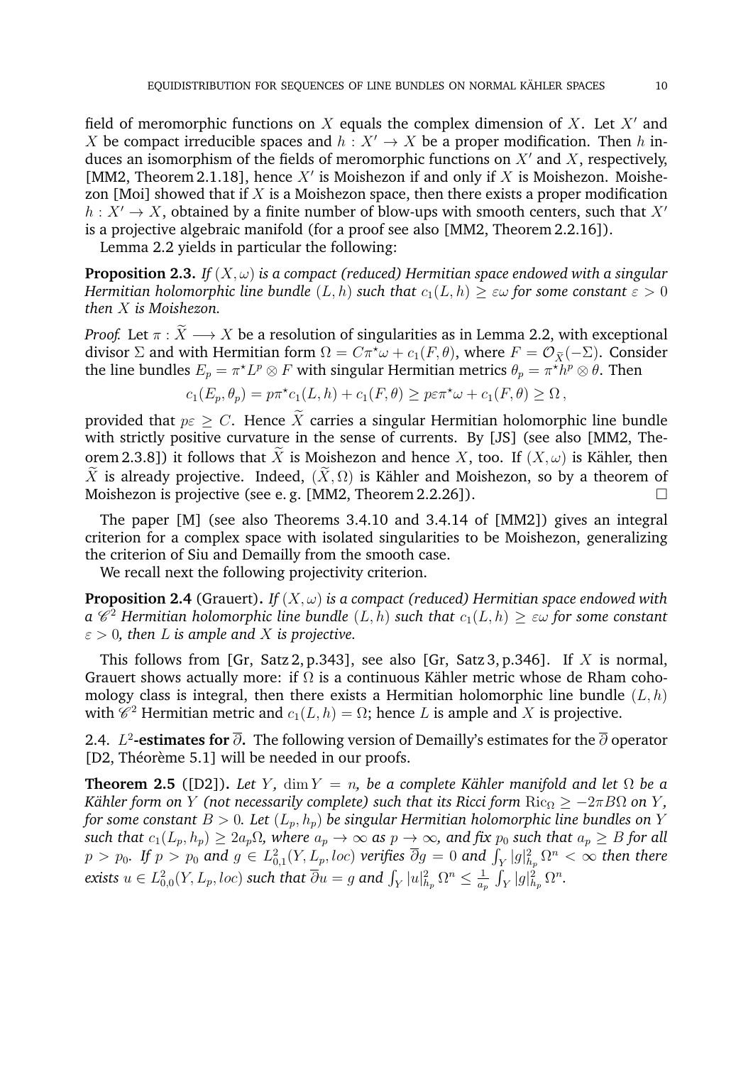field of meromorphic functions on $X$ equals the complex dimension of $X$. Let $X'$ and $X$ be compact irreducible spaces and $h : X' \to X$ be a proper modification. Then $h$ induces an isomorphism of the fields of meromorphic functions on $X'$ and $X$, respectively, [MM2, Theorem 2.1.18], hence $X'$ is Moishezon if and only if $X$ is Moishezon. Moishezon [Moi] showed that if $X$ is a Moishezon space, then there exists a proper modification $h : X' \to X$, obtained by a finite number of blow-ups with smooth centers, such that $X'$ is a projective algebraic manifold (for a proof see also [MM2, Theorem 2.2.16]).

Lemma 2.2 yields in particular the following:

**Proposition 2.3.** *If $(X, \omega)$ is a compact (reduced) Hermitian space endowed with a singular Hermitian holomorphic line bundle $(L, h)$ such that $c_1(L, h) \geq \varepsilon\omega$ for some constant $\varepsilon > 0$ then $X$ is Moishezon.*

*Proof.* Let $\pi : \widetilde{X} \longrightarrow X$ be a resolution of singularities as in Lemma 2.2, with exceptional divisor $\Sigma$ and with Hermitian form $\Omega = C\pi^\star\omega + c_1(F, \theta)$, where $F = \mathcal{O}_{\widetilde{X}}(-\Sigma)$. Consider the line bundles $E_p = \pi^\star L^p \otimes F$ with singular Hermitian metrics $\theta_p = \pi^\star h^p \otimes \theta$. Then

$$c_1(E_p, \theta_p) = p\pi^\star c_1(L, h) + c_1(F, \theta) \geq p\varepsilon\pi^\star\omega + c_1(F, \theta) \geq \Omega\,,$$

provided that $p\varepsilon \geq C$. Hence $\widetilde{X}$ carries a singular Hermitian holomorphic line bundle with strictly positive curvature in the sense of currents. By [JS] (see also [MM2, Theorem 2.3.8]) it follows that $\widetilde{X}$ is Moishezon and hence $X$, too. If $(X, \omega)$ is Kähler, then $\widetilde{X}$ is already projective. Indeed, $(\widetilde{X}, \Omega)$ is Kähler and Moishezon, so by a theorem of Moishezon is projective (see e. g. [MM2, Theorem 2.2.26]). □

The paper [M] (see also Theorems 3.4.10 and 3.4.14 of [MM2]) gives an integral criterion for a complex space with isolated singularities to be Moishezon, generalizing the criterion of Siu and Demailly from the smooth case.

We recall next the following projectivity criterion.

**Proposition 2.4** (Grauert)**.** *If $(X, \omega)$ is a compact (reduced) Hermitian space endowed with a $\mathscr{C}^2$ Hermitian holomorphic line bundle $(L, h)$ such that $c_1(L, h) \geq \varepsilon\omega$ for some constant $\varepsilon > 0$, then $L$ is ample and $X$ is projective.*

This follows from [Gr, Satz 2, p.343], see also [Gr, Satz 3, p.346]. If $X$ is normal, Grauert shows actually more: if $\Omega$ is a continuous Kähler metric whose de Rham cohomology class is integral, then there exists a Hermitian holomorphic line bundle $(L, h)$ with $\mathscr{C}^2$ Hermitian metric and $c_1(L, h) = \Omega$; hence $L$ is ample and $X$ is projective.

## 2.4. $L^2$-estimates for $\overline{\partial}$.

The following version of Demailly's estimates for the $\overline{\partial}$ operator [D2, Théorème 5.1] will be needed in our proofs.

**Theorem 2.5** ([D2])**.** *Let $Y$, $\dim Y = n$, be a complete Kähler manifold and let $\Omega$ be a Kähler form on $Y$ (not necessarily complete) such that its Ricci form $\mathrm{Ric}_\Omega \geq -2\pi B\Omega$ on $Y$, for some constant $B > 0$. Let $(L_p, h_p)$ be singular Hermitian holomorphic line bundles on $Y$ such that $c_1(L_p, h_p) \geq 2a_p\Omega$, where $a_p \to \infty$ as $p \to \infty$, and fix $p_0$ such that $a_p \geq B$ for all $p > p_0$. If $p > p_0$ and $g \in L^2_{0,1}(Y, L_p, loc)$ verifies $\overline{\partial}g = 0$ and $\int_Y |g|^2_{h_p}\,\Omega^n < \infty$ then there exists $u \in L^2_{0,0}(Y, L_p, loc)$ such that $\overline{\partial}u = g$ and $\int_Y |u|^2_{h_p}\,\Omega^n \leq \frac{1}{a_p}\int_Y |g|^2_{h_p}\,\Omega^n$.*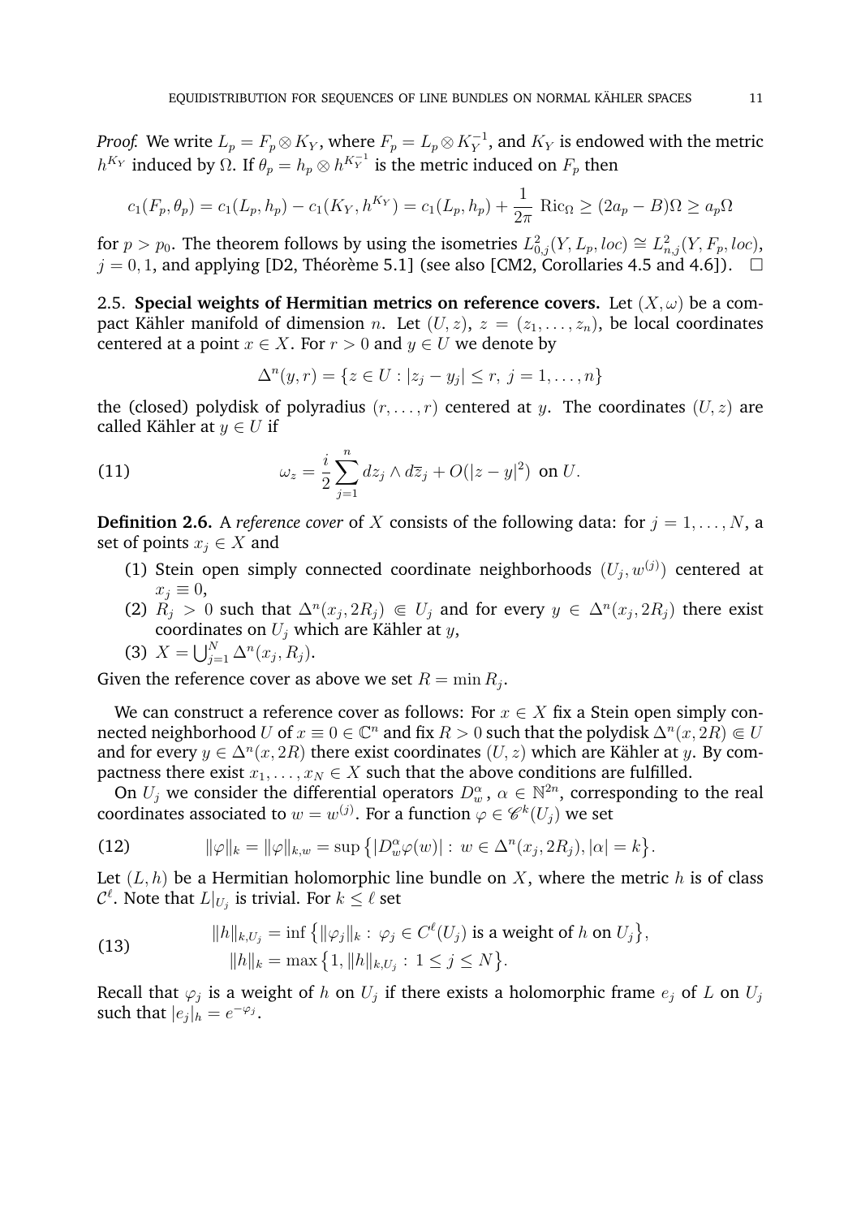*Proof.* We write $L_p = F_p \otimes K_Y$, where $F_p = L_p \otimes K_Y^{-1}$, and $K_Y$ is endowed with the metric $h^{K_Y}$ induced by $\Omega$. If $\theta_p = h_p \otimes h^{K_Y^{-1}}$ is the metric induced on $F_p$ then

$$c_1(F_p, \theta_p) = c_1(L_p, h_p) - c_1(K_Y, h^{K_Y}) = c_1(L_p, h_p) + \frac{1}{2\pi}\,\mathrm{Ric}_\Omega \geq (2a_p - B)\Omega \geq a_p\Omega$$

for $p > p_0$. The theorem follows by using the isometries $L^2_{0,j}(Y, L_p, loc) \cong L^2_{n,j}(Y, F_p, loc)$, $j = 0, 1$, and applying [D2, Théorème 5.1] (see also [CM2, Corollaries 4.5 and 4.6]). $\square$

2.5. **Special weights of Hermitian metrics on reference covers.** Let $(X, \omega)$ be a compact Kähler manifold of dimension $n$. Let $(U, z)$, $z = (z_1, \ldots, z_n)$, be local coordinates centered at a point $x \in X$. For $r > 0$ and $y \in U$ we denote by

$$\Delta^n(y, r) = \{z \in U : |z_j - y_j| \leq r,\ j = 1, \ldots, n\}$$

the (closed) polydisk of polyradius $(r, \ldots, r)$ centered at $y$. The coordinates $(U, z)$ are called Kähler at $y \in U$ if

$$\omega_z = \frac{i}{2}\sum_{j=1}^{n} dz_j \wedge d\overline{z}_j + O(|z - y|^2) \text{ on } U. \tag{11}$$

**Definition 2.6.** A *reference cover* of $X$ consists of the following data: for $j = 1, \ldots, N$, a set of points $x_j \in X$ and

1. Stein open simply connected coordinate neighborhoods $(U_j, w^{(j)})$ centered at $x_j \equiv 0$,
2. $R_j > 0$ such that $\Delta^n(x_j, 2R_j) \Subset U_j$ and for every $y \in \Delta^n(x_j, 2R_j)$ there exist coordinates on $U_j$ which are Kähler at $y$,
3. $X = \bigcup_{j=1}^{N} \Delta^n(x_j, R_j)$.

Given the reference cover as above we set $R = \min R_j$.

We can construct a reference cover as follows: For $x \in X$ fix a Stein open simply connected neighborhood $U$ of $x \equiv 0 \in \mathbb{C}^n$ and fix $R > 0$ such that the polydisk $\Delta^n(x, 2R) \Subset U$ and for every $y \in \Delta^n(x, 2R)$ there exist coordinates $(U, z)$ which are Kähler at $y$. By compactness there exist $x_1, \ldots, x_N \in X$ such that the above conditions are fulfilled.

On $U_j$ we consider the differential operators $D^\alpha_w$, $\alpha \in \mathbb{N}^{2n}$, corresponding to the real coordinates associated to $w = w^{(j)}$. For a function $\varphi \in \mathscr{C}^k(U_j)$ we set

$$\|\varphi\|_k = \|\varphi\|_{k,w} = \sup\big\{|D^\alpha_w \varphi(w)| : w \in \Delta^n(x_j, 2R_j), |\alpha| = k\big\}. \tag{12}$$

Let $(L, h)$ be a Hermitian holomorphic line bundle on $X$, where the metric $h$ is of class $\mathcal{C}^\ell$. Note that $L|_{U_j}$ is trivial. For $k \leq \ell$ set

$$\begin{aligned} \|h\|_{k,U_j} &= \inf\big\{\|\varphi_j\|_k : \varphi_j \in C^\ell(U_j) \text{ is a weight of } h \text{ on } U_j\big\}, \\ \|h\|_k &= \max\big\{1, \|h\|_{k,U_j} : 1 \leq j \leq N\big\}. \end{aligned} \tag{13}$$

Recall that $\varphi_j$ is a weight of $h$ on $U_j$ if there exists a holomorphic frame $e_j$ of $L$ on $U_j$ such that $|e_j|_h = e^{-\varphi_j}$.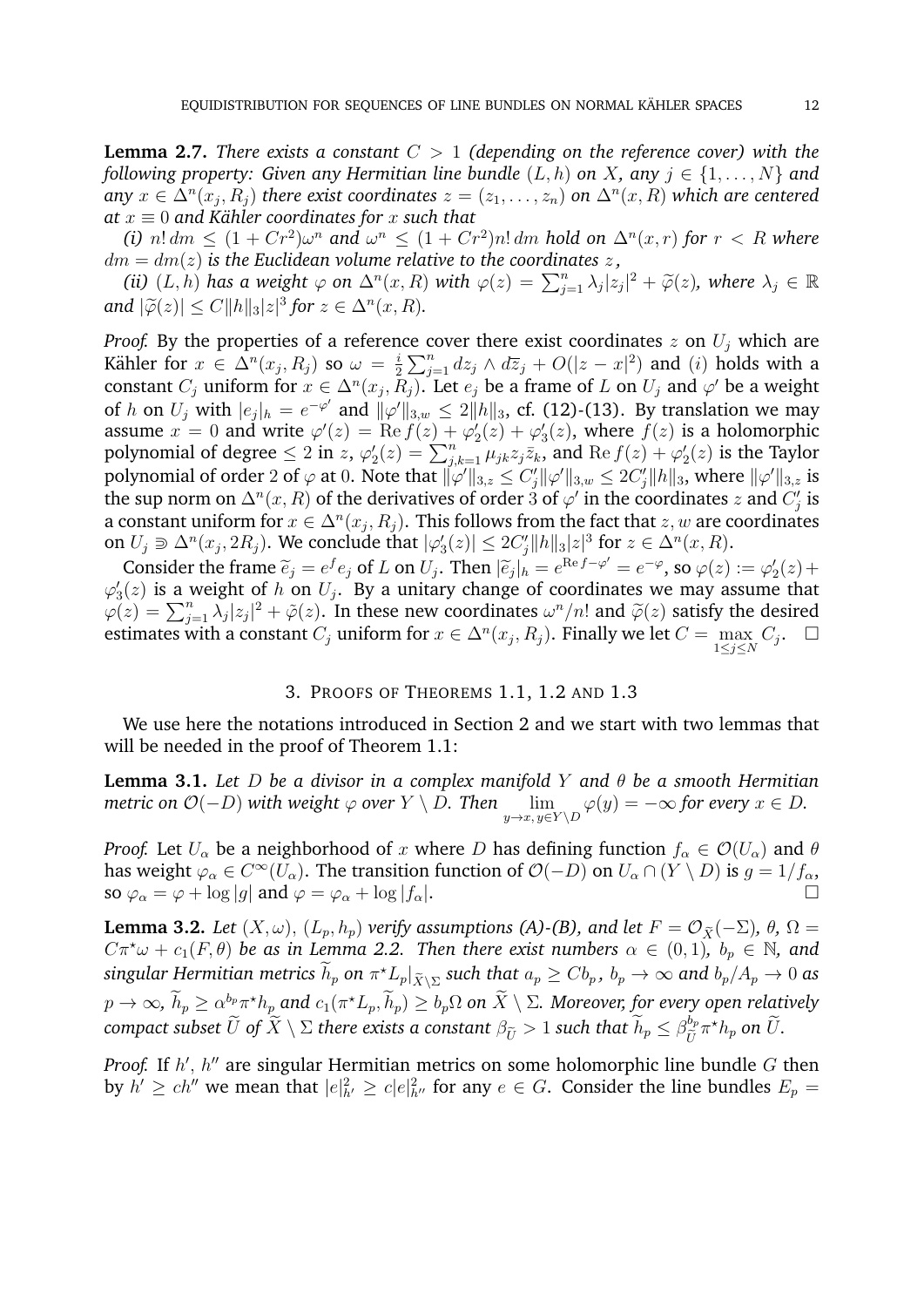**Lemma 2.7.** *There exists a constant $C > 1$ (depending on the reference cover) with the following property: Given any Hermitian line bundle $(L, h)$ on $X$, any $j \in \{1, \dots, N\}$ and any $x \in \Delta^n(x_j, R_j)$ there exist coordinates $z = (z_1, \dots, z_n)$ on $\Delta^n(x, R)$ which are centered at $x \equiv 0$ and Kähler coordinates for $x$ such that*

*(i) $n!\, dm \leq (1 + Cr^2)\omega^n$ and $\omega^n \leq (1 + Cr^2)n!\, dm$ hold on $\Delta^n(x, r)$ for $r < R$ where $dm = dm(z)$ is the Euclidean volume relative to the coordinates $z$,*

*(ii) $(L, h)$ has a weight $\varphi$ on $\Delta^n(x, R)$ with $\varphi(z) = \sum_{j=1}^n \lambda_j |z_j|^2 + \widetilde{\varphi}(z)$, where $\lambda_j \in \mathbb{R}$ and $|\widetilde{\varphi}(z)| \leq C\|h\|_3 |z|^3$ for $z \in \Delta^n(x, R)$.*

*Proof.* By the properties of a reference cover there exist coordinates $z$ on $U_j$ which are Kähler for $x \in \Delta^n(x_j, R_j)$ so $\omega = \frac{i}{2}\sum_{j=1}^n dz_j \wedge d\overline{z}_j + O(|z - x|^2)$ and $(i)$ holds with a constant $C_j$ uniform for $x \in \Delta^n(x_j, R_j)$. Let $e_j$ be a frame of $L$ on $U_j$ and $\varphi'$ be a weight of $h$ on $U_j$ with $|e_j|_h = e^{-\varphi'}$ and $\|\varphi'\|_{3,w} \leq 2\|h\|_3$, cf. (12)-(13). By translation we may assume $x = 0$ and write $\varphi'(z) = \operatorname{Re} f(z) + \varphi'_2(z) + \varphi'_3(z)$, where $f(z)$ is a holomorphic polynomial of degree $\leq 2$ in $z$, $\varphi'_2(z) = \sum_{j,k=1}^n \mu_{jk} z_j \bar{z}_k$, and $\operatorname{Re} f(z) + \varphi'_2(z)$ is the Taylor polynomial of order $2$ of $\varphi$ at $0$. Note that $\|\varphi'\|_{3,z} \leq C'_j \|\varphi'\|_{3,w} \leq 2C'_j \|h\|_3$, where $\|\varphi'\|_{3,z}$ is the sup norm on $\Delta^n(x, R)$ of the derivatives of order $3$ of $\varphi'$ in the coordinates $z$ and $C'_j$ is a constant uniform for $x \in \Delta^n(x_j, R_j)$. This follows from the fact that $z, w$ are coordinates on $U_j \Supset \Delta^n(x_j, 2R_j)$. We conclude that $|\varphi'_3(z)| \leq 2C'_j \|h\|_3 |z|^3$ for $z \in \Delta^n(x, R)$.

Consider the frame $\widetilde{e}_j = e^f e_j$ of $L$ on $U_j$. Then $|\widetilde{e}_j|_h = e^{\operatorname{Re} f - \varphi'} = e^{-\varphi}$, so $\varphi(z) := \varphi'_2(z) + \varphi'_3(z)$ is a weight of $h$ on $U_j$. By a unitary change of coordinates we may assume that $\varphi(z) = \sum_{j=1}^n \lambda_j |z_j|^2 + \tilde{\varphi}(z)$. In these new coordinates $\omega^n/n!$ and $\widetilde{\varphi}(z)$ satisfy the desired estimates with a constant $C_j$ uniform for $x \in \Delta^n(x_j, R_j)$. Finally we let $C = \max_{1 \leq j \leq N} C_j$. $\square$

## 3. Proofs of Theorems 1.1, 1.2 and 1.3

We use here the notations introduced in Section 2 and we start with two lemmas that will be needed in the proof of Theorem 1.1:

**Lemma 3.1.** *Let $D$ be a divisor in a complex manifold $Y$ and $\theta$ be a smooth Hermitian metric on $\mathcal{O}(-D)$ with weight $\varphi$ over $Y \setminus D$. Then $\lim_{y \to x,\, y \in Y \setminus D} \varphi(y) = -\infty$ for every $x \in D$.*

*Proof.* Let $U_\alpha$ be a neighborhood of $x$ where $D$ has defining function $f_\alpha \in \mathcal{O}(U_\alpha)$ and $\theta$ has weight $\varphi_\alpha \in C^\infty(U_\alpha)$. The transition function of $\mathcal{O}(-D)$ on $U_\alpha \cap (Y \setminus D)$ is $g = 1/f_\alpha$, so $\varphi_\alpha = \varphi + \log|g|$ and $\varphi = \varphi_\alpha + \log|f_\alpha|$. $\square$

**Lemma 3.2.** *Let $(X, \omega)$, $(L_p, h_p)$ verify assumptions (A)-(B), and let $F = \mathcal{O}_{\widetilde{X}}(-\Sigma)$, $\theta$, $\Omega = C\pi^\star\omega + c_1(F, \theta)$ be as in Lemma 2.2. Then there exist numbers $\alpha \in (0, 1)$, $b_p \in \mathbb{N}$, and singular Hermitian metrics $\widetilde{h}_p$ on $\pi^\star L_p|_{\widetilde{X} \setminus \Sigma}$ such that $a_p \geq Cb_p$, $b_p \to \infty$ and $b_p/A_p \to 0$ as $p \to \infty$, $\widetilde{h}_p \geq \alpha^{b_p} \pi^\star h_p$ and $c_1(\pi^\star L_p, \widetilde{h}_p) \geq b_p\Omega$ on $\widetilde{X} \setminus \Sigma$. Moreover, for every open relatively compact subset $\widetilde{U}$ of $\widetilde{X} \setminus \Sigma$ there exists a constant $\beta_{\widetilde{U}} > 1$ such that $\widetilde{h}_p \leq \beta_{\widetilde{U}}^{b_p} \pi^\star h_p$ on $\widetilde{U}$.*

*Proof.* If $h'$, $h''$ are singular Hermitian metrics on some holomorphic line bundle $G$ then by $h' \geq ch''$ we mean that $|e|^2_{h'} \geq c|e|^2_{h''}$ for any $e \in G$. Consider the line bundles $E_p =$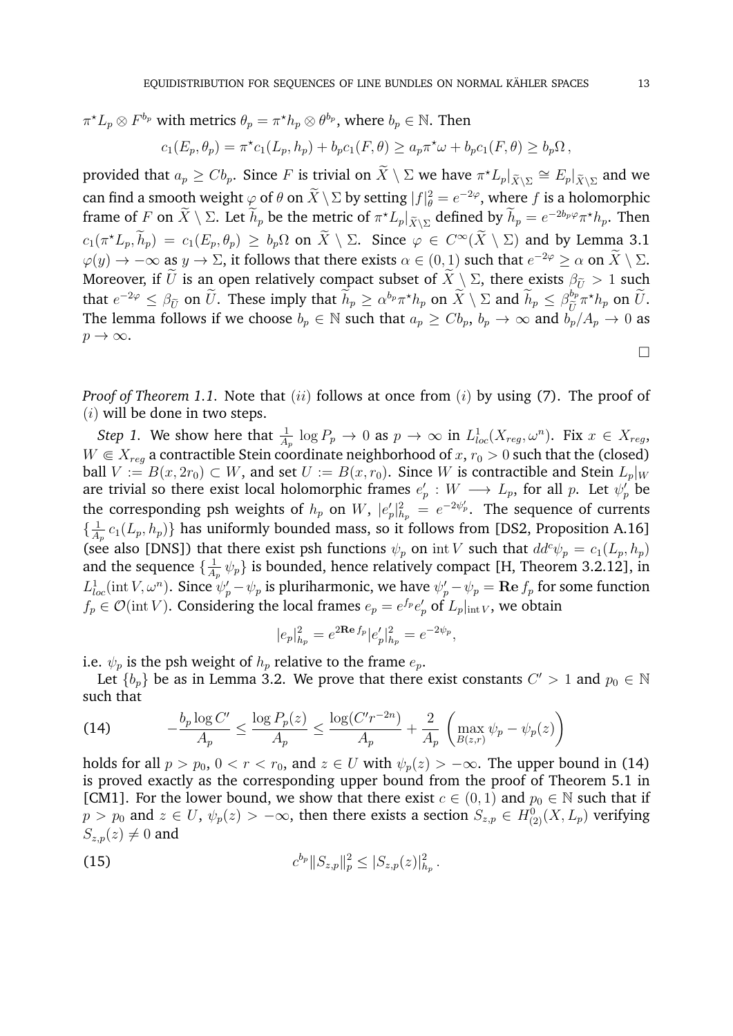$\pi^\star L_p \otimes F^{b_p}$ with metrics $\theta_p = \pi^\star h_p \otimes \theta^{b_p}$, where $b_p \in \mathbb{N}$. Then

$$c_1(E_p, \theta_p) = \pi^\star c_1(L_p, h_p) + b_p c_1(F, \theta) \geq a_p \pi^\star \omega + b_p c_1(F, \theta) \geq b_p \Omega\,,$$

provided that $a_p \geq C b_p$. Since $F$ is trivial on $\widetilde{X} \setminus \Sigma$ we have $\pi^\star L_p|_{\widetilde{X}\setminus\Sigma} \cong E_p|_{\widetilde{X}\setminus\Sigma}$ and we can find a smooth weight $\varphi$ of $\theta$ on $\widetilde{X} \setminus \Sigma$ by setting $|f|^2_\theta = e^{-2\varphi}$, where $f$ is a holomorphic frame of $F$ on $\widetilde{X} \setminus \Sigma$. Let $\widetilde{h}_p$ be the metric of $\pi^\star L_p|_{\widetilde{X}\setminus\Sigma}$ defined by $\widetilde{h}_p = e^{-2b_p\varphi}\pi^\star h_p$. Then $c_1(\pi^\star L_p, \widetilde{h}_p) = c_1(E_p, \theta_p) \geq b_p \Omega$ on $\widetilde{X} \setminus \Sigma$. Since $\varphi \in C^\infty(\widetilde{X} \setminus \Sigma)$ and by Lemma 3.1 $\varphi(y) \to -\infty$ as $y \to \Sigma$, it follows that there exists $\alpha \in (0, 1)$ such that $e^{-2\varphi} \geq \alpha$ on $\widetilde{X} \setminus \Sigma$. Moreover, if $\widetilde{U}$ is an open relatively compact subset of $\widetilde{X} \setminus \Sigma$, there exists $\beta_{\widetilde{U}} > 1$ such that $e^{-2\varphi} \leq \beta_{\widetilde{U}}$ on $\widetilde{U}$. These imply that $\widetilde{h}_p \geq \alpha^{b_p}\pi^\star h_p$ on $\widetilde{X} \setminus \Sigma$ and $\widetilde{h}_p \leq \beta_{\widetilde{U}}^{b_p}\pi^\star h_p$ on $\widetilde{U}$. The lemma follows if we choose $b_p \in \mathbb{N}$ such that $a_p \geq C b_p$, $b_p \to \infty$ and $b_p/A_p \to 0$ as $p \to \infty$.

∎

*Proof of Theorem 1.1.* Note that $(ii)$ follows at once from $(i)$ by using (7). The proof of $(i)$ will be done in two steps.

*Step 1.* We show here that $\frac{1}{A_p} \log P_p \to 0$ as $p \to \infty$ in $L^1_{loc}(X_{reg}, \omega^n)$. Fix $x \in X_{reg}$, $W \Subset X_{reg}$ a contractible Stein coordinate neighborhood of $x$, $r_0 > 0$ such that the (closed) ball $V := B(x, 2r_0) \subset W$, and set $U := B(x, r_0)$. Since $W$ is contractible and Stein $L_p|_W$ are trivial so there exist local holomorphic frames $e'_p : W \longrightarrow L_p$, for all $p$. Let $\psi'_p$ be the corresponding psh weights of $h_p$ on $W$, $|e'_p|^2_{h_p} = e^{-2\psi'_p}$. The sequence of currents $\{\frac{1}{A_p} c_1(L_p, h_p)\}$ has uniformly bounded mass, so it follows from [DS2, Proposition A.16] (see also [DNS]) that there exist psh functions $\psi_p$ on $\operatorname{int} V$ such that $dd^c\psi_p = c_1(L_p, h_p)$ and the sequence $\{\frac{1}{A_p}\psi_p\}$ is bounded, hence relatively compact [H, Theorem 3.2.12], in $L^1_{loc}(\operatorname{int} V, \omega^n)$. Since $\psi'_p - \psi_p$ is pluriharmonic, we have $\psi'_p - \psi_p = \mathbf{Re}\, f_p$ for some function $f_p \in \mathcal{O}(\operatorname{int} V)$. Considering the local frames $e_p = e^{f_p} e'_p$ of $L_p|_{\operatorname{int} V}$, we obtain

$$|e_p|^2_{h_p} = e^{2\mathbf{Re}\, f_p}|e'_p|^2_{h_p} = e^{-2\psi_p},$$

i.e. $\psi_p$ is the psh weight of $h_p$ relative to the frame $e_p$.

Let $\{b_p\}$ be as in Lemma 3.2. We prove that there exist constants $C' > 1$ and $p_0 \in \mathbb{N}$ such that

$$-\frac{b_p \log C'}{A_p} \leq \frac{\log P_p(z)}{A_p} \leq \frac{\log(C' r^{-2n})}{A_p} + \frac{2}{A_p}\left(\max_{B(z,r)} \psi_p - \psi_p(z)\right) \tag{14}$$

holds for all $p > p_0$, $0 < r < r_0$, and $z \in U$ with $\psi_p(z) > -\infty$. The upper bound in (14) is proved exactly as the corresponding upper bound from the proof of Theorem 5.1 in [CM1]. For the lower bound, we show that there exist $c \in (0, 1)$ and $p_0 \in \mathbb{N}$ such that if $p > p_0$ and $z \in U$, $\psi_p(z) > -\infty$, then there exists a section $S_{z,p} \in H^0_{(2)}(X, L_p)$ verifying $S_{z,p}(z) \neq 0$ and

$$c^{b_p}\|S_{z,p}\|^2_p \leq |S_{z,p}(z)|^2_{h_p}\,. \tag{15}$$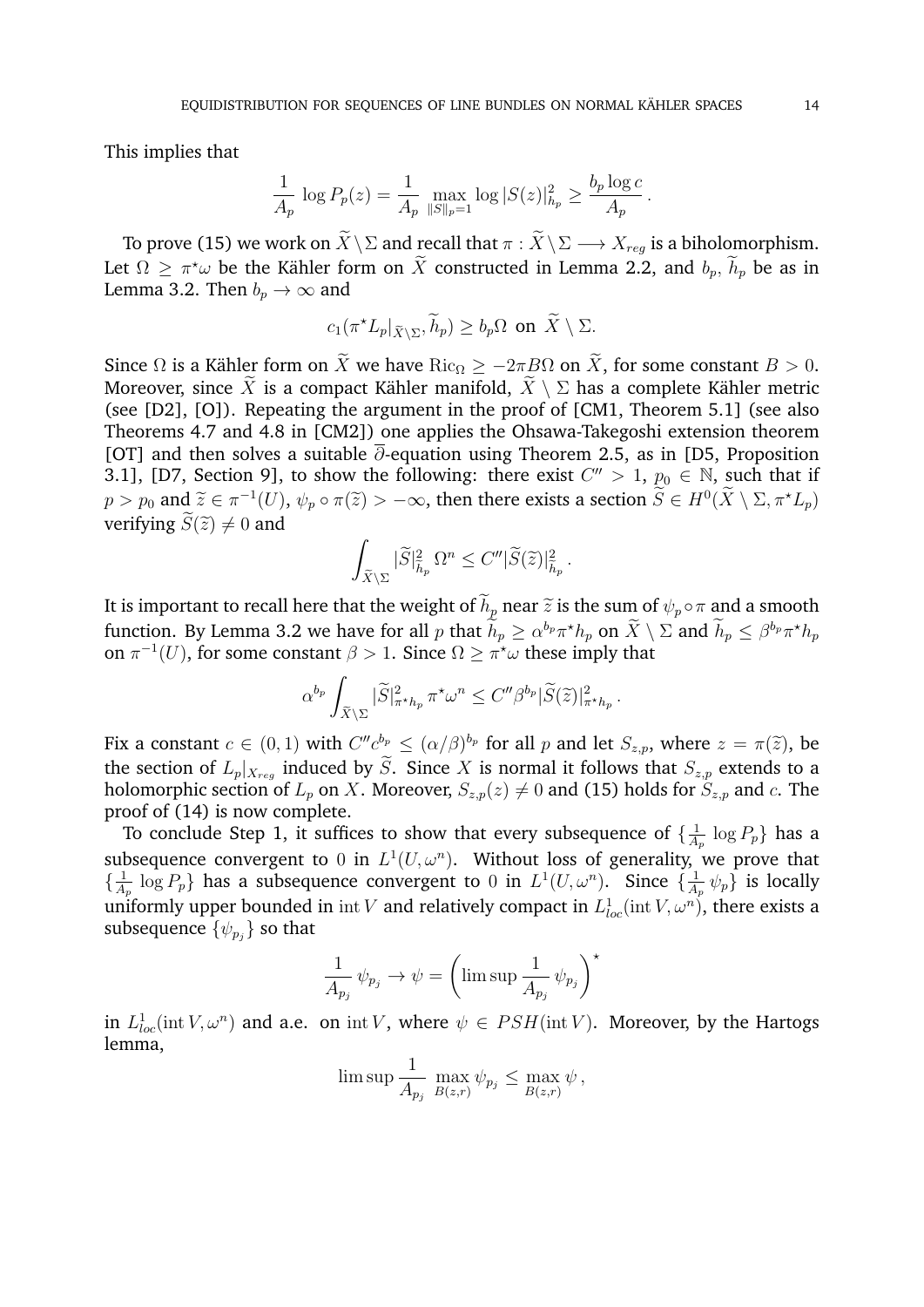This implies that

$$\frac{1}{A_p}\,\log P_p(z) = \frac{1}{A_p}\,\max_{\|S\|_p=1}\log|S(z)|^2_{h_p} \geq \frac{b_p\log c}{A_p}\,.$$

To prove (15) we work on $\widetilde{X}\setminus\Sigma$ and recall that $\pi:\widetilde{X}\setminus\Sigma\longrightarrow X_{reg}$ is a biholomorphism. Let $\Omega\geq\pi^\star\omega$ be the Kähler form on $\widetilde{X}$ constructed in Lemma 2.2, and $b_p$, $\widetilde{h}_p$ be as in Lemma 3.2. Then $b_p\to\infty$ and

$$c_1(\pi^\star L_p|_{\widetilde{X}\setminus\Sigma},\widetilde{h}_p)\geq b_p\Omega \text{ on } \widetilde{X}\setminus\Sigma.$$

Since $\Omega$ is a Kähler form on $\widetilde{X}$ we have $\mathrm{Ric}_\Omega\geq -2\pi B\Omega$ on $\widetilde{X}$, for some constant $B>0$. Moreover, since $\widetilde{X}$ is a compact Kähler manifold, $\widetilde{X}\setminus\Sigma$ has a complete Kähler metric (see [D2], [O]). Repeating the argument in the proof of [CM1, Theorem 5.1] (see also Theorems 4.7 and 4.8 in [CM2]) one applies the Ohsawa-Takegoshi extension theorem [OT] and then solves a suitable $\overline{\partial}$-equation using Theorem 2.5, as in [D5, Proposition 3.1], [D7, Section 9], to show the following: there exist $C''>1$, $p_0\in\mathbb{N}$, such that if $p>p_0$ and $\widetilde{z}\in\pi^{-1}(U)$, $\psi_p\circ\pi(\widetilde{z})>-\infty$, then there exists a section $\widetilde{S}\in H^0(\widetilde{X}\setminus\Sigma,\pi^\star L_p)$ verifying $\widetilde{S}(\widetilde{z})\neq 0$ and

$$\int_{\widetilde{X}\setminus\Sigma}|\widetilde{S}|^2_{\widetilde{h}_p}\,\Omega^n\leq C''|\widetilde{S}(\widetilde{z})|^2_{\widetilde{h}_p}\,.$$

It is important to recall here that the weight of $\widetilde{h}_p$ near $\widetilde{z}$ is the sum of $\psi_p\circ\pi$ and a smooth function. By Lemma 3.2 we have for all $p$ that $\widetilde{h}_p\geq\alpha^{b_p}\pi^\star h_p$ on $\widetilde{X}\setminus\Sigma$ and $\widetilde{h}_p\leq\beta^{b_p}\pi^\star h_p$ on $\pi^{-1}(U)$, for some constant $\beta>1$. Since $\Omega\geq\pi^\star\omega$ these imply that

$$\alpha^{b_p}\int_{\widetilde{X}\setminus\Sigma}|\widetilde{S}|^2_{\pi^\star h_p}\,\pi^\star\omega^n\leq C''\beta^{b_p}|\widetilde{S}(\widetilde{z})|^2_{\pi^\star h_p}\,.$$

Fix a constant $c\in(0,1)$ with $C''c^{b_p}\leq(\alpha/\beta)^{b_p}$ for all $p$ and let $S_{z,p}$, where $z=\pi(\widetilde{z})$, be the section of $L_p|_{X_{reg}}$ induced by $\widetilde{S}$. Since $X$ is normal it follows that $S_{z,p}$ extends to a holomorphic section of $L_p$ on $X$. Moreover, $S_{z,p}(z)\neq 0$ and (15) holds for $S_{z,p}$ and $c$. The proof of (14) is now complete.

To conclude Step 1, it suffices to show that every subsequence of $\{\frac{1}{A_p}\,\log P_p\}$ has a subsequence convergent to $0$ in $L^1(U,\omega^n)$. Without loss of generality, we prove that $\{\frac{1}{A_p}\,\log P_p\}$ has a subsequence convergent to $0$ in $L^1(U,\omega^n)$. Since $\{\frac{1}{A_p}\,\psi_p\}$ is locally uniformly upper bounded in $\operatorname{int}V$ and relatively compact in $L^1_{loc}(\operatorname{int}V,\omega^n)$, there exists a subsequence $\{\psi_{p_j}\}$ so that

$$\frac{1}{A_{p_j}}\,\psi_{p_j}\to\psi=\left(\limsup\frac{1}{A_{p_j}}\,\psi_{p_j}\right)^\star$$

in $L^1_{loc}(\operatorname{int}V,\omega^n)$ and a.e. on $\operatorname{int}V$, where $\psi\in PSH(\operatorname{int}V)$. Moreover, by the Hartogs lemma,

$$\limsup\frac{1}{A_{p_j}}\,\max_{B(z,r)}\psi_{p_j}\leq\max_{B(z,r)}\psi\,,$$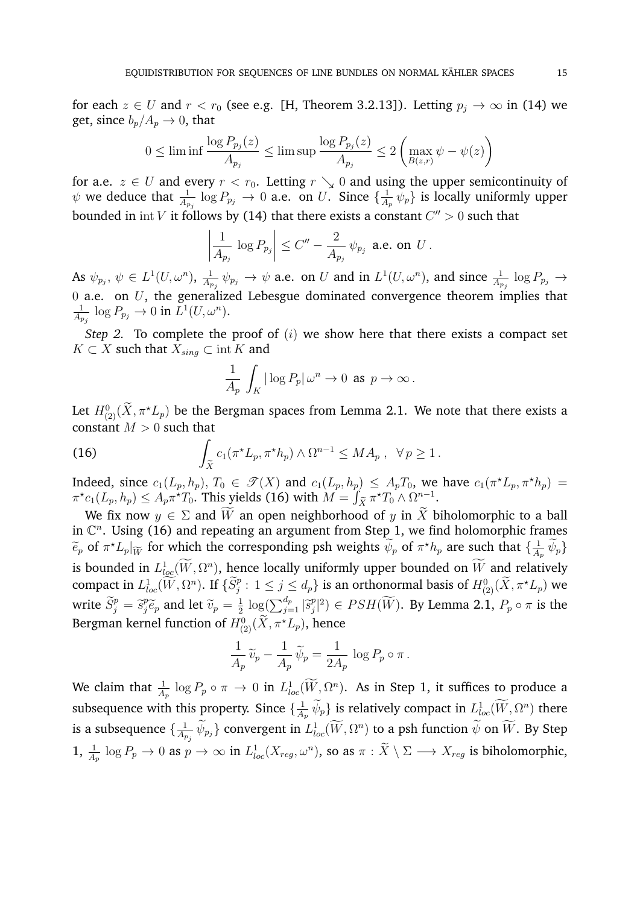for each $z \in U$ and $r < r_0$ (see e.g. [H, Theorem 3.2.13]). Letting $p_j \to \infty$ in (14) we get, since $b_p/A_p \to 0$, that

$$0 \le \liminf \frac{\log P_{p_j}(z)}{A_{p_j}} \le \limsup \frac{\log P_{p_j}(z)}{A_{p_j}} \le 2\left(\max_{B(z,r)} \psi - \psi(z)\right)$$

for a.e. $z \in U$ and every $r < r_0$. Letting $r \searrow 0$ and using the upper semicontinuity of $\psi$ we deduce that $\frac{1}{A_{p_j}} \log P_{p_j} \to 0$ a.e. on $U$. Since $\{\frac{1}{A_p}\,\psi_p\}$ is locally uniformly upper bounded in $\operatorname{int} V$ it follows by (14) that there exists a constant $C'' > 0$ such that

$$\left|\frac{1}{A_{p_j}}\,\log P_{p_j}\right| \le C'' - \frac{2}{A_{p_j}}\,\psi_{p_j} \text{ a.e. on } U\,.$$

As $\psi_{p_j},\ \psi \in L^1(U,\omega^n)$, $\frac{1}{A_{p_j}}\,\psi_{p_j} \to \psi$ a.e. on $U$ and in $L^1(U,\omega^n)$, and since $\frac{1}{A_{p_j}}\,\log P_{p_j} \to 0$ a.e. on $U$, the generalized Lebesgue dominated convergence theorem implies that $\frac{1}{A_{p_j}}\,\log P_{p_j} \to 0$ in $L^1(U,\omega^n)$.

*Step 2.* To complete the proof of $(i)$ we show here that there exists a compact set $K \subset X$ such that $X_{sing} \subset \operatorname{int} K$ and

$$\frac{1}{A_p}\int_K |\log P_p|\,\omega^n \to 0 \text{ as } p \to \infty\,.$$

Let $H^0_{(2)}(\widetilde{X},\pi^\star L_p)$ be the Bergman spaces from Lemma 2.1. We note that there exists a constant $M > 0$ such that

$$\int_{\widetilde{X}} c_1(\pi^\star L_p,\pi^\star h_p) \wedge \Omega^{n-1} \le M A_p\,,\ \ \forall\, p \ge 1\,. \tag{16}$$

Indeed, since $c_1(L_p,h_p),\, T_0 \in \mathscr{T}(X)$ and $c_1(L_p,h_p) \le A_p T_0$, we have $c_1(\pi^\star L_p,\pi^\star h_p) = \pi^\star c_1(L_p,h_p) \le A_p \pi^\star T_0$. This yields (16) with $M = \int_{\widetilde{X}} \pi^\star T_0 \wedge \Omega^{n-1}$.

We fix now $y \in \Sigma$ and $\widetilde{W}$ an open neighborhood of $y$ in $\widetilde{X}$ biholomorphic to a ball in $\mathbb{C}^n$. Using (16) and repeating an argument from Step 1, we find holomorphic frames $\widetilde{e}_p$ of $\pi^\star L_p|_{\widetilde{W}}$ for which the corresponding psh weights $\widetilde{\psi}_p$ of $\pi^\star h_p$ are such that $\{\frac{1}{A_p}\,\widetilde{\psi}_p\}$ is bounded in $L^1_{loc}(\widetilde{W},\Omega^n)$, hence locally uniformly upper bounded on $\widetilde{W}$ and relatively compact in $L^1_{loc}(\widetilde{W},\Omega^n)$. If $\{\widetilde{S}^p_j : 1 \le j \le d_p\}$ is an orthonormal basis of $H^0_{(2)}(\widetilde{X},\pi^\star L_p)$ we write $\widetilde{S}^p_j = \widetilde{s}^p_j \widetilde{e}_p$ and let $\widetilde{v}_p = \frac{1}{2}\log(\sum_{j=1}^{d_p}|\widetilde{s}^p_j|^2) \in PSH(\widetilde{W})$. By Lemma 2.1, $P_p \circ \pi$ is the Bergman kernel function of $H^0_{(2)}(\widetilde{X},\pi^\star L_p)$, hence

$$\frac{1}{A_p}\,\widetilde{v}_p - \frac{1}{A_p}\,\widetilde{\psi}_p = \frac{1}{2A_p}\,\log P_p \circ \pi\,.$$

We claim that $\frac{1}{A_p}\,\log P_p \circ \pi \to 0$ in $L^1_{loc}(\widetilde{W},\Omega^n)$. As in Step 1, it suffices to produce a subsequence with this property. Since $\{\frac{1}{A_p}\,\widetilde{\psi}_p\}$ is relatively compact in $L^1_{loc}(\widetilde{W},\Omega^n)$ there is a subsequence $\{\frac{1}{A_{p_j}}\,\widetilde{\psi}_{p_j}\}$ convergent in $L^1_{loc}(\widetilde{W},\Omega^n)$ to a psh function $\widetilde{\psi}$ on $\widetilde{W}$. By Step 1, $\frac{1}{A_p}\,\log P_p \to 0$ as $p \to \infty$ in $L^1_{loc}(X_{reg},\omega^n)$, so as $\pi : \widetilde{X}\setminus\Sigma \longrightarrow X_{reg}$ is biholomorphic,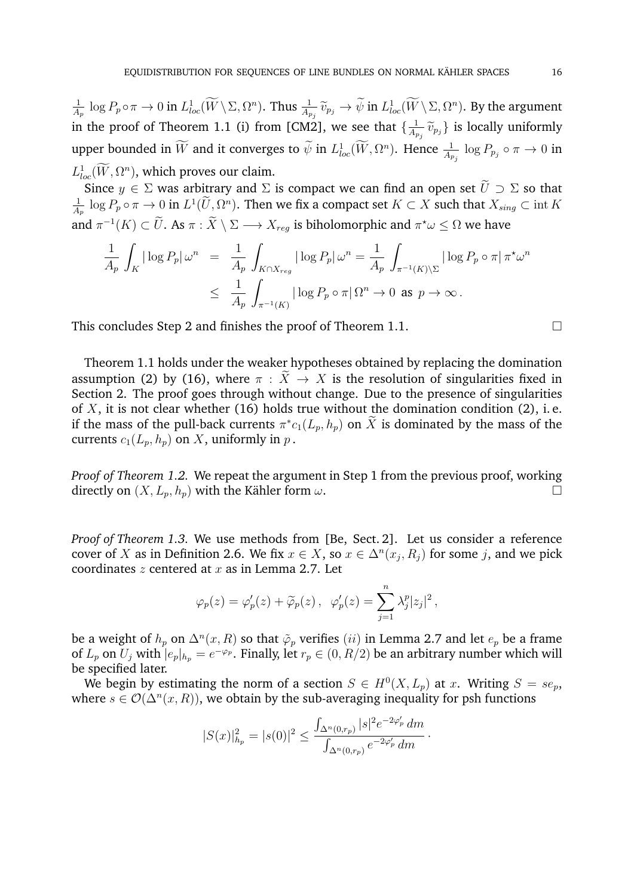$\frac{1}{A_p}\log P_p\circ\pi\to 0$ in $L^1_{loc}(\widetilde{W}\setminus\Sigma,\Omega^n)$. Thus $\frac{1}{A_{p_j}}\widetilde{v}_{p_j}\to\widetilde{\psi}$ in $L^1_{loc}(\widetilde{W}\setminus\Sigma,\Omega^n)$. By the argument in the proof of Theorem 1.1 (i) from [CM2], we see that $\{\frac{1}{A_{p_j}}\widetilde{v}_{p_j}\}$ is locally uniformly upper bounded in $\widetilde{W}$ and it converges to $\widetilde{\psi}$ in $L^1_{loc}(\widetilde{W},\Omega^n)$. Hence $\frac{1}{A_{p_j}}\log P_{p_j}\circ\pi\to 0$ in $L^1_{loc}(\widetilde{W},\Omega^n)$, which proves our claim.

Since $y\in\Sigma$ was arbitrary and $\Sigma$ is compact we can find an open set $\widetilde{U}\supset\Sigma$ so that $\frac{1}{A_p}\log P_p\circ\pi\to 0$ in $L^1(\widetilde{U},\Omega^n)$. Then we fix a compact set $K\subset X$ such that $X_{sing}\subset\operatorname{int}K$ and $\pi^{-1}(K)\subset\widetilde{U}$. As $\pi:\widetilde{X}\setminus\Sigma\longrightarrow X_{reg}$ is biholomorphic and $\pi^\star\omega\leq\Omega$ we have

$$
\begin{aligned}
\frac{1}{A_p}\int_K|\log P_p|\,\omega^n &= \frac{1}{A_p}\int_{K\cap X_{reg}}|\log P_p|\,\omega^n=\frac{1}{A_p}\int_{\pi^{-1}(K)\setminus\Sigma}|\log P_p\circ\pi|\,\pi^\star\omega^n\\
&\leq \frac{1}{A_p}\int_{\pi^{-1}(K)}|\log P_p\circ\pi|\,\Omega^n\to 0\ \text{ as }\ p\to\infty\,.
\end{aligned}
$$

This concludes Step 2 and finishes the proof of Theorem 1.1. $\square$

Theorem 1.1 holds under the weaker hypotheses obtained by replacing the domination assumption (2) by (16), where $\pi:\widetilde{X}\to X$ is the resolution of singularities fixed in Section 2. The proof goes through without change. Due to the presence of singularities of $X$, it is not clear whether (16) holds true without the domination condition (2), i. e. if the mass of the pull-back currents $\pi^*c_1(L_p,h_p)$ on $\widetilde{X}$ is dominated by the mass of the currents $c_1(L_p,h_p)$ on $X$, uniformly in $p$.

*Proof of Theorem 1.2.* We repeat the argument in Step 1 from the previous proof, working directly on $(X,L_p,h_p)$ with the Kähler form $\omega$. $\square$

*Proof of Theorem 1.3.* We use methods from [Be, Sect. 2]. Let us consider a reference cover of $X$ as in Definition 2.6. We fix $x\in X$, so $x\in\Delta^n(x_j,R_j)$ for some $j$, and we pick coordinates $z$ centered at $x$ as in Lemma 2.7. Let

$$
\varphi_p(z)=\varphi'_p(z)+\widetilde{\varphi}_p(z)\,,\ \ \varphi'_p(z)=\sum_{j=1}^n\lambda_j^p|z_j|^2\,,
$$

be a weight of $h_p$ on $\Delta^n(x,R)$ so that $\tilde{\varphi}_p$ verifies $(ii)$ in Lemma 2.7 and let $e_p$ be a frame of $L_p$ on $U_j$ with $|e_p|_{h_p}=e^{-\varphi_p}$. Finally, let $r_p\in(0,R/2)$ be an arbitrary number which will be specified later.

We begin by estimating the norm of a section $S\in H^0(X,L_p)$ at $x$. Writing $S=se_p$, where $s\in\mathcal{O}(\Delta^n(x,R))$, we obtain by the sub-averaging inequality for psh functions

$$
|S(x)|^2_{h_p}=|s(0)|^2\leq\frac{\int_{\Delta^n(0,r_p)}|s|^2e^{-2\varphi'_p}\,dm}{\int_{\Delta^n(0,r_p)}e^{-2\varphi'_p}\,dm}\,.
$$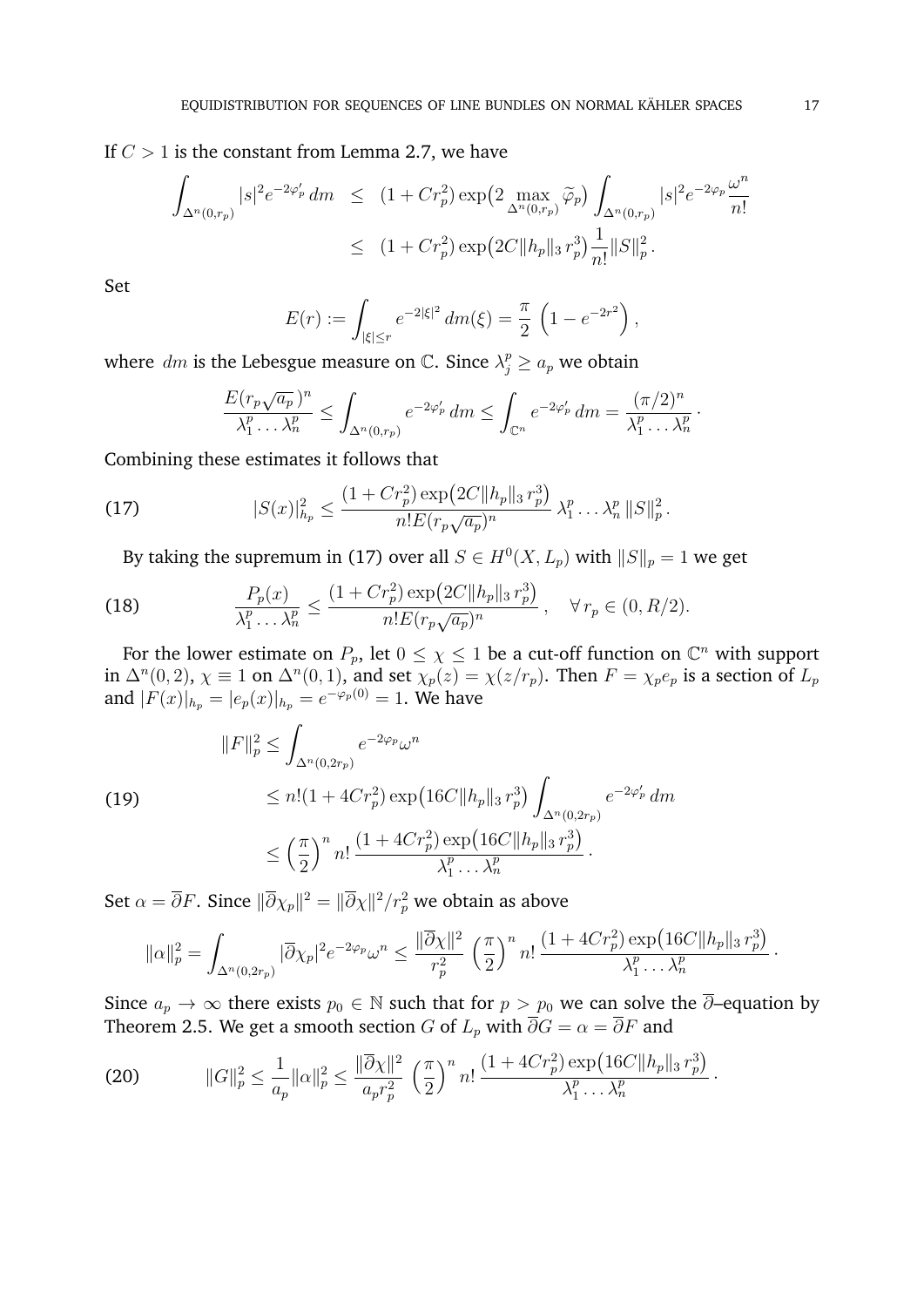If $C > 1$ is the constant from Lemma 2.7, we have

$$\begin{aligned}
\int_{\Delta^n(0,r_p)} |s|^2 e^{-2\varphi_p'}\, dm &\leq (1 + Cr_p^2) \exp\big(2 \max_{\Delta^n(0,r_p)} \widetilde{\varphi}_p\big) \int_{\Delta^n(0,r_p)} |s|^2 e^{-2\varphi_p} \frac{\omega^n}{n!} \\
&\leq (1 + Cr_p^2) \exp\big(2C\|h_p\|_3\, r_p^3\big) \frac{1}{n!} \|S\|_p^2 .
\end{aligned}$$

Set

$$E(r) := \int_{|\xi| \leq r} e^{-2|\xi|^2}\, dm(\xi) = \frac{\pi}{2}\, \left(1 - e^{-2r^2}\right),$$

where $dm$ is the Lebesgue measure on $\mathbb{C}$. Since $\lambda_j^p \geq a_p$ we obtain

$$\frac{E(r_p\sqrt{a_p}\,)^n}{\lambda_1^p \dots \lambda_n^p} \leq \int_{\Delta^n(0,r_p)} e^{-2\varphi_p'}\, dm \leq \int_{\mathbb{C}^n} e^{-2\varphi_p'}\, dm = \frac{(\pi/2)^n}{\lambda_1^p \dots \lambda_n^p} \, .$$

Combining these estimates it follows that

$$|S(x)|_{h_p}^2 \leq \frac{(1 + Cr_p^2) \exp\big(2C\|h_p\|_3\, r_p^3\big)}{n! E(r_p\sqrt{a_p}\,)^n}\, \lambda_1^p \dots \lambda_n^p\, \|S\|_p^2 . \tag{17}$$

By taking the supremum in (17) over all $S \in H^0(X, L_p)$ with $\|S\|_p = 1$ we get

$$\frac{P_p(x)}{\lambda_1^p \dots \lambda_n^p} \leq \frac{(1 + Cr_p^2) \exp\big(2C\|h_p\|_3\, r_p^3\big)}{n! E(r_p\sqrt{a_p}\,)^n}\, , \quad \forall\, r_p \in (0, R/2). \tag{18}$$

For the lower estimate on $P_p$, let $0 \leq \chi \leq 1$ be a cut-off function on $\mathbb{C}^n$ with support in $\Delta^n(0,2)$, $\chi \equiv 1$ on $\Delta^n(0,1)$, and set $\chi_p(z) = \chi(z/r_p)$. Then $F = \chi_p e_p$ is a section of $L_p$ and $|F(x)|_{h_p} = |e_p(x)|_{h_p} = e^{-\varphi_p(0)} = 1$. We have

$$\begin{aligned}
\|F\|_p^2 &\leq \int_{\Delta^n(0,2r_p)} e^{-2\varphi_p} \omega^n \\
&\leq n!(1 + 4Cr_p^2) \exp\big(16C\|h_p\|_3\, r_p^3\big) \int_{\Delta^n(0,2r_p)} e^{-2\varphi_p'}\, dm \\
&\leq \Big(\frac{\pi}{2}\Big)^n n!\, \frac{(1 + 4Cr_p^2) \exp\big(16C\|h_p\|_3\, r_p^3\big)}{\lambda_1^p \dots \lambda_n^p} \, .
\end{aligned} \tag{19}$$

Set $\alpha = \overline{\partial} F$. Since $\|\overline{\partial}\chi_p\|^2 = \|\overline{\partial}\chi\|^2/r_p^2$ we obtain as above

$$\|\alpha\|_p^2 = \int_{\Delta^n(0,2r_p)} |\overline{\partial}\chi_p|^2 e^{-2\varphi_p} \omega^n \leq \frac{\|\overline{\partial}\chi\|^2}{r_p^2}\, \Big(\frac{\pi}{2}\Big)^n n!\, \frac{(1 + 4Cr_p^2) \exp\big(16C\|h_p\|_3\, r_p^3\big)}{\lambda_1^p \dots \lambda_n^p} \, .$$

Since $a_p \to \infty$ there exists $p_0 \in \mathbb{N}$ such that for $p > p_0$ we can solve the $\overline{\partial}$–equation by Theorem 2.5. We get a smooth section $G$ of $L_p$ with $\overline{\partial} G = \alpha = \overline{\partial} F$ and

$$\|G\|_p^2 \leq \frac{1}{a_p} \|\alpha\|_p^2 \leq \frac{\|\overline{\partial}\chi\|^2}{a_p r_p^2}\, \Big(\frac{\pi}{2}\Big)^n n!\, \frac{(1 + 4Cr_p^2) \exp\big(16C\|h_p\|_3\, r_p^3\big)}{\lambda_1^p \dots \lambda_n^p} \, . \tag{20}$$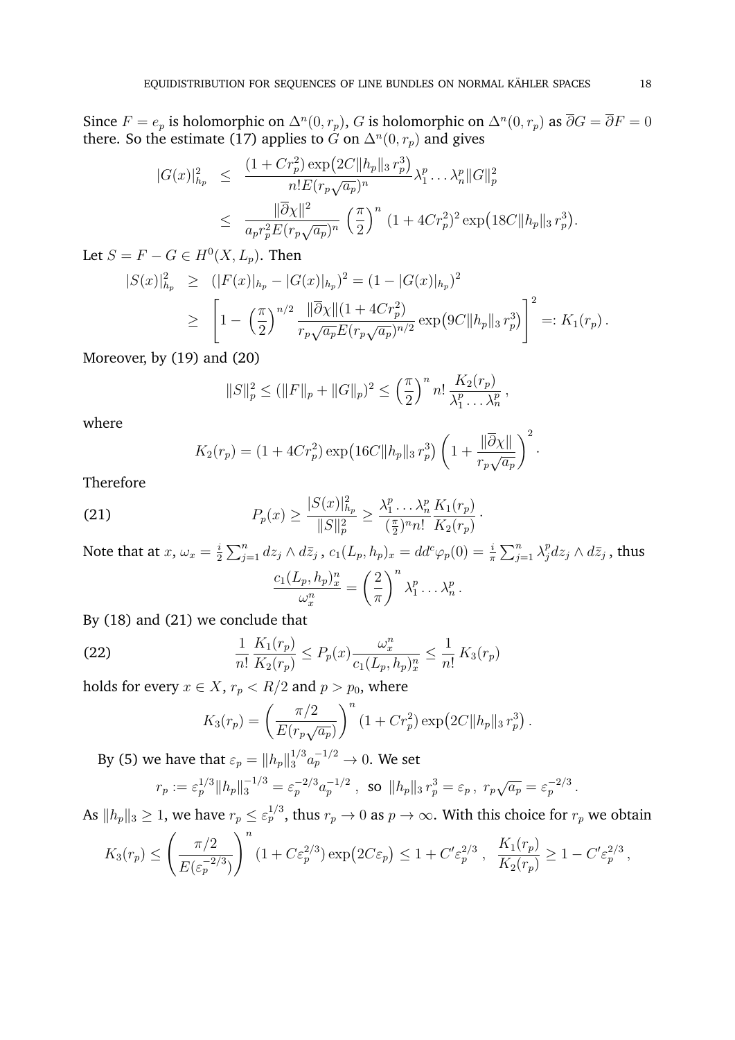Since $F = e_p$ is holomorphic on $\Delta^n(0, r_p)$, $G$ is holomorphic on $\Delta^n(0, r_p)$ as $\overline{\partial} G = \overline{\partial} F = 0$ there. So the estimate (17) applies to $G$ on $\Delta^n(0, r_p)$ and gives

$$
\begin{aligned}
|G(x)|^2_{h_p} &\leq \frac{(1 + Cr_p^2)\exp\big(2C\|h_p\|_3\, r_p^3\big)}{n! E(r_p\sqrt{a_p})^n} \lambda_1^p \dots \lambda_n^p \|G\|_p^2 \\
&\leq \frac{\|\overline{\partial}\chi\|^2}{a_p r_p^2 E(r_p\sqrt{a_p})^n} \left(\frac{\pi}{2}\right)^n (1 + 4Cr_p^2)^2 \exp\big(18C\|h_p\|_3\, r_p^3\big).
\end{aligned}
$$

Let $S = F - G \in H^0(X, L_p)$. Then

$$
\begin{aligned}
|S(x)|^2_{h_p} &\geq (|F(x)|_{h_p} - |G(x)|_{h_p})^2 = (1 - |G(x)|_{h_p})^2 \\
&\geq \left[1 - \left(\frac{\pi}{2}\right)^{n/2} \frac{\|\overline{\partial}\chi\|(1 + 4Cr_p^2)}{r_p\sqrt{a_p} E(r_p\sqrt{a_p})^{n/2}} \exp\big(9C\|h_p\|_3\, r_p^3\big)\right]^2 =: K_1(r_p)\,.
\end{aligned}
$$

Moreover, by (19) and (20)

$$
\|S\|_p^2 \leq (\|F\|_p + \|G\|_p)^2 \leq \left(\frac{\pi}{2}\right)^n n!\, \frac{K_2(r_p)}{\lambda_1^p \dots \lambda_n^p}\,,
$$

where

$$
K_2(r_p) = (1 + 4Cr_p^2)\exp\big(16C\|h_p\|_3\, r_p^3\big)\left(1 + \frac{\|\overline{\partial}\chi\|}{r_p\sqrt{a_p}}\right)^2.
$$

Therefore

$$
P_p(x) \geq \frac{|S(x)|^2_{h_p}}{\|S\|_p^2} \geq \frac{\lambda_1^p \dots \lambda_n^p}{(\frac{\pi}{2})^n n!} \frac{K_1(r_p)}{K_2(r_p)}\,. \tag{21}
$$

Note that at $x$, $\omega_x = \frac{i}{2}\sum_{j=1}^n dz_j \wedge d\bar{z}_j$, $c_1(L_p, h_p)_x = dd^c\varphi_p(0) = \frac{i}{\pi}\sum_{j=1}^n \lambda_j^p dz_j \wedge d\bar{z}_j$, thus

$$
\frac{c_1(L_p, h_p)_x^n}{\omega_x^n} = \left(\frac{2}{\pi}\right)^n \lambda_1^p \dots \lambda_n^p\,.
$$

By (18) and (21) we conclude that

$$
\frac{1}{n!}\frac{K_1(r_p)}{K_2(r_p)} \leq P_p(x)\frac{\omega_x^n}{c_1(L_p, h_p)_x^n} \leq \frac{1}{n!}\, K_3(r_p) \tag{22}
$$

holds for every $x \in X$, $r_p < R/2$ and $p > p_0$, where

$$
K_3(r_p) = \left(\frac{\pi/2}{E(r_p\sqrt{a_p})}\right)^n (1 + Cr_p^2)\exp\big(2C\|h_p\|_3\, r_p^3\big)\,.
$$

By (5) we have that $\varepsilon_p = \|h_p\|_3^{1/3} a_p^{-1/2} \to 0$. We set

$$
r_p := \varepsilon_p^{1/3}\|h_p\|_3^{-1/3} = \varepsilon_p^{-2/3} a_p^{-1/2}\,, \text{ so } \|h_p\|_3\, r_p^3 = \varepsilon_p\,,\; r_p\sqrt{a_p} = \varepsilon_p^{-2/3}\,.
$$

As $\|h_p\|_3 \geq 1$, we have $r_p \leq \varepsilon_p^{1/3}$, thus $r_p \to 0$ as $p \to \infty$. With this choice for $r_p$ we obtain

$$
K_3(r_p) \leq \left(\frac{\pi/2}{E(\varepsilon_p^{-2/3})}\right)^n (1 + C\varepsilon_p^{2/3})\exp\big(2C\varepsilon_p\big) \leq 1 + C'\varepsilon_p^{2/3}\,,\;\; \frac{K_1(r_p)}{K_2(r_p)} \geq 1 - C'\varepsilon_p^{2/3}\,,
$$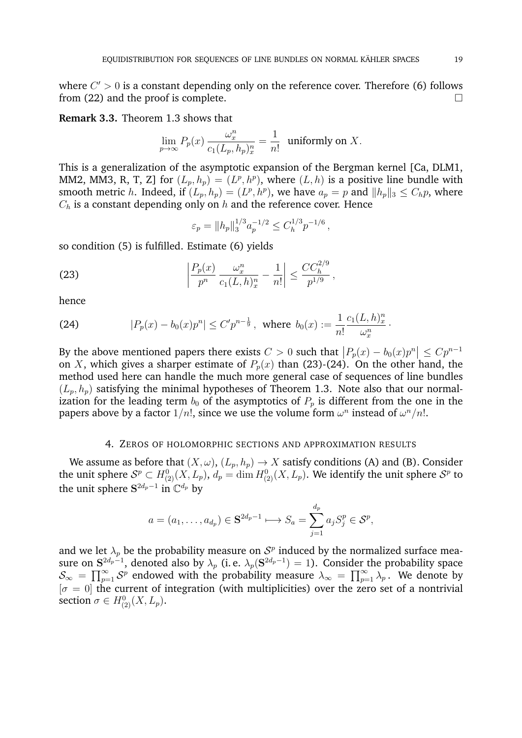where $C' > 0$ is a constant depending only on the reference cover. Therefore (6) follows from (22) and the proof is complete. $\square$

**Remark 3.3.** Theorem 1.3 shows that

$$\lim_{p\to\infty} P_p(x)\,\frac{\omega_x^n}{c_1(L_p,h_p)_x^n} = \frac{1}{n!} \quad \text{uniformly on } X.$$

This is a generalization of the asymptotic expansion of the Bergman kernel [Ca, DLM1, MM2, MM3, R, T, Z] for $(L_p,h_p) = (L^p,h^p)$, where $(L,h)$ is a positive line bundle with smooth metric $h$. Indeed, if $(L_p,h_p) = (L^p,h^p)$, we have $a_p = p$ and $\|h_p\|_3 \leq C_h p$, where $C_h$ is a constant depending only on $h$ and the reference cover. Hence

$$\varepsilon_p = \|h_p\|_3^{1/3} a_p^{-1/2} \leq C_h^{1/3} p^{-1/6}\,,$$

so condition (5) is fulfilled. Estimate (6) yields

$$\left|\frac{P_p(x)}{p^n}\,\frac{\omega_x^n}{c_1(L,h)_x^n} - \frac{1}{n!}\right| \leq \frac{CC_h^{2/9}}{p^{1/9}}\,, \tag{23}$$

hence

$$|P_p(x) - b_0(x)p^n| \leq C' p^{n-\frac{1}{9}}\,, \ \text{ where } b_0(x) := \frac{1}{n!}\,\frac{c_1(L,h)_x^n}{\omega_x^n}\,. \tag{24}$$

By the above mentioned papers there exists $C > 0$ such that $\left|P_p(x) - b_0(x)p^n\right| \leq Cp^{n-1}$ on $X$, which gives a sharper estimate of $P_p(x)$ than (23)-(24). On the other hand, the method used here can handle the much more general case of sequences of line bundles $(L_p,h_p)$ satisfying the minimal hypotheses of Theorem 1.3. Note also that our normalization for the leading term $b_0$ of the asymptotics of $P_p$ is different from the one in the papers above by a factor $1/n!$, since we use the volume form $\omega^n$ instead of $\omega^n/n!$.

## 4. Zeros of holomorphic sections and approximation results

We assume as before that $(X,\omega)$, $(L_p,h_p) \to X$ satisfy conditions (A) and (B). Consider the unit sphere $\mathcal{S}^p \subset H^0_{(2)}(X,L_p)$, $d_p = \dim H^0_{(2)}(X,L_p)$. We identify the unit sphere $\mathcal{S}^p$ to the unit sphere $\mathbf{S}^{2d_p-1}$ in $\mathbb{C}^{d_p}$ by

$$a = (a_1,\ldots,a_{d_p}) \in \mathbf{S}^{2d_p-1} \longmapsto S_a = \sum_{j=1}^{d_p} a_j S_j^p \in \mathcal{S}^p,$$

and we let $\lambda_p$ be the probability measure on $\mathcal{S}^p$ induced by the normalized surface measure on $\mathbf{S}^{2d_p-1}$, denoted also by $\lambda_p$ (i. e. $\lambda_p(\mathbf{S}^{2d_p-1}) = 1$). Consider the probability space $\mathcal{S}_\infty = \prod_{p=1}^\infty \mathcal{S}^p$ endowed with the probability measure $\lambda_\infty = \prod_{p=1}^\infty \lambda_p$. We denote by $[\sigma = 0]$ the current of integration (with multiplicities) over the zero set of a nontrivial section $\sigma \in H^0_{(2)}(X,L_p)$.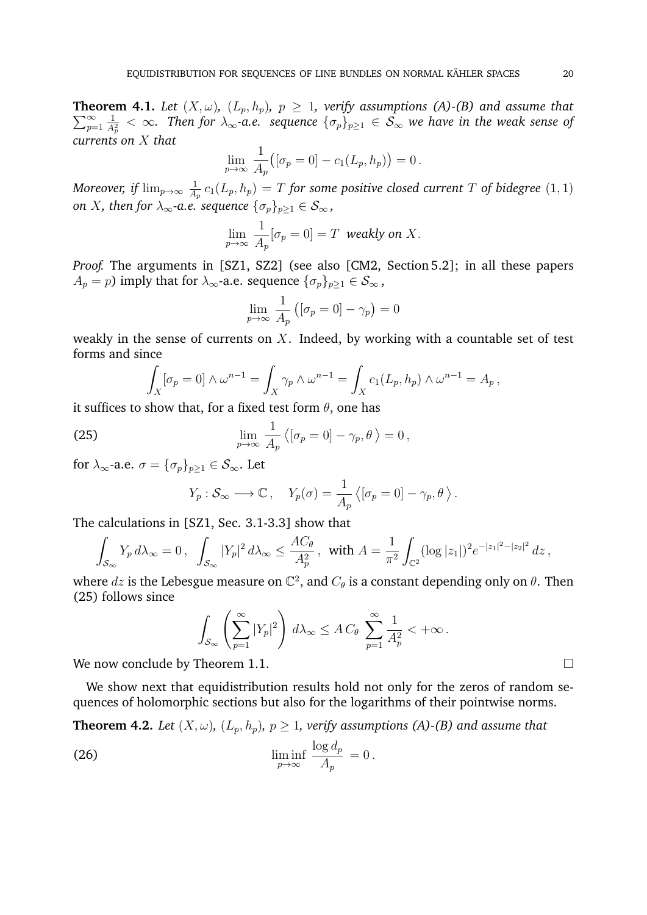**Theorem 4.1.** *Let $(X,\omega)$, $(L_p,h_p)$, $p\geq 1$, verify assumptions (A)-(B) and assume that $\sum_{p=1}^\infty \frac{1}{A_p^2}<\infty$. Then for $\lambda_\infty$-a.e. sequence $\{\sigma_p\}_{p\geq 1}\in\mathcal{S}_\infty$ we have in the weak sense of currents on $X$ that*

$$\lim_{p\to\infty}\frac{1}{A_p}\big([\sigma_p=0]-c_1(L_p,h_p)\big)=0\,.$$

*Moreover, if $\lim_{p\to\infty}\frac{1}{A_p}\,c_1(L_p,h_p)=T$ for some positive closed current $T$ of bidegree $(1,1)$ on $X$, then for $\lambda_\infty$-a.e. sequence $\{\sigma_p\}_{p\geq 1}\in\mathcal{S}_\infty$,*

$$\lim_{p\to\infty}\frac{1}{A_p}[\sigma_p=0]=T\ \text{ weakly on } X.$$

*Proof.* The arguments in [SZ1, SZ2] (see also [CM2, Section 5.2]; in all these papers $A_p=p$) imply that for $\lambda_\infty$-a.e. sequence $\{\sigma_p\}_{p\geq 1}\in\mathcal{S}_\infty$,

$$\lim_{p\to\infty}\frac{1}{A_p}\big([\sigma_p=0]-\gamma_p\big)=0$$

weakly in the sense of currents on $X$. Indeed, by working with a countable set of test forms and since

$$\int_X[\sigma_p=0]\wedge\omega^{n-1}=\int_X\gamma_p\wedge\omega^{n-1}=\int_X c_1(L_p,h_p)\wedge\omega^{n-1}=A_p\,,$$

it suffices to show that, for a fixed test form $\theta$, one has

$$\lim_{p\to\infty}\frac{1}{A_p}\big\langle[\sigma_p=0]-\gamma_p,\theta\big\rangle=0\,, \tag{25}$$

for $\lambda_\infty$-a.e. $\sigma=\{\sigma_p\}_{p\geq 1}\in\mathcal{S}_\infty$. Let

$$Y_p:\mathcal{S}_\infty\longrightarrow\mathbb{C}\,,\quad Y_p(\sigma)=\frac{1}{A_p}\big\langle[\sigma_p=0]-\gamma_p,\theta\big\rangle\,.$$

The calculations in [SZ1, Sec. 3.1-3.3] show that

$$\int_{\mathcal{S}_\infty}Y_p\,d\lambda_\infty=0\,,\ \int_{\mathcal{S}_\infty}|Y_p|^2\,d\lambda_\infty\leq\frac{AC_\theta}{A_p^2}\,,\ \text{ with } A=\frac{1}{\pi^2}\int_{\mathbb{C}^2}(\log|z_1|)^2e^{-|z_1|^2-|z_2|^2}\,dz\,,$$

where $dz$ is the Lebesgue measure on $\mathbb{C}^2$, and $C_\theta$ is a constant depending only on $\theta$. Then (25) follows since

$$\int_{\mathcal{S}_\infty}\left(\sum_{p=1}^\infty|Y_p|^2\right)\,d\lambda_\infty\leq A\,C_\theta\,\sum_{p=1}^\infty\frac{1}{A_p^2}<+\infty\,.$$

We now conclude by Theorem 1.1. $\square$

We show next that equidistribution results hold not only for the zeros of random sequences of holomorphic sections but also for the logarithms of their pointwise norms.

**Theorem 4.2.** *Let $(X,\omega)$, $(L_p,h_p)$, $p\geq 1$, verify assumptions (A)-(B) and assume that*

$$\liminf_{p\to\infty}\frac{\log d_p}{A_p}=0\,. \tag{26}$$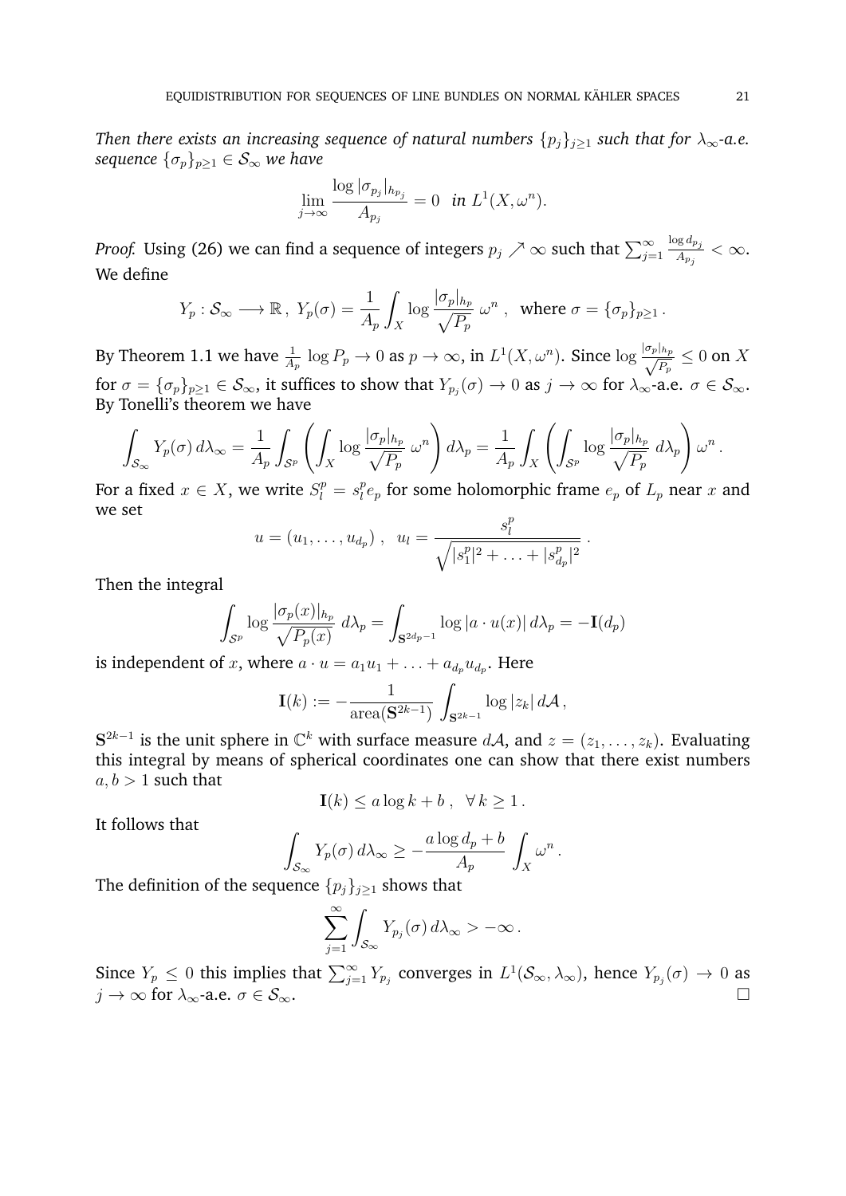*Then there exists an increasing sequence of natural numbers $\{p_j\}_{j\geq 1}$ such that for $\lambda_\infty$-a.e. sequence $\{\sigma_p\}_{p\geq 1} \in \mathcal{S}_\infty$ we have*

$$\lim_{j\to\infty} \frac{\log |\sigma_{p_j}|_{h_{p_j}}}{A_{p_j}} = 0 \quad \textit{in } L^1(X, \omega^n).$$

*Proof.* Using (26) we can find a sequence of integers $p_j \nearrow \infty$ such that $\sum_{j=1}^\infty \frac{\log d_{p_j}}{A_{p_j}} < \infty$. We define

$$Y_p : \mathcal{S}_\infty \longrightarrow \mathbb{R}\,,\ Y_p(\sigma) = \frac{1}{A_p} \int_X \log \frac{|\sigma_p|_{h_p}}{\sqrt{P_p}}\, \omega^n\ ,\ \text{ where } \sigma = \{\sigma_p\}_{p\geq 1}\,.$$

By Theorem 1.1 we have $\frac{1}{A_p} \log P_p \to 0$ as $p \to \infty$, in $L^1(X, \omega^n)$. Since $\log \frac{|\sigma_p|_{h_p}}{\sqrt{P_p}} \leq 0$ on $X$ for $\sigma = \{\sigma_p\}_{p\geq 1} \in \mathcal{S}_\infty$, it suffices to show that $Y_{p_j}(\sigma) \to 0$ as $j \to \infty$ for $\lambda_\infty$-a.e. $\sigma \in \mathcal{S}_\infty$. By Tonelli's theorem we have

$$\int_{\mathcal{S}_\infty} Y_p(\sigma)\, d\lambda_\infty = \frac{1}{A_p} \int_{\mathcal{S}^p} \left( \int_X \log \frac{|\sigma_p|_{h_p}}{\sqrt{P_p}}\, \omega^n \right) d\lambda_p = \frac{1}{A_p} \int_X \left( \int_{\mathcal{S}^p} \log \frac{|\sigma_p|_{h_p}}{\sqrt{P_p}}\, d\lambda_p \right) \omega^n\,.$$

For a fixed $x \in X$, we write $S^p_l = s^p_l e_p$ for some holomorphic frame $e_p$ of $L_p$ near $x$ and we set

$$u = (u_1, \ldots, u_{d_p})\ ,\ \ u_l = \frac{s^p_l}{\sqrt{|s^p_1|^2 + \ldots + |s^p_{d_p}|^2}}\,.$$

Then the integral

$$\int_{\mathcal{S}^p} \log \frac{|\sigma_p(x)|_{h_p}}{\sqrt{P_p(x)}}\, d\lambda_p = \int_{\mathbf{S}^{2d_p-1}} \log |a \cdot u(x)|\, d\lambda_p = -\mathbf{I}(d_p)$$

is independent of $x$, where $a \cdot u = a_1 u_1 + \ldots + a_{d_p} u_{d_p}$. Here

$$\mathbf{I}(k) := -\frac{1}{\operatorname{area}(\mathbf{S}^{2k-1})} \int_{\mathbf{S}^{2k-1}} \log |z_k|\, d\mathcal{A}\,,$$

$\mathbf{S}^{2k-1}$ is the unit sphere in $\mathbb{C}^k$ with surface measure $d\mathcal{A}$, and $z = (z_1, \ldots, z_k)$. Evaluating this integral by means of spherical coordinates one can show that there exist numbers $a, b > 1$ such that

$$\mathbf{I}(k) \leq a \log k + b\ ,\ \ \forall\, k \geq 1\,.$$

It follows that

$$\int_{\mathcal{S}_\infty} Y_p(\sigma)\, d\lambda_\infty \geq -\frac{a \log d_p + b}{A_p} \int_X \omega^n\,.$$

The definition of the sequence $\{p_j\}_{j\geq 1}$ shows that

$$\sum_{j=1}^\infty \int_{\mathcal{S}_\infty} Y_{p_j}(\sigma)\, d\lambda_\infty > -\infty\,.$$

Since $Y_p \leq 0$ this implies that $\sum_{j=1}^\infty Y_{p_j}$ converges in $L^1(\mathcal{S}_\infty, \lambda_\infty)$, hence $Y_{p_j}(\sigma) \to 0$ as $j \to \infty$ for $\lambda_\infty$-a.e. $\sigma \in \mathcal{S}_\infty$. $\square$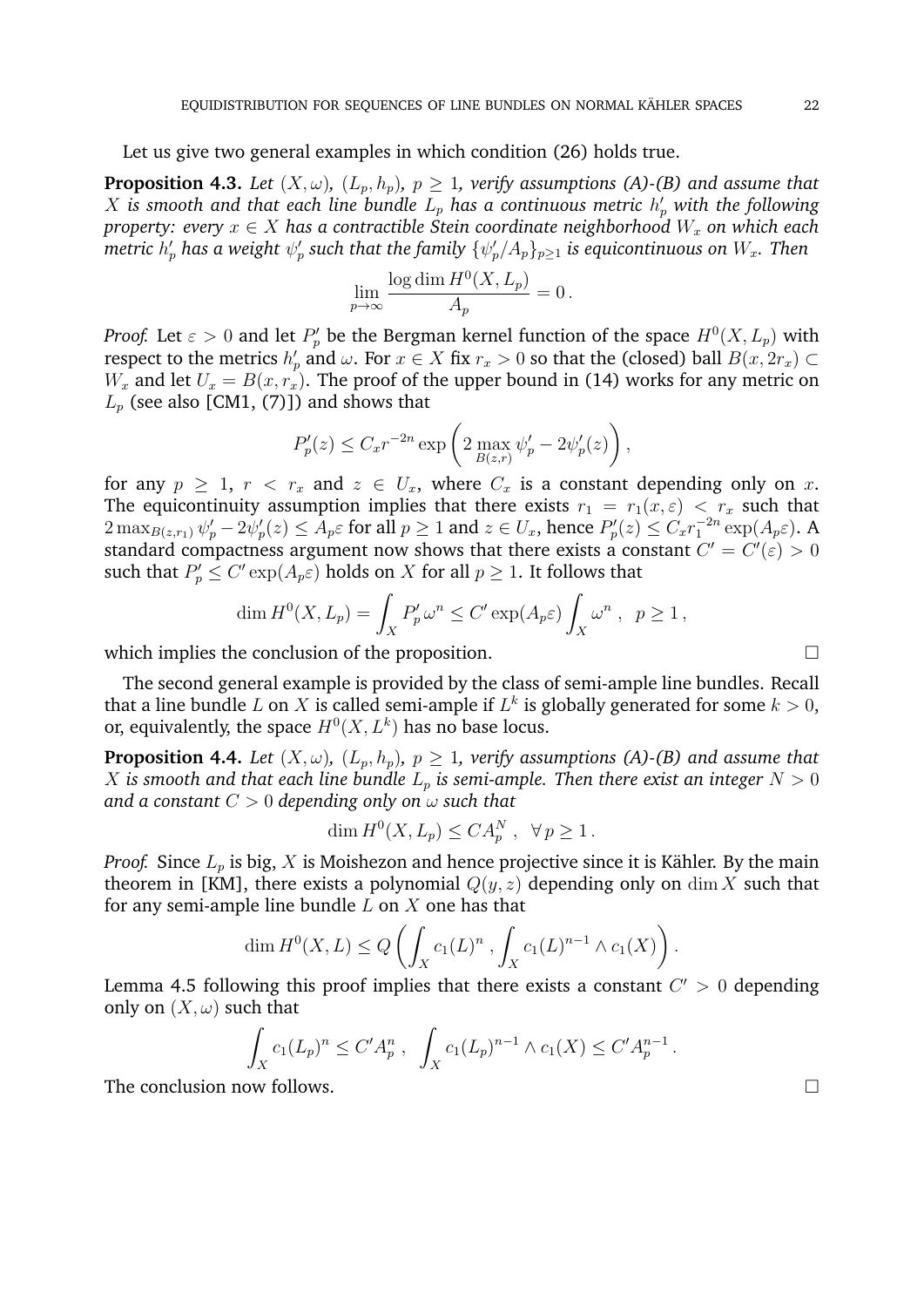Let us give two general examples in which condition (26) holds true.

**Proposition 4.3.** *Let $(X,\omega)$, $(L_p,h_p)$, $p\geq 1$, verify assumptions (A)-(B) and assume that $X$ is smooth and that each line bundle $L_p$ has a continuous metric $h_p'$ with the following property: every $x\in X$ has a contractible Stein coordinate neighborhood $W_x$ on which each metric $h_p'$ has a weight $\psi_p'$ such that the family $\{\psi_p'/A_p\}_{p\geq 1}$ is equicontinuous on $W_x$. Then*

$$\lim_{p\to\infty}\frac{\log \dim H^0(X,L_p)}{A_p}=0\,.$$

*Proof.* Let $\varepsilon>0$ and let $P_p'$ be the Bergman kernel function of the space $H^0(X,L_p)$ with respect to the metrics $h_p'$ and $\omega$. For $x\in X$ fix $r_x>0$ so that the (closed) ball $B(x,2r_x)\subset W_x$ and let $U_x=B(x,r_x)$. The proof of the upper bound in (14) works for any metric on $L_p$ (see also [CM1, (7)]) and shows that

$$P_p'(z)\leq C_x r^{-2n}\exp\left(2\max_{B(z,r)}\psi_p'-2\psi_p'(z)\right),$$

for any $p\geq 1$, $r<r_x$ and $z\in U_x$, where $C_x$ is a constant depending only on $x$. The equicontinuity assumption implies that there exists $r_1=r_1(x,\varepsilon)<r_x$ such that $2\max_{B(z,r_1)}\psi_p'-2\psi_p'(z)\leq A_p\varepsilon$ for all $p\geq 1$ and $z\in U_x$, hence $P_p'(z)\leq C_x r_1^{-2n}\exp(A_p\varepsilon)$. A standard compactness argument now shows that there exists a constant $C'=C'(\varepsilon)>0$ such that $P_p'\leq C'\exp(A_p\varepsilon)$ holds on $X$ for all $p\geq 1$. It follows that

$$\dim H^0(X,L_p)=\int_X P_p'\,\omega^n\leq C'\exp(A_p\varepsilon)\int_X\omega^n\ ,\ \ p\geq 1\,,$$

which implies the conclusion of the proposition. ∎

The second general example is provided by the class of semi-ample line bundles. Recall that a line bundle $L$ on $X$ is called semi-ample if $L^k$ is globally generated for some $k>0$, or, equivalently, the space $H^0(X,L^k)$ has no base locus.

**Proposition 4.4.** *Let $(X,\omega)$, $(L_p,h_p)$, $p\geq 1$, verify assumptions (A)-(B) and assume that $X$ is smooth and that each line bundle $L_p$ is semi-ample. Then there exist an integer $N>0$ and a constant $C>0$ depending only on $\omega$ such that*

$$\dim H^0(X,L_p)\leq CA_p^N\ ,\ \ \forall\, p\geq 1\,.$$

*Proof.* Since $L_p$ is big, $X$ is Moishezon and hence projective since it is Kähler. By the main theorem in [KM], there exists a polynomial $Q(y,z)$ depending only on $\dim X$ such that for any semi-ample line bundle $L$ on $X$ one has that

$$\dim H^0(X,L)\leq Q\left(\int_X c_1(L)^n\,,\int_X c_1(L)^{n-1}\wedge c_1(X)\right).$$

Lemma 4.5 following this proof implies that there exists a constant $C'>0$ depending only on $(X,\omega)$ such that

$$\int_X c_1(L_p)^n\leq C'A_p^n\ ,\ \ \int_X c_1(L_p)^{n-1}\wedge c_1(X)\leq C'A_p^{n-1}\,.$$

The conclusion now follows. ∎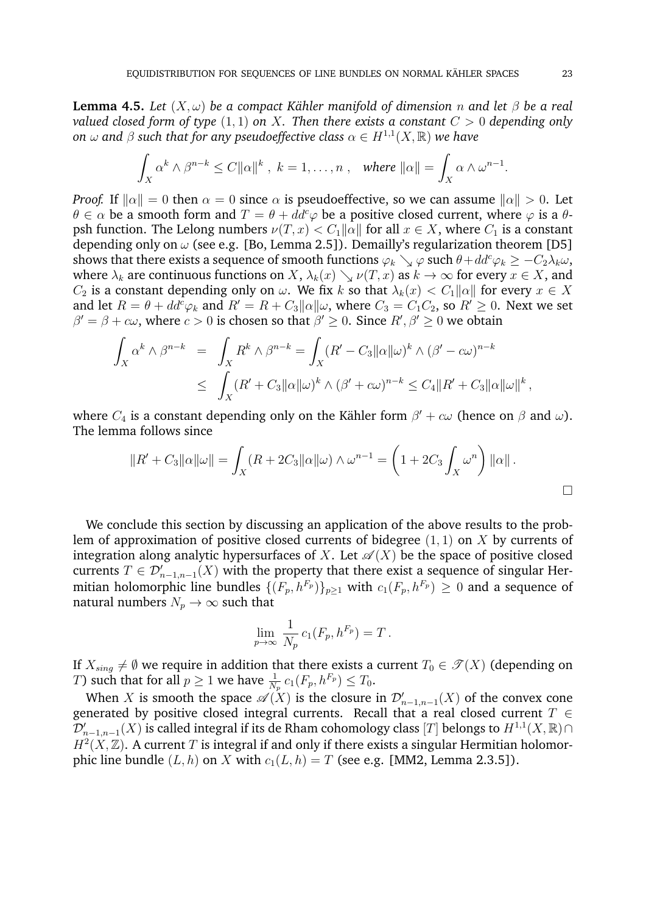**Lemma 4.5.** *Let $(X,\omega)$ be a compact Kähler manifold of dimension $n$ and let $\beta$ be a real valued closed form of type $(1,1)$ on $X$. Then there exists a constant $C>0$ depending only on $\omega$ and $\beta$ such that for any pseudoeffective class $\alpha \in H^{1,1}(X,\mathbb{R})$ we have*

$$\int_X \alpha^k \wedge \beta^{n-k} \leq C\|\alpha\|^k\,,\ k=1,\dots,n\,,\quad \textit{where } \|\alpha\| = \int_X \alpha\wedge\omega^{n-1}.$$

*Proof.* If $\|\alpha\|=0$ then $\alpha=0$ since $\alpha$ is pseudoeffective, so we can assume $\|\alpha\|>0$. Let $\theta\in\alpha$ be a smooth form and $T=\theta+dd^c\varphi$ be a positive closed current, where $\varphi$ is a $\theta$-psh function. The Lelong numbers $\nu(T,x)<C_1\|\alpha\|$ for all $x\in X$, where $C_1$ is a constant depending only on $\omega$ (see e.g. [Bo, Lemma 2.5]). Demailly's regularization theorem [D5] shows that there exists a sequence of smooth functions $\varphi_k\searrow\varphi$ such $\theta+dd^c\varphi_k\geq -C_2\lambda_k\omega$, where $\lambda_k$ are continuous functions on $X$, $\lambda_k(x)\searrow\nu(T,x)$ as $k\to\infty$ for every $x\in X$, and $C_2$ is a constant depending only on $\omega$. We fix $k$ so that $\lambda_k(x)<C_1\|\alpha\|$ for every $x\in X$ and let $R=\theta+dd^c\varphi_k$ and $R'=R+C_3\|\alpha\|\omega$, where $C_3=C_1C_2$, so $R'\geq 0$. Next we set $\beta'=\beta+c\omega$, where $c>0$ is chosen so that $\beta'\geq 0$. Since $R',\beta'\geq 0$ we obtain

$$\begin{aligned}
\int_X \alpha^k\wedge\beta^{n-k} &= \int_X R^k\wedge\beta^{n-k} = \int_X (R'-C_3\|\alpha\|\omega)^k\wedge(\beta'-c\omega)^{n-k} \\
&\leq \int_X (R'+C_3\|\alpha\|\omega)^k\wedge(\beta'+c\omega)^{n-k} \leq C_4\|R'+C_3\|\alpha\|\omega\|^k\,,
\end{aligned}$$

where $C_4$ is a constant depending only on the Kähler form $\beta'+c\omega$ (hence on $\beta$ and $\omega$). The lemma follows since

$$\|R'+C_3\|\alpha\|\omega\| = \int_X (R+2C_3\|\alpha\|\omega)\wedge\omega^{n-1} = \left(1+2C_3\int_X\omega^n\right)\|\alpha\|\,.$$

$\square$

We conclude this section by discussing an application of the above results to the problem of approximation of positive closed currents of bidegree $(1,1)$ on $X$ by currents of integration along analytic hypersurfaces of $X$. Let $\mathscr{A}(X)$ be the space of positive closed currents $T\in\mathcal{D}'_{n-1,n-1}(X)$ with the property that there exist a sequence of singular Hermitian holomorphic line bundles $\{(F_p,h^{F_p})\}_{p\geq 1}$ with $c_1(F_p,h^{F_p})\geq 0$ and a sequence of natural numbers $N_p\to\infty$ such that

$$\lim_{p\to\infty}\frac{1}{N_p}\,c_1(F_p,h^{F_p}) = T\,.$$

If $X_{sing}\neq\emptyset$ we require in addition that there exists a current $T_0\in\mathscr{T}(X)$ (depending on $T$) such that for all $p\geq 1$ we have $\frac{1}{N_p}\,c_1(F_p,h^{F_p})\leq T_0$.

When $X$ is smooth the space $\mathscr{A}(X)$ is the closure in $\mathcal{D}'_{n-1,n-1}(X)$ of the convex cone generated by positive closed integral currents. Recall that a real closed current $T\in\mathcal{D}'_{n-1,n-1}(X)$ is called integral if its de Rham cohomology class $[T]$ belongs to $H^{1,1}(X,\mathbb{R})\cap H^2(X,\mathbb{Z})$. A current $T$ is integral if and only if there exists a singular Hermitian holomorphic line bundle $(L,h)$ on $X$ with $c_1(L,h)=T$ (see e.g. [MM2, Lemma 2.3.5]).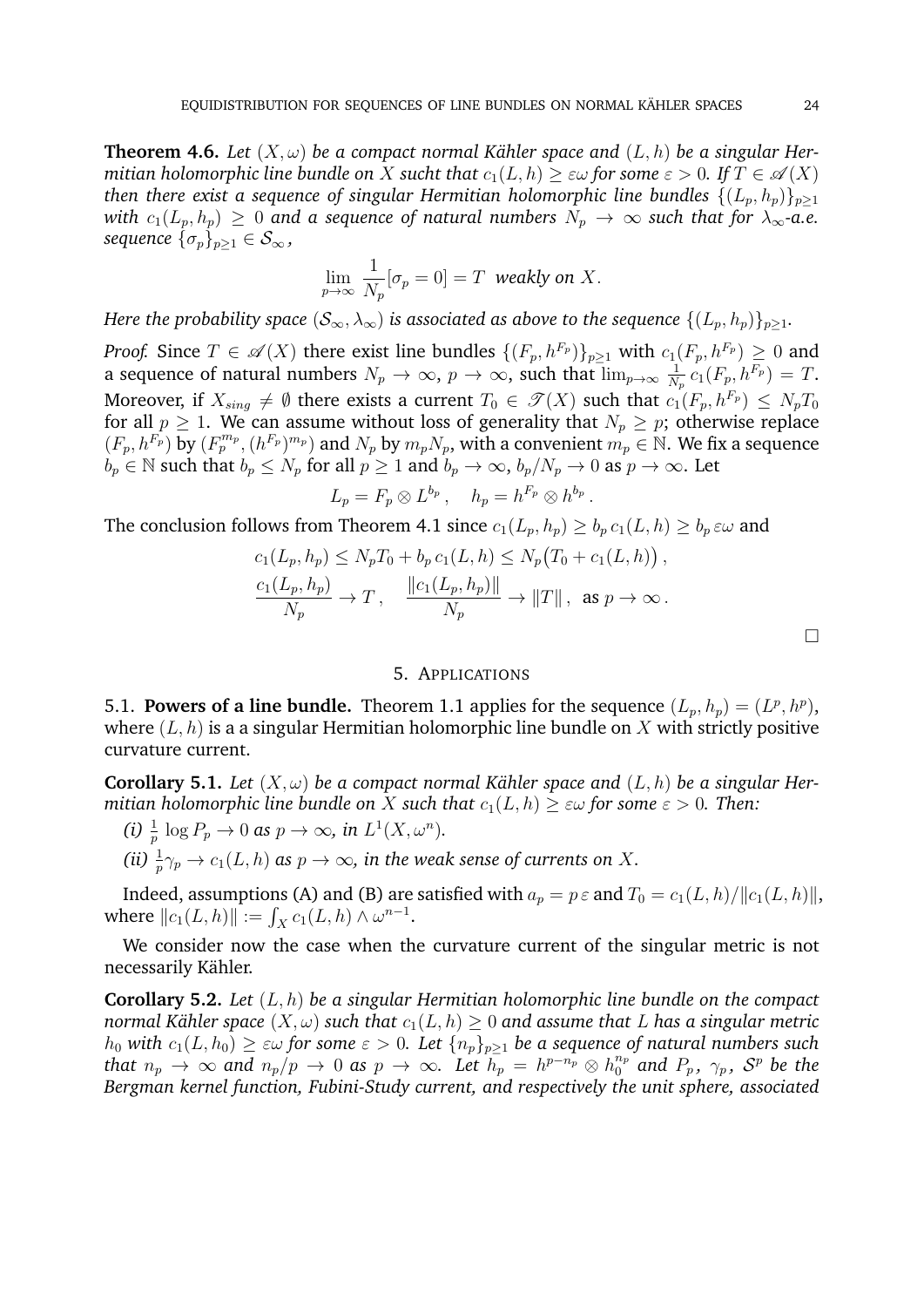**Theorem 4.6.** *Let $(X,\omega)$ be a compact normal Kähler space and $(L,h)$ be a singular Hermitian holomorphic line bundle on $X$ sucht that $c_1(L,h)\geq\varepsilon\omega$ for some $\varepsilon>0$. If $T\in\mathscr{A}(X)$ then there exist a sequence of singular Hermitian holomorphic line bundles $\{(L_p,h_p)\}_{p\geq1}$ with $c_1(L_p,h_p)\geq 0$ and a sequence of natural numbers $N_p\to\infty$ such that for $\lambda_\infty$-a.e. sequence $\{\sigma_p\}_{p\geq1}\in\mathcal{S}_\infty$,*

$$\lim_{p\to\infty}\frac{1}{N_p}[\sigma_p=0]=T \ \textit{ weakly on } X.$$

*Here the probability space $(\mathcal{S}_\infty,\lambda_\infty)$ is associated as above to the sequence $\{(L_p,h_p)\}_{p\geq1}$.*

*Proof.* Since $T\in\mathscr{A}(X)$ there exist line bundles $\{(F_p,h^{F_p})\}_{p\geq1}$ with $c_1(F_p,h^{F_p})\geq0$ and a sequence of natural numbers $N_p\to\infty$, $p\to\infty$, such that $\lim_{p\to\infty}\frac{1}{N_p}c_1(F_p,h^{F_p})=T$. Moreover, if $X_{sing}\neq\emptyset$ there exists a current $T_0\in\mathscr{T}(X)$ such that $c_1(F_p,h^{F_p})\leq N_pT_0$ for all $p\geq1$. We can assume without loss of generality that $N_p\geq p$; otherwise replace $(F_p,h^{F_p})$ by $(F_p^{m_p},(h^{F_p})^{m_p})$ and $N_p$ by $m_pN_p$, with a convenient $m_p\in\mathbb{N}$. We fix a sequence $b_p\in\mathbb{N}$ such that $b_p\leq N_p$ for all $p\geq1$ and $b_p\to\infty$, $b_p/N_p\to0$ as $p\to\infty$. Let

$$L_p=F_p\otimes L^{b_p}\,,\quad h_p=h^{F_p}\otimes h^{b_p}\,.$$

The conclusion follows from Theorem 4.1 since $c_1(L_p,h_p)\geq b_p\,c_1(L,h)\geq b_p\,\varepsilon\omega$ and

$$c_1(L_p,h_p)\leq N_pT_0+b_p\,c_1(L,h)\leq N_p\big(T_0+c_1(L,h)\big)\,,$$
$$\frac{c_1(L_p,h_p)}{N_p}\to T\,,\quad \frac{\|c_1(L_p,h_p)\|}{N_p}\to\|T\|\,,\ \text{ as } p\to\infty\,.$$

□

## 5. Applications

5.1. **Powers of a line bundle.** Theorem 1.1 applies for the sequence $(L_p,h_p)=(L^p,h^p)$, where $(L,h)$ is a a singular Hermitian holomorphic line bundle on $X$ with strictly positive curvature current.

**Corollary 5.1.** *Let $(X,\omega)$ be a compact normal Kähler space and $(L,h)$ be a singular Hermitian holomorphic line bundle on $X$ such that $c_1(L,h)\geq\varepsilon\omega$ for some $\varepsilon>0$. Then:*

*(i) $\frac{1}{p}\log P_p\to0$ as $p\to\infty$, in $L^1(X,\omega^n)$.*

*(ii) $\frac{1}{p}\gamma_p\to c_1(L,h)$ as $p\to\infty$, in the weak sense of currents on $X$.*

Indeed, assumptions (A) and (B) are satisfied with $a_p=p\,\varepsilon$ and $T_0=c_1(L,h)/\|c_1(L,h)\|$, where $\|c_1(L,h)\|:=\int_X c_1(L,h)\wedge\omega^{n-1}$.

We consider now the case when the curvature current of the singular metric is not necessarily Kähler.

**Corollary 5.2.** *Let $(L,h)$ be a singular Hermitian holomorphic line bundle on the compact normal Kähler space $(X,\omega)$ such that $c_1(L,h)\geq0$ and assume that $L$ has a singular metric $h_0$ with $c_1(L,h_0)\geq\varepsilon\omega$ for some $\varepsilon>0$. Let $\{n_p\}_{p\geq1}$ be a sequence of natural numbers such that $n_p\to\infty$ and $n_p/p\to0$ as $p\to\infty$. Let $h_p=h^{p-n_p}\otimes h_0^{n_p}$ and $P_p$, $\gamma_p$, $\mathcal{S}^p$ be the Bergman kernel function, Fubini-Study current, and respectively the unit sphere, associated*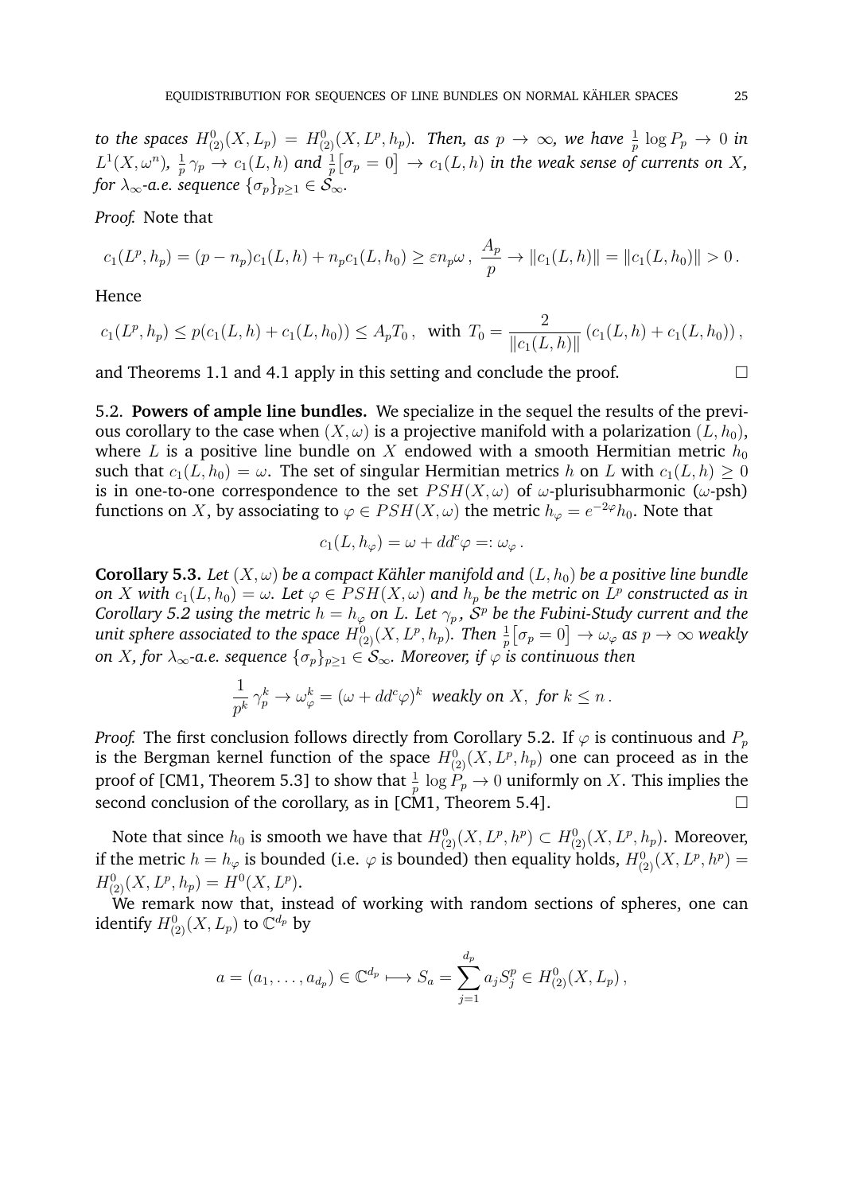*to the spaces $H^0_{(2)}(X, L_p) = H^0_{(2)}(X, L^p, h_p)$. Then, as $p \to \infty$, we have $\frac{1}{p} \log P_p \to 0$ in $L^1(X, \omega^n)$, $\frac{1}{p}\gamma_p \to c_1(L, h)$ and $\frac{1}{p}\big[\sigma_p = 0\big] \to c_1(L, h)$ in the weak sense of currents on $X$, for $\lambda_\infty$-a.e. sequence $\{\sigma_p\}_{p\geq 1} \in \mathcal{S}_\infty$.*

*Proof.* Note that

$$c_1(L^p, h_p) = (p - n_p)c_1(L, h) + n_p c_1(L, h_0) \geq \varepsilon n_p \omega\,,\ \frac{A_p}{p} \to \|c_1(L, h)\| = \|c_1(L, h_0)\| > 0\,.$$

Hence

$$c_1(L^p, h_p) \leq p(c_1(L, h) + c_1(L, h_0)) \leq A_p T_0\,,\ \text{ with } T_0 = \frac{2}{\|c_1(L, h)\|}\left(c_1(L, h) + c_1(L, h_0)\right),$$

and Theorems 1.1 and 4.1 apply in this setting and conclude the proof. $\square$

5.2. **Powers of ample line bundles.** We specialize in the sequel the results of the previous corollary to the case when $(X, \omega)$ is a projective manifold with a polarization $(L, h_0)$, where $L$ is a positive line bundle on $X$ endowed with a smooth Hermitian metric $h_0$ such that $c_1(L, h_0) = \omega$. The set of singular Hermitian metrics $h$ on $L$ with $c_1(L, h) \geq 0$ is in one-to-one correspondence to the set $PSH(X, \omega)$ of $\omega$-plurisubharmonic ($\omega$-psh) functions on $X$, by associating to $\varphi \in PSH(X, \omega)$ the metric $h_\varphi = e^{-2\varphi}h_0$. Note that

$$c_1(L, h_\varphi) = \omega + dd^c\varphi =: \omega_\varphi\,.$$

**Corollary 5.3.** *Let $(X, \omega)$ be a compact Kähler manifold and $(L, h_0)$ be a positive line bundle on $X$ with $c_1(L, h_0) = \omega$. Let $\varphi \in PSH(X, \omega)$ and $h_p$ be the metric on $L^p$ constructed as in Corollary 5.2 using the metric $h = h_\varphi$ on $L$. Let $\gamma_p$, $\mathcal{S}^p$ be the Fubini-Study current and the unit sphere associated to the space $H^0_{(2)}(X, L^p, h_p)$. Then $\frac{1}{p}\big[\sigma_p = 0\big] \to \omega_\varphi$ as $p \to \infty$ weakly on $X$, for $\lambda_\infty$-a.e. sequence $\{\sigma_p\}_{p\geq 1} \in \mathcal{S}_\infty$. Moreover, if $\varphi$ is continuous then*

$$\frac{1}{p^k}\gamma_p^k \to \omega_\varphi^k = (\omega + dd^c\varphi)^k \ \textit{ weakly on } X, \ \textit{for } k \leq n\,.$$

*Proof.* The first conclusion follows directly from Corollary 5.2. If $\varphi$ is continuous and $P_p$ is the Bergman kernel function of the space $H^0_{(2)}(X, L^p, h_p)$ one can proceed as in the proof of [CM1, Theorem 5.3] to show that $\frac{1}{p}\log P_p \to 0$ uniformly on $X$. This implies the second conclusion of the corollary, as in [CM1, Theorem 5.4]. $\square$

Note that since $h_0$ is smooth we have that $H^0_{(2)}(X, L^p, h^p) \subset H^0_{(2)}(X, L^p, h_p)$. Moreover, if the metric $h = h_\varphi$ is bounded (i.e. $\varphi$ is bounded) then equality holds, $H^0_{(2)}(X, L^p, h^p) = H^0_{(2)}(X, L^p, h_p) = H^0(X, L^p)$.

We remark now that, instead of working with random sections of spheres, one can identify $H^0_{(2)}(X, L_p)$ to $\mathbb{C}^{d_p}$ by

$$a = (a_1, \ldots, a_{d_p}) \in \mathbb{C}^{d_p} \longmapsto S_a = \sum_{j=1}^{d_p} a_j S_j^p \in H^0_{(2)}(X, L_p)\,,$$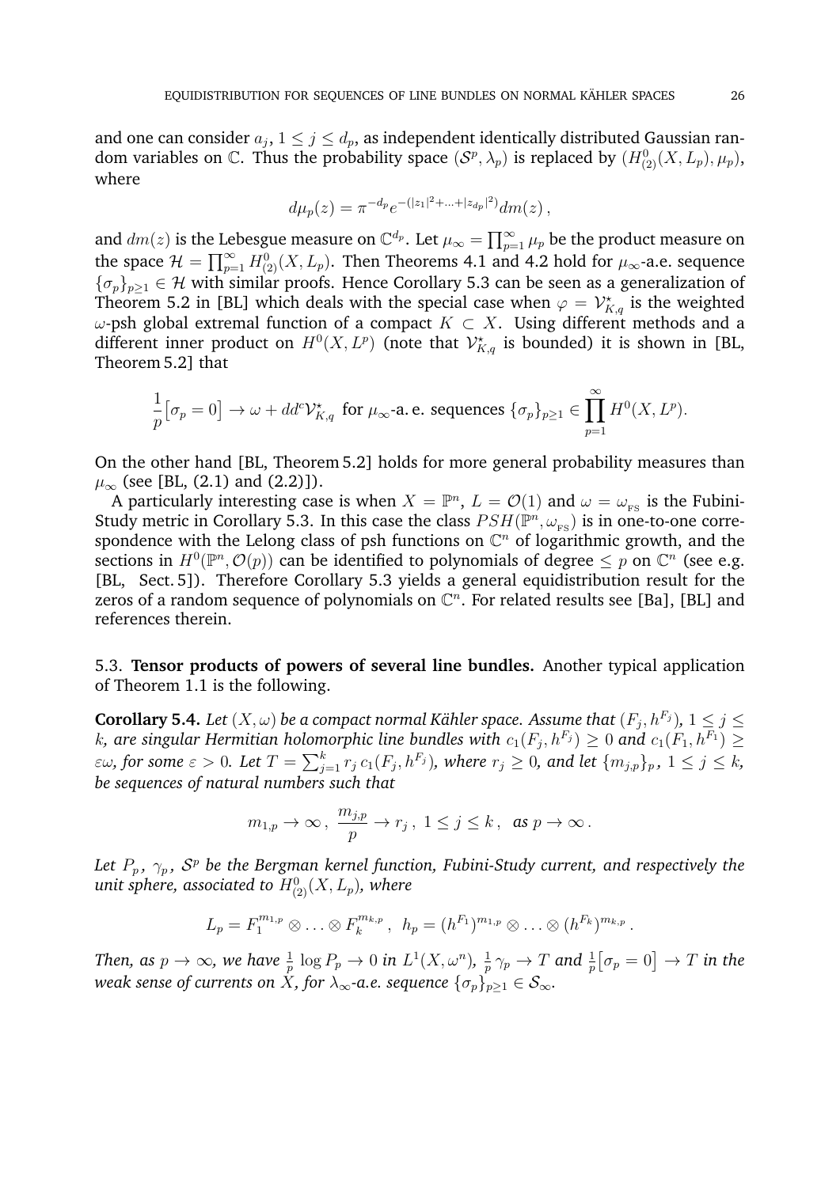and one can consider $a_j$, $1 \leq j \leq d_p$, as independent identically distributed Gaussian random variables on $\mathbb{C}$. Thus the probability space $(\mathcal{S}^p, \lambda_p)$ is replaced by $(H^0_{(2)}(X, L_p), \mu_p)$, where

$$d\mu_p(z) = \pi^{-d_p} e^{-(|z_1|^2 + \ldots + |z_{d_p}|^2)} dm(z)\,,$$

and $dm(z)$ is the Lebesgue measure on $\mathbb{C}^{d_p}$. Let $\mu_\infty = \prod_{p=1}^\infty \mu_p$ be the product measure on the space $\mathcal{H} = \prod_{p=1}^\infty H^0_{(2)}(X, L_p)$. Then Theorems 4.1 and 4.2 hold for $\mu_\infty$-a.e. sequence $\{\sigma_p\}_{p \geq 1} \in \mathcal{H}$ with similar proofs. Hence Corollary 5.3 can be seen as a generalization of Theorem 5.2 in [BL] which deals with the special case when $\varphi = \mathcal{V}^\star_{K,q}$ is the weighted $\omega$-psh global extremal function of a compact $K \subset X$. Using different methods and a different inner product on $H^0(X, L^p)$ (note that $\mathcal{V}^\star_{K,q}$ is bounded) it is shown in [BL, Theorem 5.2] that

$$\frac{1}{p}\big[\sigma_p = 0\big] \to \omega + dd^c \mathcal{V}^\star_{K,q} \text{ for } \mu_\infty\text{-a. e. sequences } \{\sigma_p\}_{p \geq 1} \in \prod_{p=1}^\infty H^0(X, L^p).$$

On the other hand [BL, Theorem 5.2] holds for more general probability measures than $\mu_\infty$ (see [BL, (2.1) and (2.2)]).

A particularly interesting case is when $X = \mathbb{P}^n$, $L = \mathcal{O}(1)$ and $\omega = \omega_{_{\rm FS}}$ is the Fubini-Study metric in Corollary 5.3. In this case the class $PSH(\mathbb{P}^n, \omega_{_{\rm FS}})$ is in one-to-one correspondence with the Lelong class of psh functions on $\mathbb{C}^n$ of logarithmic growth, and the sections in $H^0(\mathbb{P}^n, \mathcal{O}(p))$ can be identified to polynomials of degree $\leq p$ on $\mathbb{C}^n$ (see e.g. [BL, Sect. 5]). Therefore Corollary 5.3 yields a general equidistribution result for the zeros of a random sequence of polynomials on $\mathbb{C}^n$. For related results see [Ba], [BL] and references therein.

5.3. **Tensor products of powers of several line bundles.** Another typical application of Theorem 1.1 is the following.

**Corollary 5.4.** *Let $(X, \omega)$ be a compact normal Kähler space. Assume that $(F_j, h^{F_j})$, $1 \leq j \leq k$, are singular Hermitian holomorphic line bundles with $c_1(F_j, h^{F_j}) \geq 0$ and $c_1(F_1, h^{F_1}) \geq \varepsilon\omega$, for some $\varepsilon > 0$. Let $T = \sum_{j=1}^k r_j\, c_1(F_j, h^{F_j})$, where $r_j \geq 0$, and let $\{m_{j,p}\}_p$, $1 \leq j \leq k$, be sequences of natural numbers such that*

$$m_{1,p} \to \infty\,,\ \frac{m_{j,p}}{p} \to r_j\,,\ 1 \leq j \leq k\,,\ \text{ as } p \to \infty\,.$$

*Let $P_p$, $\gamma_p$, $\mathcal{S}^p$ be the Bergman kernel function, Fubini-Study current, and respectively the unit sphere, associated to $H^0_{(2)}(X, L_p)$, where*

$$L_p = F_1^{m_{1,p}} \otimes \ldots \otimes F_k^{m_{k,p}}\,,\ \ h_p = (h^{F_1})^{m_{1,p}} \otimes \ldots \otimes (h^{F_k})^{m_{k,p}}\,.$$

*Then, as $p \to \infty$, we have $\frac{1}{p}\log P_p \to 0$ in $L^1(X, \omega^n)$, $\frac{1}{p}\gamma_p \to T$ and $\frac{1}{p}\big[\sigma_p = 0\big] \to T$ in the weak sense of currents on $X$, for $\lambda_\infty$-a.e. sequence $\{\sigma_p\}_{p \geq 1} \in \mathcal{S}_\infty$.*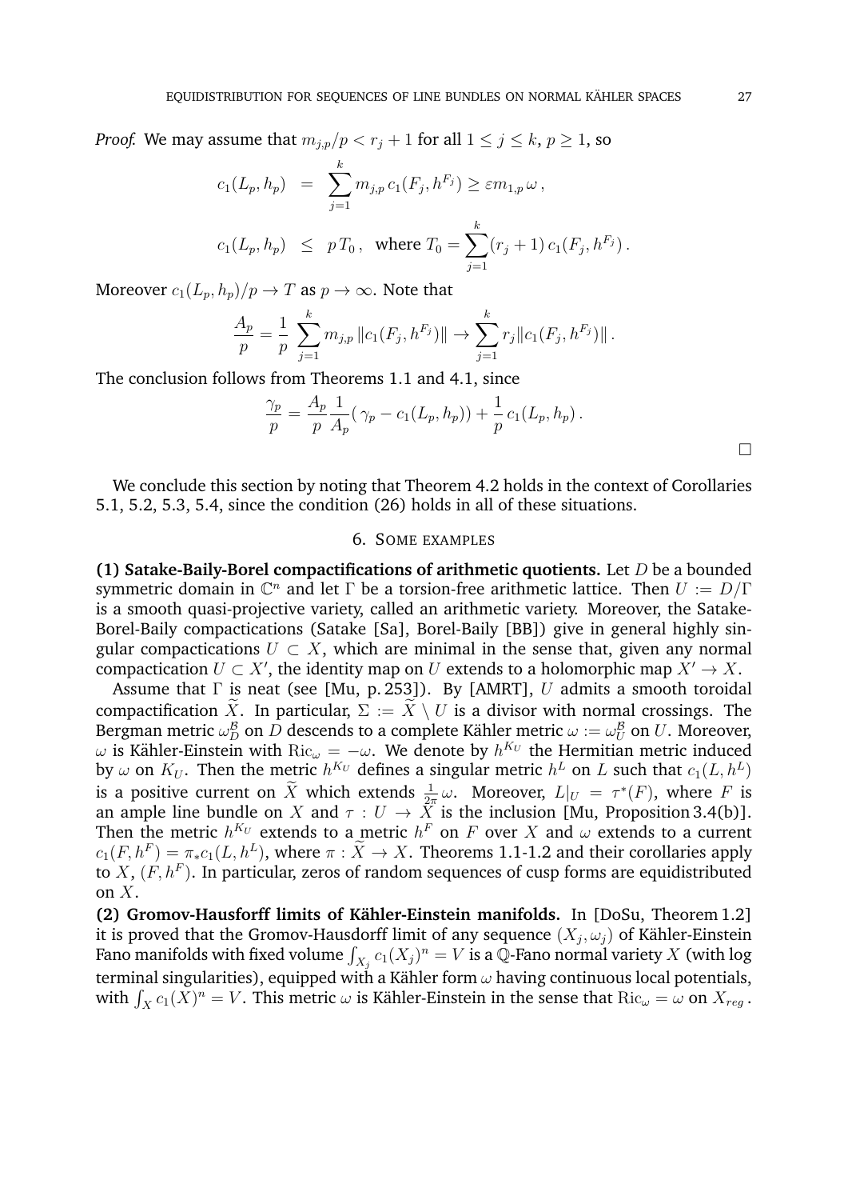*Proof.* We may assume that $m_{j,p}/p < r_j + 1$ for all $1 \leq j \leq k$, $p \geq 1$, so

$$\begin{aligned} c_1(L_p, h_p) &= \sum_{j=1}^k m_{j,p}\, c_1(F_j, h^{F_j}) \geq \varepsilon m_{1,p}\, \omega\,, \\ c_1(L_p, h_p) &\leq p\, T_0\,, \text{ where } T_0 = \sum_{j=1}^k (r_j+1)\, c_1(F_j, h^{F_j})\,. \end{aligned}$$

Moreover $c_1(L_p, h_p)/p \to T$ as $p \to \infty$. Note that

$$\frac{A_p}{p} = \frac{1}{p} \sum_{j=1}^k m_{j,p}\, \|c_1(F_j, h^{F_j})\| \to \sum_{j=1}^k r_j \|c_1(F_j, h^{F_j})\|\,.$$

The conclusion follows from Theorems 1.1 and 4.1, since

$$\frac{\gamma_p}{p} = \frac{A_p}{p}\frac{1}{A_p}(\, \gamma_p - c_1(L_p, h_p)) + \frac{1}{p}\, c_1(L_p, h_p)\,.$$

$\square$

We conclude this section by noting that Theorem 4.2 holds in the context of Corollaries 5.1, 5.2, 5.3, 5.4, since the condition (26) holds in all of these situations.

## 6. Some examples

**(1) Satake-Baily-Borel compactifications of arithmetic quotients.** Let $D$ be a bounded symmetric domain in $\mathbb{C}^n$ and let $\Gamma$ be a torsion-free arithmetic lattice. Then $U := D/\Gamma$ is a smooth quasi-projective variety, called an arithmetic variety. Moreover, the Satake-Borel-Baily compactications (Satake [Sa], Borel-Baily [BB]) give in general highly singular compactications $U \subset X$, which are minimal in the sense that, given any normal compactication $U \subset X'$, the identity map on $U$ extends to a holomorphic map $X' \to X$.

Assume that $\Gamma$ is neat (see [Mu, p. 253]). By [AMRT], $U$ admits a smooth toroidal compactification $\widetilde{X}$. In particular, $\Sigma := \widetilde{X} \setminus U$ is a divisor with normal crossings. The Bergman metric $\omega_D^{\mathcal{B}}$ on $D$ descends to a complete Kähler metric $\omega := \omega_U^{\mathcal{B}}$ on $U$. Moreover, $\omega$ is Kähler-Einstein with $\mathrm{Ric}_\omega = -\omega$. We denote by $h^{K_U}$ the Hermitian metric induced by $\omega$ on $K_U$. Then the metric $h^{K_U}$ defines a singular metric $h^L$ on $L$ such that $c_1(L, h^L)$ is a positive current on $\widetilde{X}$ which extends $\frac{1}{2\pi}\omega$. Moreover, $L|_U = \tau^*(F)$, where $F$ is an ample line bundle on $X$ and $\tau : U \to X$ is the inclusion [Mu, Proposition 3.4(b)]. Then the metric $h^{K_U}$ extends to a metric $h^F$ on $F$ over $X$ and $\omega$ extends to a current $c_1(F, h^F) = \pi_* c_1(L, h^L)$, where $\pi : \widetilde{X} \to X$. Theorems 1.1-1.2 and their corollaries apply to $X$, $(F, h^F)$. In particular, zeros of random sequences of cusp forms are equidistributed on $X$.

**(2) Gromov-Hausforff limits of Kähler-Einstein manifolds.** In [DoSu, Theorem 1.2] it is proved that the Gromov-Hausdorff limit of any sequence $(X_j, \omega_j)$ of Kähler-Einstein Fano manifolds with fixed volume $\int_{X_j} c_1(X_j)^n = V$ is a $\mathbb{Q}$-Fano normal variety $X$ (with log terminal singularities), equipped with a Kähler form $\omega$ having continuous local potentials, with $\int_X c_1(X)^n = V$. This metric $\omega$ is Kähler-Einstein in the sense that $\mathrm{Ric}_\omega = \omega$ on $X_{reg}$.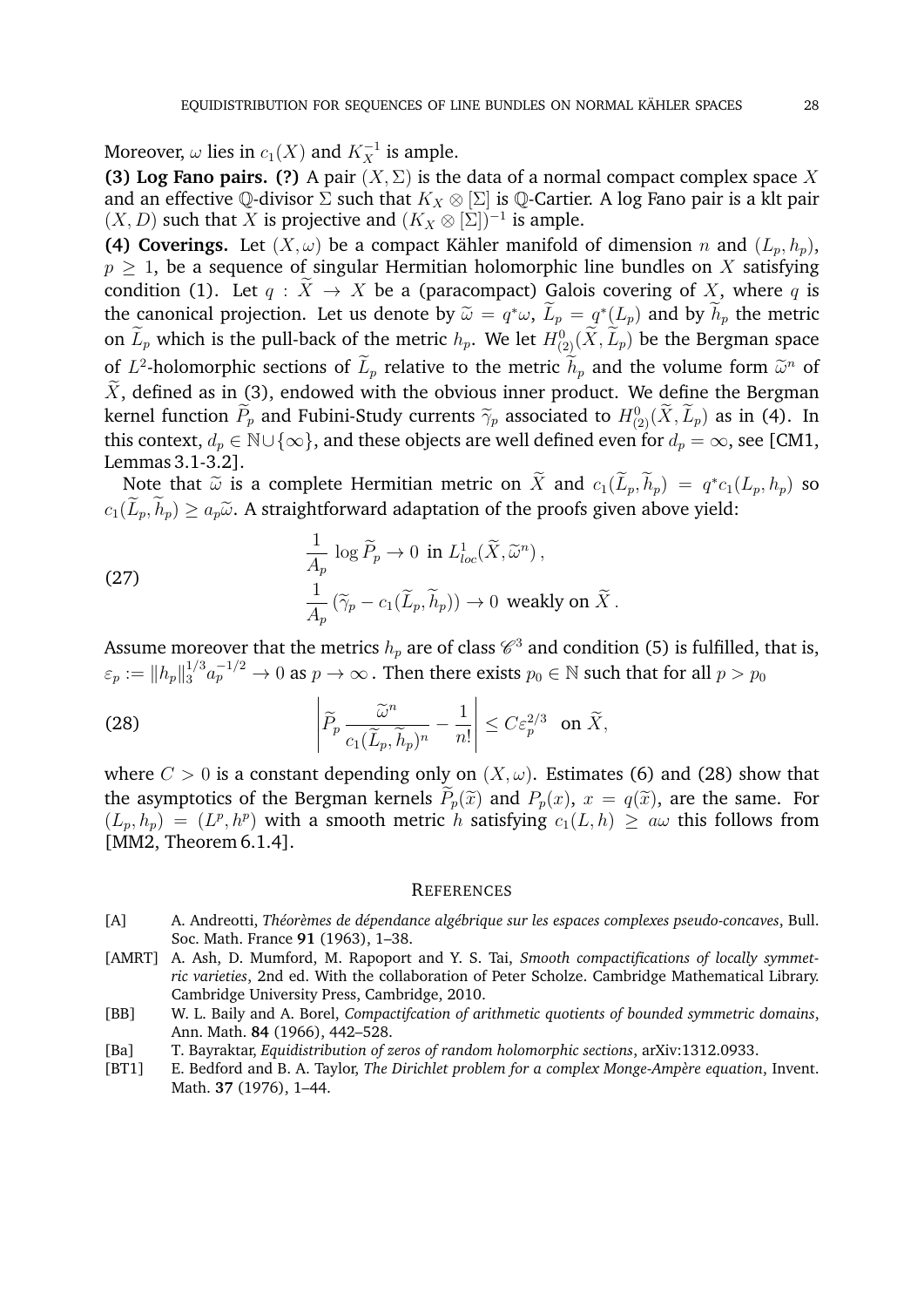Moreover, $\omega$ lies in $c_1(X)$ and $K_X^{-1}$ is ample.

**(3) Log Fano pairs. (?)** A pair $(X, \Sigma)$ is the data of a normal compact complex space $X$ and an effective $\mathbb{Q}$-divisor $\Sigma$ such that $K_X \otimes [\Sigma]$ is $\mathbb{Q}$-Cartier. A log Fano pair is a klt pair $(X, D)$ such that $X$ is projective and $(K_X \otimes [\Sigma])^{-1}$ is ample.

**(4) Coverings.** Let $(X, \omega)$ be a compact Kähler manifold of dimension $n$ and $(L_p, h_p)$, $p \geq 1$, be a sequence of singular Hermitian holomorphic line bundles on $X$ satisfying condition (1). Let $q : \widetilde{X} \to X$ be a (paracompact) Galois covering of $X$, where $q$ is the canonical projection. Let us denote by $\widetilde{\omega} = q^*\omega$, $\widetilde{L}_p = q^*(L_p)$ and by $\widetilde{h}_p$ the metric on $\widetilde{L}_p$ which is the pull-back of the metric $h_p$. We let $H^0_{(2)}(\widetilde{X}, \widetilde{L}_p)$ be the Bergman space of $L^2$-holomorphic sections of $\widetilde{L}_p$ relative to the metric $\widetilde{h}_p$ and the volume form $\widetilde{\omega}^n$ of $\widetilde{X}$, defined as in (3), endowed with the obvious inner product. We define the Bergman kernel function $\widetilde{P}_p$ and Fubini-Study currents $\widetilde{\gamma}_p$ associated to $H^0_{(2)}(\widetilde{X}, \widetilde{L}_p)$ as in (4). In this context, $d_p \in \mathbb{N} \cup \{\infty\}$, and these objects are well defined even for $d_p = \infty$, see [CM1, Lemmas 3.1-3.2].

Note that $\widetilde{\omega}$ is a complete Hermitian metric on $\widetilde{X}$ and $c_1(\widetilde{L}_p, \widetilde{h}_p) = q^*c_1(L_p, h_p)$ so $c_1(\widetilde{L}_p, \widetilde{h}_p) \geq a_p\widetilde{\omega}$. A straightforward adaptation of the proofs given above yield:

$$
\begin{aligned}
&\frac{1}{A_p} \log \widetilde{P}_p \to 0 \text{ in } L^1_{loc}(\widetilde{X}, \widetilde{\omega}^n), \\
&\frac{1}{A_p} (\widetilde{\gamma}_p - c_1(\widetilde{L}_p, \widetilde{h}_p)) \to 0 \text{ weakly on } \widetilde{X}.
\end{aligned} \tag{27}
$$

Assume moreover that the metrics $h_p$ are of class $\mathscr{C}^3$ and condition (5) is fulfilled, that is, $\varepsilon_p := \|h_p\|_3^{1/3} a_p^{-1/2} \to 0$ as $p \to \infty$. Then there exists $p_0 \in \mathbb{N}$ such that for all $p > p_0$

$$
\left| \widetilde{P}_p \frac{\widetilde{\omega}^n}{c_1(\widetilde{L}_p, \widetilde{h}_p)^n} - \frac{1}{n!} \right| \leq C\varepsilon_p^{2/3} \quad \text{on } \widetilde{X}, \tag{28}
$$

where $C > 0$ is a constant depending only on $(X, \omega)$. Estimates (6) and (28) show that the asymptotics of the Bergman kernels $\widetilde{P}_p(\widetilde{x})$ and $P_p(x)$, $x = q(\widetilde{x})$, are the same. For $(L_p, h_p) = (L^p, h^p)$ with a smooth metric $h$ satisfying $c_1(L, h) \geq a\omega$ this follows from [MM2, Theorem 6.1.4].

## References

- [A] A. Andreotti, *Théorèmes de dépendance algébrique sur les espaces complexes pseudo-concaves*, Bull. Soc. Math. France **91** (1963), 1–38.
- [AMRT] A. Ash, D. Mumford, M. Rapoport and Y. S. Tai, *Smooth compactifications of locally symmetric varieties*, 2nd ed. With the collaboration of Peter Scholze. Cambridge Mathematical Library. Cambridge University Press, Cambridge, 2010.
- [BB] W. L. Baily and A. Borel, *Compactifcation of arithmetic quotients of bounded symmetric domains*, Ann. Math. **84** (1966), 442–528.
- [Ba] T. Bayraktar, *Equidistribution of zeros of random holomorphic sections*, arXiv:1312.0933.
- [BT1] E. Bedford and B. A. Taylor, *The Dirichlet problem for a complex Monge-Ampère equation*, Invent. Math. **37** (1976), 1–44.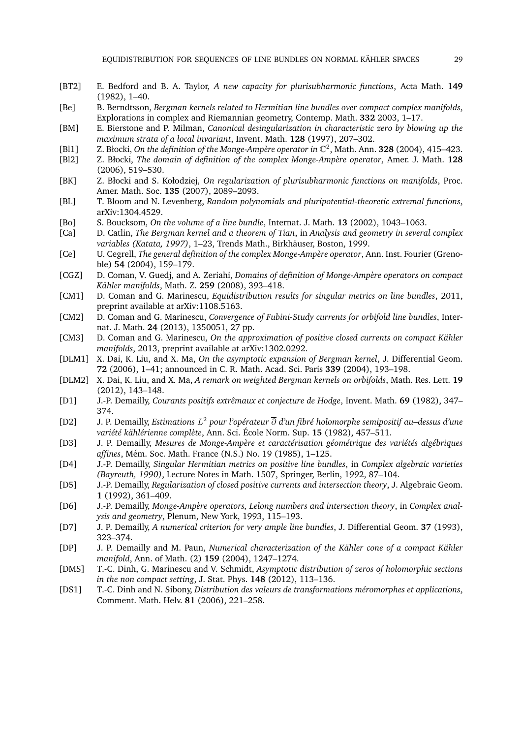- [BT2] E. Bedford and B. A. Taylor, *A new capacity for plurisubharmonic functions*, Acta Math. **149** (1982), 1–40.
- [Be] B. Berndtsson, *Bergman kernels related to Hermitian line bundles over compact complex manifolds*, Explorations in complex and Riemannian geometry, Contemp. Math. **332** 2003, 1–17.
- [BM] E. Bierstone and P. Milman, *Canonical desingularization in characteristic zero by blowing up the maximum strata of a local invariant*, Invent. Math. **128** (1997), 207–302.
- [Bl1] Z. Błocki, *On the definition of the Monge-Ampère operator in $\mathbb{C}^2$*, Math. Ann. **328** (2004), 415–423.
- [Bl2] Z. Błocki, *The domain of definition of the complex Monge-Ampère operator*, Amer. J. Math. **128** (2006), 519–530.
- [BK] Z. Błocki and S. Kołodziej, *On regularization of plurisubharmonic functions on manifolds*, Proc. Amer. Math. Soc. **135** (2007), 2089–2093.
- [BL] T. Bloom and N. Levenberg, *Random polynomials and pluripotential-theoretic extremal functions*, arXiv:1304.4529.
- [Bo] S. Boucksom, *On the volume of a line bundle*, Internat. J. Math. **13** (2002), 1043–1063.
- [Ca] D. Catlin, *The Bergman kernel and a theorem of Tian*, in *Analysis and geometry in several complex variables (Katata, 1997)*, 1–23, Trends Math., Birkhäuser, Boston, 1999.
- [Ce] U. Cegrell, *The general definition of the complex Monge-Ampère operator*, Ann. Inst. Fourier (Grenoble) **54** (2004), 159–179.
- [CGZ] D. Coman, V. Guedj, and A. Zeriahi, *Domains of definition of Monge-Ampère operators on compact Kähler manifolds*, Math. Z. **259** (2008), 393–418.
- [CM1] D. Coman and G. Marinescu, *Equidistribution results for singular metrics on line bundles*, 2011, preprint available at arXiv:1108.5163.
- [CM2] D. Coman and G. Marinescu, *Convergence of Fubini-Study currents for orbifold line bundles*, Internat. J. Math. **24** (2013), 1350051, 27 pp.
- [CM3] D. Coman and G. Marinescu, *On the approximation of positive closed currents on compact Kähler manifolds*, 2013, preprint available at arXiv:1302.0292.
- [DLM1] X. Dai, K. Liu, and X. Ma, *On the asymptotic expansion of Bergman kernel*, J. Differential Geom. **72** (2006), 1–41; announced in C. R. Math. Acad. Sci. Paris **339** (2004), 193–198.
- [DLM2] X. Dai, K. Liu, and X. Ma, *A remark on weighted Bergman kernels on orbifolds*, Math. Res. Lett. **19** (2012), 143–148.
- [D1] J.-P. Demailly, *Courants positifs extrêmaux et conjecture de Hodge*, Invent. Math. **69** (1982), 347–374.
- [D2] J. P. Demailly, *Estimations $L^2$ pour l'opérateur $\overline{\partial}$ d'un fibré holomorphe semipositif au–dessus d'une variété kählérienne complète*, Ann. Sci. École Norm. Sup. **15** (1982), 457–511.
- [D3] J. P. Demailly, *Mesures de Monge-Ampère et caractérisation géométrique des variétés algébriques affines*, Mém. Soc. Math. France (N.S.) No. 19 (1985), 1–125.
- [D4] J.-P. Demailly, *Singular Hermitian metrics on positive line bundles*, in *Complex algebraic varieties (Bayreuth, 1990)*, Lecture Notes in Math. 1507, Springer, Berlin, 1992, 87–104.
- [D5] J.-P. Demailly, *Regularization of closed positive currents and intersection theory*, J. Algebraic Geom. **1** (1992), 361–409.
- [D6] J.-P. Demailly, *Monge-Ampère operators, Lelong numbers and intersection theory*, in *Complex analysis and geometry*, Plenum, New York, 1993, 115–193.
- [D7] J. P. Demailly, *A numerical criterion for very ample line bundles*, J. Differential Geom. **37** (1993), 323–374.
- [DP] J. P. Demailly and M. Paun, *Numerical characterization of the Kähler cone of a compact Kähler manifold*, Ann. of Math. (2) **159** (2004), 1247–1274.
- [DMS] T.-C. Dinh, G. Marinescu and V. Schmidt, *Asymptotic distribution of zeros of holomorphic sections in the non compact setting*, J. Stat. Phys. **148** (2012), 113–136.
- [DS1] T.-C. Dinh and N. Sibony, *Distribution des valeurs de transformations méromorphes et applications*, Comment. Math. Helv. **81** (2006), 221–258.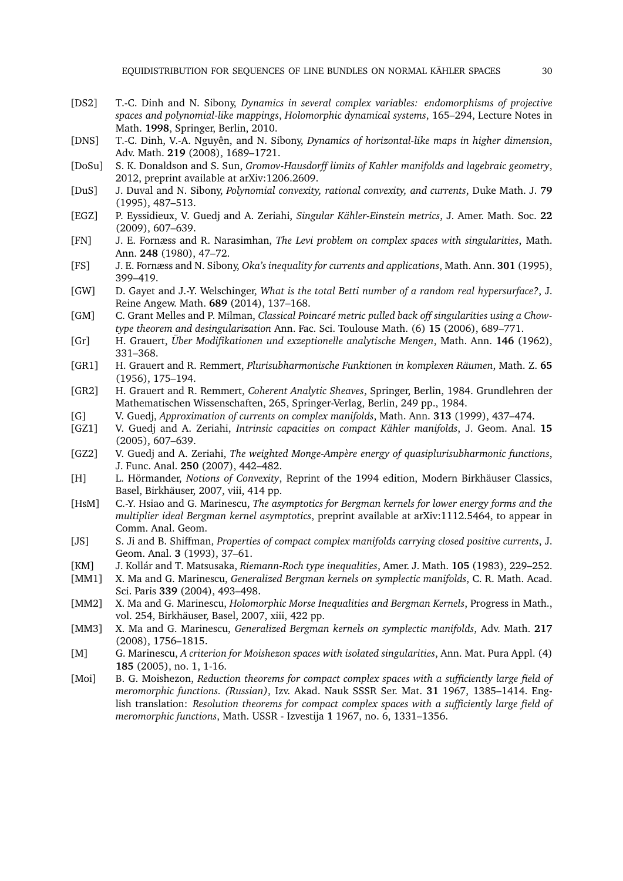- [DS2] T.-C. Dinh and N. Sibony, *Dynamics in several complex variables: endomorphisms of projective spaces and polynomial-like mappings*, *Holomorphic dynamical systems*, 165–294, Lecture Notes in Math. **1998**, Springer, Berlin, 2010.
- [DNS] T.-C. Dinh, V.-A. Nguyên, and N. Sibony, *Dynamics of horizontal-like maps in higher dimension*, Adv. Math. **219** (2008), 1689–1721.
- [DoSu] S. K. Donaldson and S. Sun, *Gromov-Hausdorff limits of Kahler manifolds and lagebraic geometry*, 2012, preprint available at arXiv:1206.2609.
- [DuS] J. Duval and N. Sibony, *Polynomial convexity, rational convexity, and currents*, Duke Math. J. **79** (1995), 487–513.
- [EGZ] P. Eyssidieux, V. Guedj and A. Zeriahi, *Singular Kähler-Einstein metrics*, J. Amer. Math. Soc. **22** (2009), 607–639.
- [FN] J. E. Fornæss and R. Narasimhan, *The Levi problem on complex spaces with singularities*, Math. Ann. **248** (1980), 47–72.
- [FS] J. E. Fornæss and N. Sibony, *Oka's inequality for currents and applications*, Math. Ann. **301** (1995), 399–419.
- [GW] D. Gayet and J.-Y. Welschinger, *What is the total Betti number of a random real hypersurface?*, J. Reine Angew. Math. **689** (2014), 137–168.
- [GM] C. Grant Melles and P. Milman, *Classical Poincaré metric pulled back off singularities using a Chow-type theorem and desingularization* Ann. Fac. Sci. Toulouse Math. (6) **15** (2006), 689–771.
- [Gr] H. Grauert, *Über Modifikationen und exzeptionelle analytische Mengen*, Math. Ann. **146** (1962), 331–368.
- [GR1] H. Grauert and R. Remmert, *Plurisubharmonische Funktionen in komplexen Räumen*, Math. Z. **65** (1956), 175–194.
- [GR2] H. Grauert and R. Remmert, *Coherent Analytic Sheaves*, Springer, Berlin, 1984. Grundlehren der Mathematischen Wissenschaften, 265, Springer-Verlag, Berlin, 249 pp., 1984.
- [G] V. Guedj, *Approximation of currents on complex manifolds*, Math. Ann. **313** (1999), 437–474.
- [GZ1] V. Guedj and A. Zeriahi, *Intrinsic capacities on compact Kähler manifolds*, J. Geom. Anal. **15** (2005), 607–639.
- [GZ2] V. Guedj and A. Zeriahi, *The weighted Monge-Ampère energy of quasiplurisubharmonic functions*, J. Func. Anal. **250** (2007), 442–482.
- [H] L. Hörmander, *Notions of Convexity*, Reprint of the 1994 edition, Modern Birkhäuser Classics, Basel, Birkhäuser, 2007, viii, 414 pp.
- [HsM] C.-Y. Hsiao and G. Marinescu, *The asymptotics for Bergman kernels for lower energy forms and the multiplier ideal Bergman kernel asymptotics*, preprint available at arXiv:1112.5464, to appear in Comm. Anal. Geom.
- [JS] S. Ji and B. Shiffman, *Properties of compact complex manifolds carrying closed positive currents*, J. Geom. Anal. **3** (1993), 37–61.
- [KM] J. Kollár and T. Matsusaka, *Riemann-Roch type inequalities*, Amer. J. Math. **105** (1983), 229–252.
- [MM1] X. Ma and G. Marinescu, *Generalized Bergman kernels on symplectic manifolds*, C. R. Math. Acad. Sci. Paris **339** (2004), 493–498.
- [MM2] X. Ma and G. Marinescu, *Holomorphic Morse Inequalities and Bergman Kernels*, Progress in Math., vol. 254, Birkhäuser, Basel, 2007, xiii, 422 pp.
- [MM3] X. Ma and G. Marinescu, *Generalized Bergman kernels on symplectic manifolds*, Adv. Math. **217** (2008), 1756–1815.
- [M] G. Marinescu, *A criterion for Moishezon spaces with isolated singularities*, Ann. Mat. Pura Appl. (4) **185** (2005), no. 1, 1-16.
- [Moi] B. G. Moishezon, *Reduction theorems for compact complex spaces with a sufficiently large field of meromorphic functions. (Russian)*, Izv. Akad. Nauk SSSR Ser. Mat. **31** 1967, 1385–1414. English translation: *Resolution theorems for compact complex spaces with a sufficiently large field of meromorphic functions*, Math. USSR - Izvestija **1** 1967, no. 6, 1331–1356.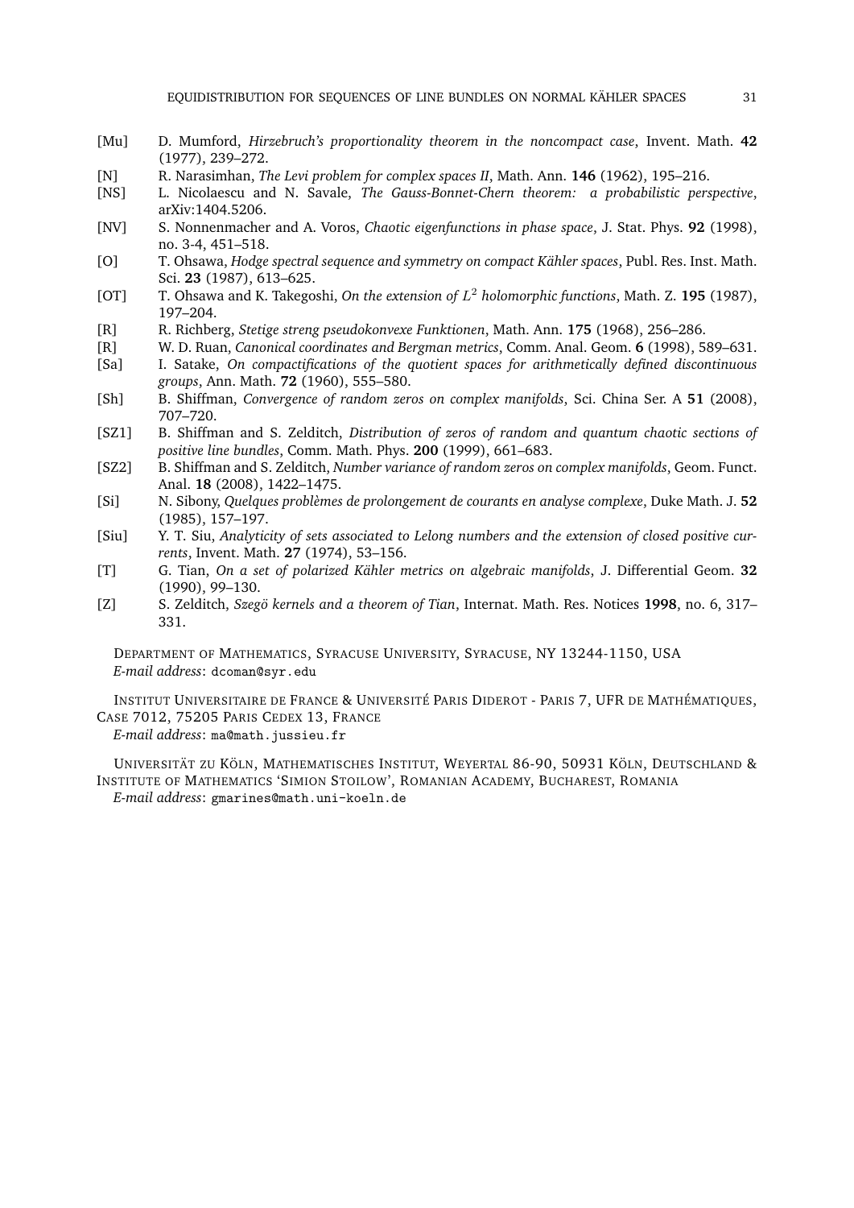[Mu] D. Mumford, *Hirzebruch's proportionality theorem in the noncompact case*, Invent. Math. **42** (1977), 239–272.

[N] R. Narasimhan, *The Levi problem for complex spaces II*, Math. Ann. **146** (1962), 195–216.

[NS] L. Nicolaescu and N. Savale, *The Gauss-Bonnet-Chern theorem: a probabilistic perspective*, arXiv:1404.5206.

[NV] S. Nonnenmacher and A. Voros, *Chaotic eigenfunctions in phase space*, J. Stat. Phys. **92** (1998), no. 3-4, 451–518.

[O] T. Ohsawa, *Hodge spectral sequence and symmetry on compact Kähler spaces*, Publ. Res. Inst. Math. Sci. **23** (1987), 613–625.

[OT] T. Ohsawa and K. Takegoshi, *On the extension of $L^2$ holomorphic functions*, Math. Z. **195** (1987), 197–204.

[R] R. Richberg, *Stetige streng pseudokonvexe Funktionen*, Math. Ann. **175** (1968), 256–286.

[R] W. D. Ruan, *Canonical coordinates and Bergman metrics*, Comm. Anal. Geom. **6** (1998), 589–631.

[Sa] I. Satake, *On compactifications of the quotient spaces for arithmetically defined discontinuous groups*, Ann. Math. **72** (1960), 555–580.

[Sh] B. Shiffman, *Convergence of random zeros on complex manifolds*, Sci. China Ser. A **51** (2008), 707–720.

[SZ1] B. Shiffman and S. Zelditch, *Distribution of zeros of random and quantum chaotic sections of positive line bundles*, Comm. Math. Phys. **200** (1999), 661–683.

[SZ2] B. Shiffman and S. Zelditch, *Number variance of random zeros on complex manifolds*, Geom. Funct. Anal. **18** (2008), 1422–1475.

[Si] N. Sibony, *Quelques problèmes de prolongement de courants en analyse complexe*, Duke Math. J. **52** (1985), 157–197.

[Siu] Y. T. Siu, *Analyticity of sets associated to Lelong numbers and the extension of closed positive currents*, Invent. Math. **27** (1974), 53–156.

[T] G. Tian, *On a set of polarized Kähler metrics on algebraic manifolds*, J. Differential Geom. **32** (1990), 99–130.

[Z] S. Zelditch, *Szegö kernels and a theorem of Tian*, Internat. Math. Res. Notices **1998**, no. 6, 317–331.

Department of Mathematics, Syracuse University, Syracuse, NY 13244-1150, USA
*E-mail address*: dcoman@syr.edu

Institut Universitaire de France & Université Paris Diderot - Paris 7, UFR de Mathématiques, Case 7012, 75205 Paris Cedex 13, France
*E-mail address*: ma@math.jussieu.fr

Universität zu Köln, Mathematisches Institut, Weyertal 86-90, 50931 Köln, Deutschland & Institute of Mathematics 'Simion Stoilow', Romanian Academy, Bucharest, Romania
*E-mail address*: gmarines@math.uni-koeln.de